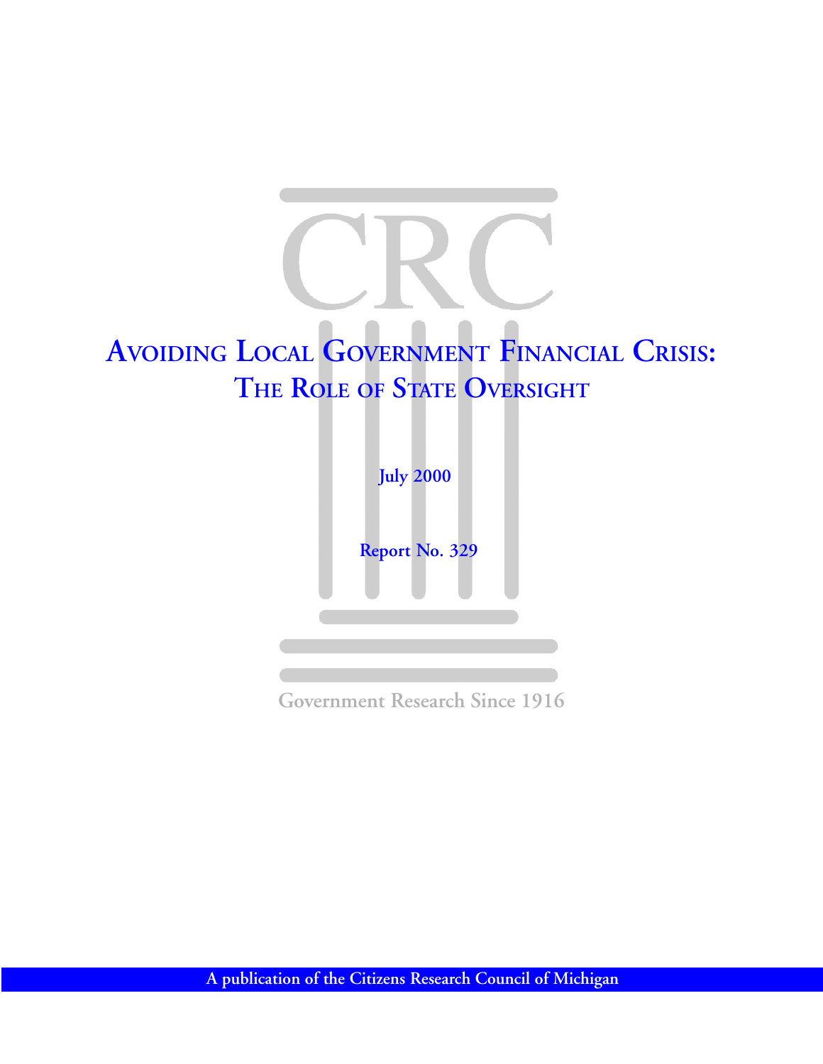# Avoiding Local Government Financial Crisis: The Role of State Oversight

July 2000

Report No. 329

Government Research Since 1916

A publication of the Citizens Research Council of Michigan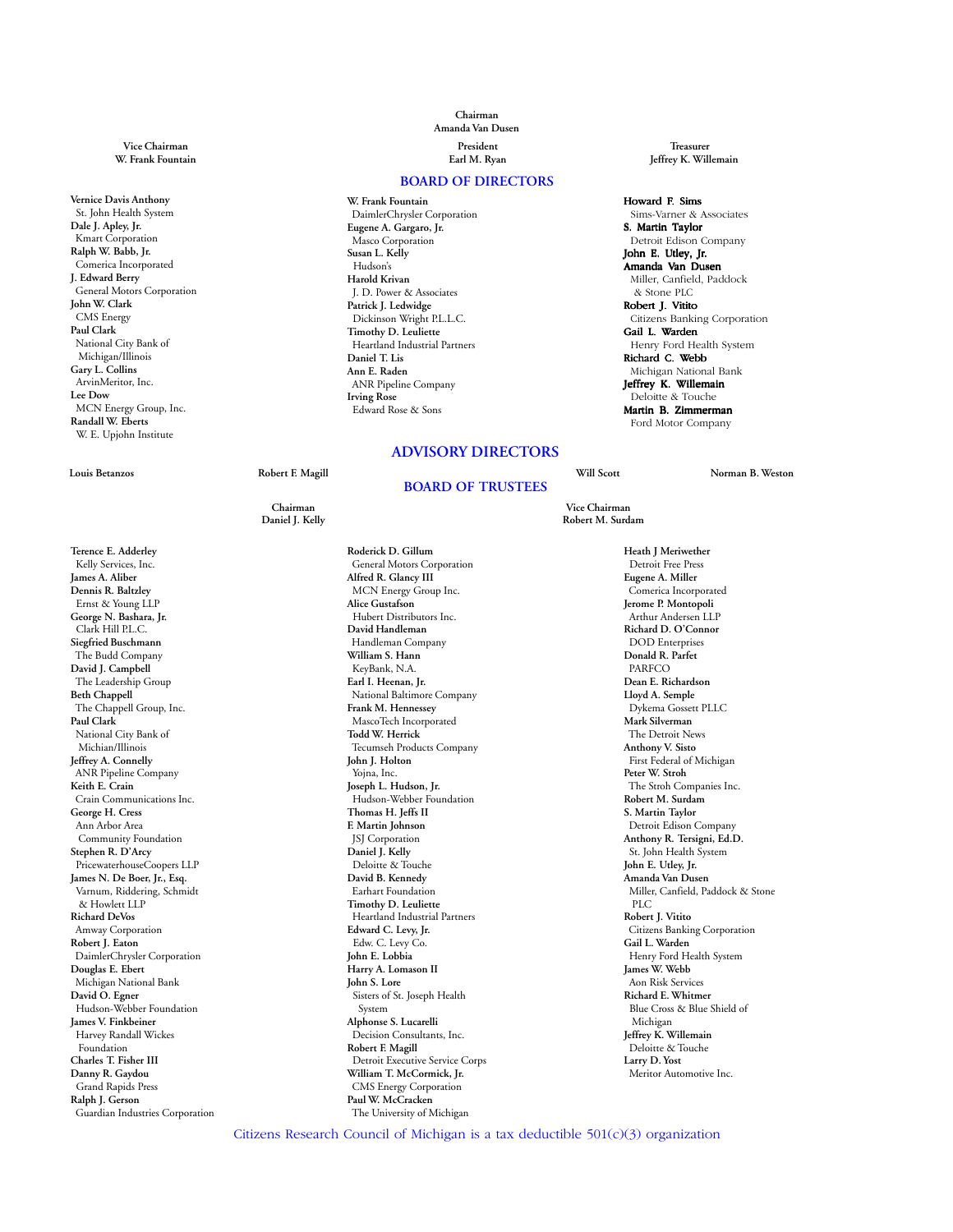**Chairman**
**Amanda Van Dusen**

**Vice Chairman**
**W. Frank Fountain**

**President**
**Earl M. Ryan**

**Treasurer**
**Jeffrey K. Willemain**

## BOARD OF DIRECTORS

**Vernice Davis Anthony**
St. John Health System
**Dale J. Apley, Jr.**
Kmart Corporation
**Ralph W. Babb, Jr.**
Comerica Incorporated
**J. Edward Berry**
General Motors Corporation
**John W. Clark**
CMS Energy
**Paul Clark**
National City Bank of Michigan/Illinois
**Gary L. Collins**
ArvinMeritor, Inc.
**Lee Dow**
MCN Energy Group, Inc.
**Randall W. Eberts**
W. E. Upjohn Institute
**W. Frank Fountain**
DaimlerChrysler Corporation
**Eugene A. Gargaro, Jr.**
Masco Corporation
**Susan L. Kelly**
Hudson's
**Harold Krivan**
J. D. Power & Associates
**Patrick J. Ledwidge**
Dickinson Wright P.L.L.C.
**Timothy D. Leuliette**
Heartland Industrial Partners
**Daniel T. Lis**
**Ann E. Raden**
ANR Pipeline Company
**Irving Rose**
Edward Rose & Sons
**Howard F. Sims**
Sims-Varner & Associates
**S. Martin Taylor**
Detroit Edison Company
**John E. Utley, Jr.**
**Amanda Van Dusen**
Miller, Canfield, Paddock & Stone PLC
**Robert J. Vitito**
Citizens Banking Corporation
**Gail L. Warden**
Henry Ford Health System
**Richard C. Webb**
Michigan National Bank
**Jeffrey K. Willemain**
Deloitte & Touche
**Martin B. Zimmerman**
Ford Motor Company

## ADVISORY DIRECTORS

**Louis Betanzos**
**Robert F. Magill**
**Will Scott**
**Norman B. Weston**

## BOARD OF TRUSTEES

**Chairman**
**Daniel J. Kelly**

**Vice Chairman**
**Robert M. Surdam**

**Terence E. Adderley**
Kelly Services, Inc.
**James A. Aliber**
**Dennis R. Baltzley**
Ernst & Young LLP
**George N. Bashara, Jr.**
Clark Hill P.L.C.
**Siegfried Buschmann**
The Budd Company
**David J. Campbell**
The Leadership Group
**Beth Chappell**
The Chappell Group, Inc.
**Paul Clark**
National City Bank of Michian/Illinois
**Jeffrey A. Connelly**
ANR Pipeline Company
**Keith E. Crain**
Crain Communications Inc.
**George H. Cress**
Ann Arbor Area Community Foundation
**Stephen R. D'Arcy**
PricewaterhouseCoopers LLP
**James N. De Boer, Jr., Esq.**
Varnum, Riddering, Schmidt & Howlett LLP
**Richard DeVos**
Amway Corporation
**Robert J. Eaton**
DaimlerChrysler Corporation
**Douglas E. Ebert**
Michigan National Bank
**David O. Egner**
Hudson-Webber Foundation
**James V. Finkbeiner**
Harvey Randall Wickes Foundation
**Charles T. Fisher III**
**Danny R. Gaydou**
Grand Rapids Press
**Ralph J. Gerson**
Guardian Industries Corporation
**Roderick D. Gillum**
General Motors Corporation
**Alfred R. Glancy III**
MCN Energy Group Inc.
**Alice Gustafson**
Hubert Distributors Inc.
**David Handleman**
Handleman Company
**William S. Hann**
KeyBank, N.A.
**Earl I. Heenan, Jr.**
National Baltimore Company
**Frank M. Hennessey**
MascoTech Incorporated
**Todd W. Herrick**
Tecumseh Products Company
**John J. Holton**
Yojna, Inc.
**Joseph L. Hudson, Jr.**
Hudson-Webber Foundation
**Thomas H. Jeffs II**
**F. Martin Johnson**
JSJ Corporation
**Daniel J. Kelly**
Deloitte & Touche
**David B. Kennedy**
Earhart Foundation
**Timothy D. Leuliette**
Heartland Industrial Partners
**Edward C. Levy, Jr.**
Edw. C. Levy Co.
**John E. Lobbia**
**Harry A. Lomason II**
**John S. Lore**
Sisters of St. Joseph Health System
**Alphonse S. Lucarelli**
Decision Consultants, Inc.
**Robert F. Magill**
Detroit Executive Service Corps
**William T. McCormick, Jr.**
CMS Energy Corporation
**Paul W. McCracken**
The University of Michigan
**Heath J Meriwether**
Detroit Free Press
**Eugene A. Miller**
Comerica Incorporated
**Jerome P. Montopoli**
Arthur Andersen LLP
**Richard D. O'Connor**
DOD Enterprises
**Donald R. Parfet**
PARFCO
**Dean E. Richardson**
**Lloyd A. Semple**
Dykema Gossett PLLC
**Mark Silverman**
The Detroit News
**Anthony V. Sisto**
First Federal of Michigan
**Peter W. Stroh**
The Stroh Companies Inc.
**Robert M. Surdam**
**S. Martin Taylor**
Detroit Edison Company
**Anthony R. Tersigni, Ed.D.**
St. John Health System
**John E. Utley, Jr.**
**Amanda Van Dusen**
Miller, Canfield, Paddock & Stone PLC
**Robert J. Vitito**
Citizens Banking Corporation
**Gail L. Warden**
Henry Ford Health System
**James W. Webb**
Aon Risk Services
**Richard E. Whitmer**
Blue Cross & Blue Shield of Michigan
**Jeffrey K. Willemain**
Deloitte & Touche
**Larry D. Yost**
Meritor Automotive Inc.

Citizens Research Council of Michigan is a tax deductible 501(c)(3) organization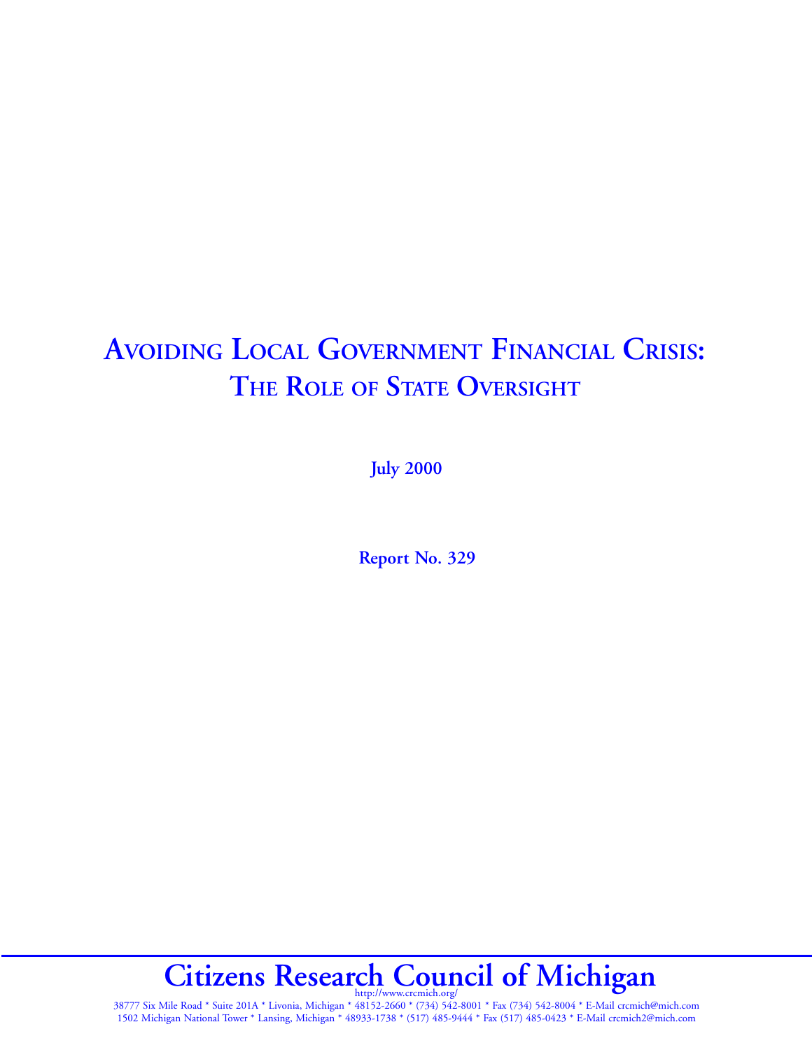# AVOIDING LOCAL GOVERNMENT FINANCIAL CRISIS: THE ROLE OF STATE OVERSIGHT

**July 2000**

**Report No. 329**

**Citizens Research Council of Michigan**

http://www.crcmich.org/

38777 Six Mile Road * Suite 201A * Livonia, Michigan * 48152-2660 * (734) 542-8001 * Fax (734) 542-8004 * E-Mail crcmich@mich.com

1502 Michigan National Tower * Lansing, Michigan * 48933-1738 * (517) 485-9444 * Fax (517) 485-0423 * E-Mail crcmich2@mich.com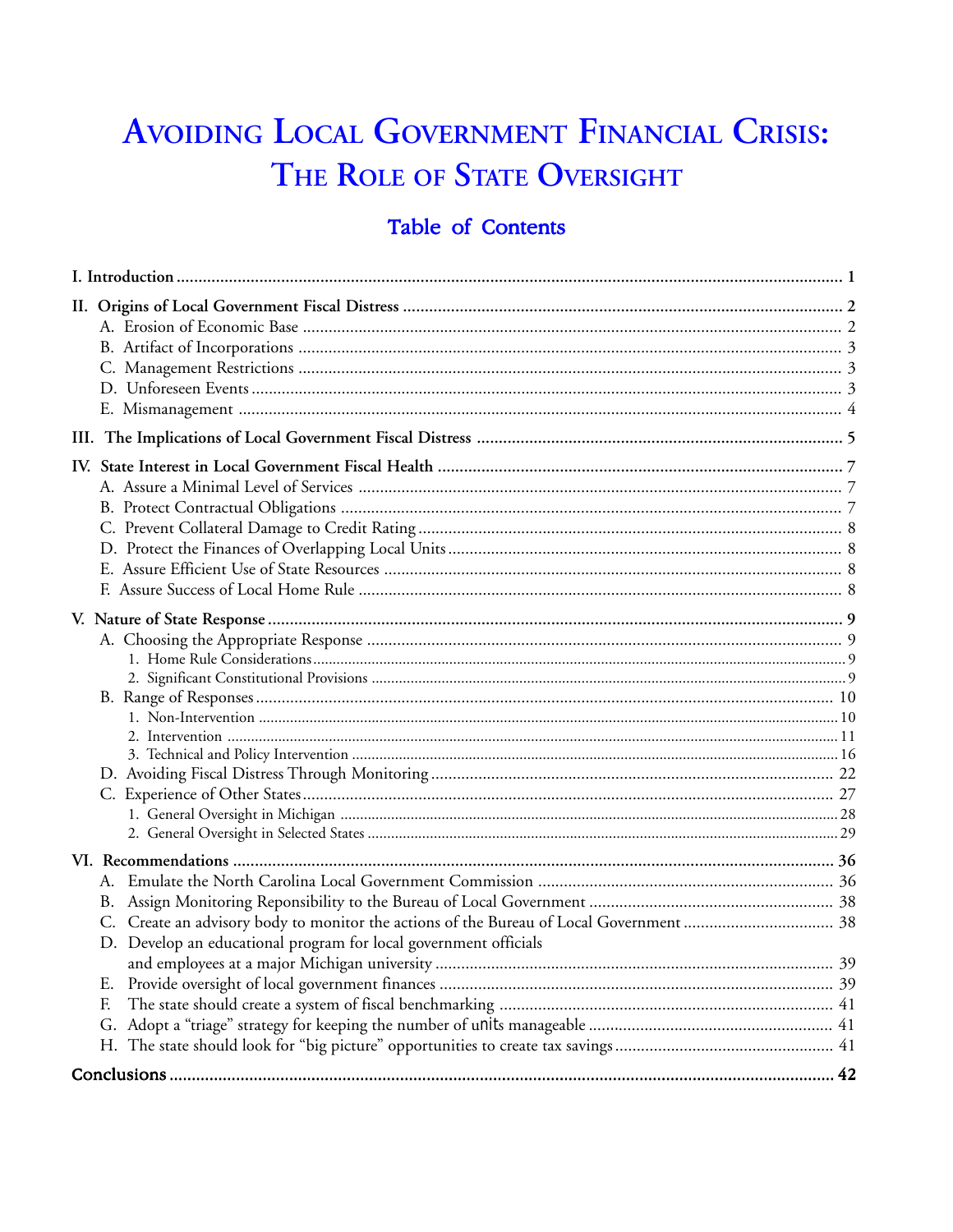# Avoiding Local Government Financial Crisis: The Role of State Oversight

## Table of Contents

**I. Introduction** .......... 1

**II. Origins of Local Government Fiscal Distress** .......... 2
- A. Erosion of Economic Base .......... 2
- B. Artifact of Incorporations .......... 3
- C. Management Restrictions .......... 3
- D. Unforeseen Events .......... 3
- E. Mismanagement .......... 4

**III. The Implications of Local Government Fiscal Distress** .......... 5

**IV. State Interest in Local Government Fiscal Health** .......... 7
- A. Assure a Minimal Level of Services .......... 7
- B. Protect Contractual Obligations .......... 7
- C. Prevent Collateral Damage to Credit Rating .......... 8
- D. Protect the Finances of Overlapping Local Units .......... 8
- E. Assure Efficient Use of State Resources .......... 8
- F. Assure Success of Local Home Rule .......... 8

**V. Nature of State Response** .......... 9
- A. Choosing the Appropriate Response .......... 9
  - 1. Home Rule Considerations .......... 9
  - 2. Significant Constitutional Provisions .......... 9
- B. Range of Responses .......... 10
  - 1. Non-Intervention .......... 10
  - 2. Intervention .......... 11
  - 3. Technical and Policy Intervention .......... 16
- D. Avoiding Fiscal Distress Through Monitoring .......... 22
- C. Experience of Other States .......... 27
  - 1. General Oversight in Michigan .......... 28
  - 2. General Oversight in Selected States .......... 29

**VI. Recommendations** .......... 36
- A. Emulate the North Carolina Local Government Commission .......... 36
- B. Assign Monitoring Reponsibility to the Bureau of Local Government .......... 38
- C. Create an advisory body to monitor the actions of the Bureau of Local Government .......... 38
- D. Develop an educational program for local government officials and employees at a major Michigan university .......... 39
- E. Provide oversight of local government finances .......... 39
- F. The state should create a system of fiscal benchmarking .......... 41
- G. Adopt a "triage" strategy for keeping the number of units manageable .......... 41
- H. The state should look for "big picture" opportunities to create tax savings .......... 41

**Conclusions** .......... 42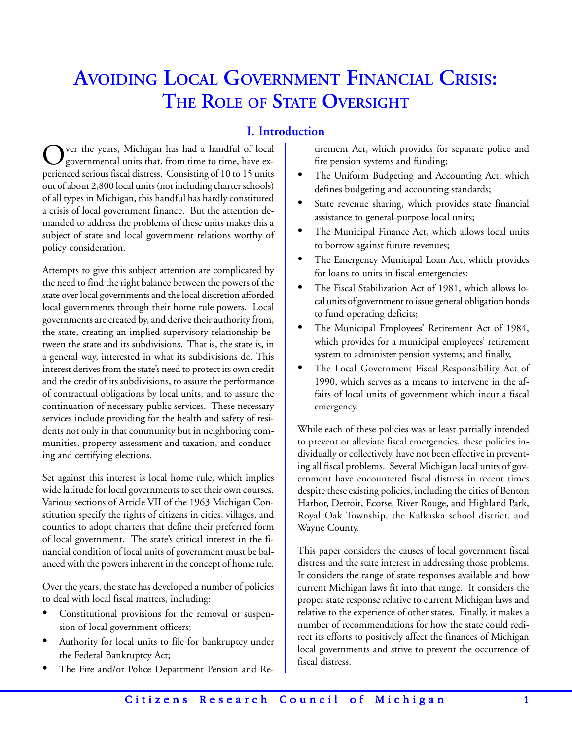# Avoiding Local Government Financial Crisis: The Role of State Oversight

## I. Introduction

Over the years, Michigan has had a handful of local governmental units that, from time to time, have experienced serious fiscal distress. Consisting of 10 to 15 units out of about 2,800 local units (not including charter schools) of all types in Michigan, this handful has hardly constituted a crisis of local government finance. But the attention demanded to address the problems of these units makes this a subject of state and local government relations worthy of policy consideration.

Attempts to give this subject attention are complicated by the need to find the right balance between the powers of the state over local governments and the local discretion afforded local governments through their home rule powers. Local governments are created by, and derive their authority from, the state, creating an implied supervisory relationship between the state and its subdivisions. That is, the state is, in a general way, interested in what its subdivisions do. This interest derives from the state's need to protect its own credit and the credit of its subdivisions, to assure the performance of contractual obligations by local units, and to assure the continuation of necessary public services. These necessary services include providing for the health and safety of residents not only in that community but in neighboring communities, property assessment and taxation, and conducting and certifying elections.

Set against this interest is local home rule, which implies wide latitude for local governments to set their own courses. Various sections of Article VII of the 1963 Michigan Constitution specify the rights of citizens in cities, villages, and counties to adopt charters that define their preferred form of local government. The state's critical interest in the financial condition of local units of government must be balanced with the powers inherent in the concept of home rule.

Over the years, the state has developed a number of policies to deal with local fiscal matters, including:

- Constitutional provisions for the removal or suspension of local government officers;
- Authority for local units to file for bankruptcy under the Federal Bankruptcy Act;
- The Fire and/or Police Department Pension and Retirement Act, which provides for separate police and fire pension systems and funding;
- The Uniform Budgeting and Accounting Act, which defines budgeting and accounting standards;
- State revenue sharing, which provides state financial assistance to general-purpose local units;
- The Municipal Finance Act, which allows local units to borrow against future revenues;
- The Emergency Municipal Loan Act, which provides for loans to units in fiscal emergencies;
- The Fiscal Stabilization Act of 1981, which allows local units of government to issue general obligation bonds to fund operating deficits;
- The Municipal Employees' Retirement Act of 1984, which provides for a municipal employees' retirement system to administer pension systems; and finally,
- The Local Government Fiscal Responsibility Act of 1990, which serves as a means to intervene in the affairs of local units of government which incur a fiscal emergency.

While each of these policies was at least partially intended to prevent or alleviate fiscal emergencies, these policies individually or collectively, have not been effective in preventing all fiscal problems. Several Michigan local units of government have encountered fiscal distress in recent times despite these existing policies, including the cities of Benton Harbor, Detroit, Ecorse, River Rouge, and Highland Park, Royal Oak Township, the Kalkaska school district, and Wayne County.

This paper considers the causes of local government fiscal distress and the state interest in addressing those problems. It considers the range of state responses available and how current Michigan laws fit into that range. It considers the proper state response relative to current Michigan laws and relative to the experience of other states. Finally, it makes a number of recommendations for how the state could redirect its efforts to positively affect the finances of Michigan local governments and strive to prevent the occurrence of fiscal distress.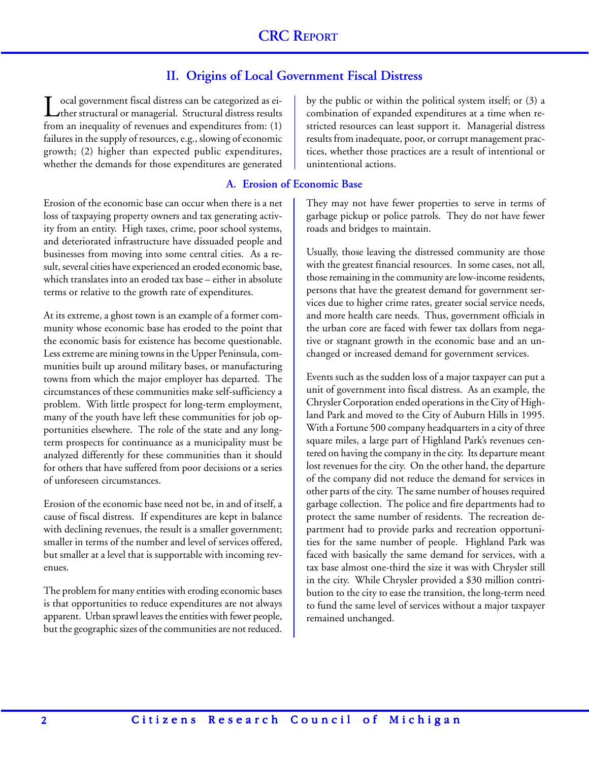## II. Origins of Local Government Fiscal Distress

Local government fiscal distress can be categorized as either structural or managerial. Structural distress results from an inequality of revenues and expenditures from: (1) failures in the supply of resources, e.g., slowing of economic growth; (2) higher than expected public expenditures, whether the demands for those expenditures are generated by the public or within the political system itself; or (3) a combination of expanded expenditures at a time when restricted resources can least support it. Managerial distress results from inadequate, poor, or corrupt management practices, whether those practices are a result of intentional or unintentional actions.

### A. Erosion of Economic Base

Erosion of the economic base can occur when there is a net loss of taxpaying property owners and tax generating activity from an entity. High taxes, crime, poor school systems, and deteriorated infrastructure have dissuaded people and businesses from moving into some central cities. As a result, several cities have experienced an eroded economic base, which translates into an eroded tax base – either in absolute terms or relative to the growth rate of expenditures.

At its extreme, a ghost town is an example of a former community whose economic base has eroded to the point that the economic basis for existence has become questionable. Less extreme are mining towns in the Upper Peninsula, communities built up around military bases, or manufacturing towns from which the major employer has departed. The circumstances of these communities make self-sufficiency a problem. With little prospect for long-term employment, many of the youth have left these communities for job opportunities elsewhere. The role of the state and any long-term prospects for continuance as a municipality must be analyzed differently for these communities than it should for others that have suffered from poor decisions or a series of unforeseen circumstances.

Erosion of the economic base need not be, in and of itself, a cause of fiscal distress. If expenditures are kept in balance with declining revenues, the result is a smaller government; smaller in terms of the number and level of services offered, but smaller at a level that is supportable with incoming revenues.

The problem for many entities with eroding economic bases is that opportunities to reduce expenditures are not always apparent. Urban sprawl leaves the entities with fewer people, but the geographic sizes of the communities are not reduced. They may not have fewer properties to serve in terms of garbage pickup or police patrols. They do not have fewer roads and bridges to maintain.

Usually, those leaving the distressed community are those with the greatest financial resources. In some cases, not all, those remaining in the community are low-income residents, persons that have the greatest demand for government services due to higher crime rates, greater social service needs, and more health care needs. Thus, government officials in the urban core are faced with fewer tax dollars from negative or stagnant growth in the economic base and an unchanged or increased demand for government services.

Events such as the sudden loss of a major taxpayer can put a unit of government into fiscal distress. As an example, the Chrysler Corporation ended operations in the City of Highland Park and moved to the City of Auburn Hills in 1995. With a Fortune 500 company headquarters in a city of three square miles, a large part of Highland Park's revenues centered on having the company in the city. Its departure meant lost revenues for the city. On the other hand, the departure of the company did not reduce the demand for services in other parts of the city. The same number of houses required garbage collection. The police and fire departments had to protect the same number of residents. The recreation department had to provide parks and recreation opportunities for the same number of people. Highland Park was faced with basically the same demand for services, with a tax base almost one-third the size it was with Chrysler still in the city. While Chrysler provided a $30 million contribution to the city to ease the transition, the long-term need to fund the same level of services without a major taxpayer remained unchanged.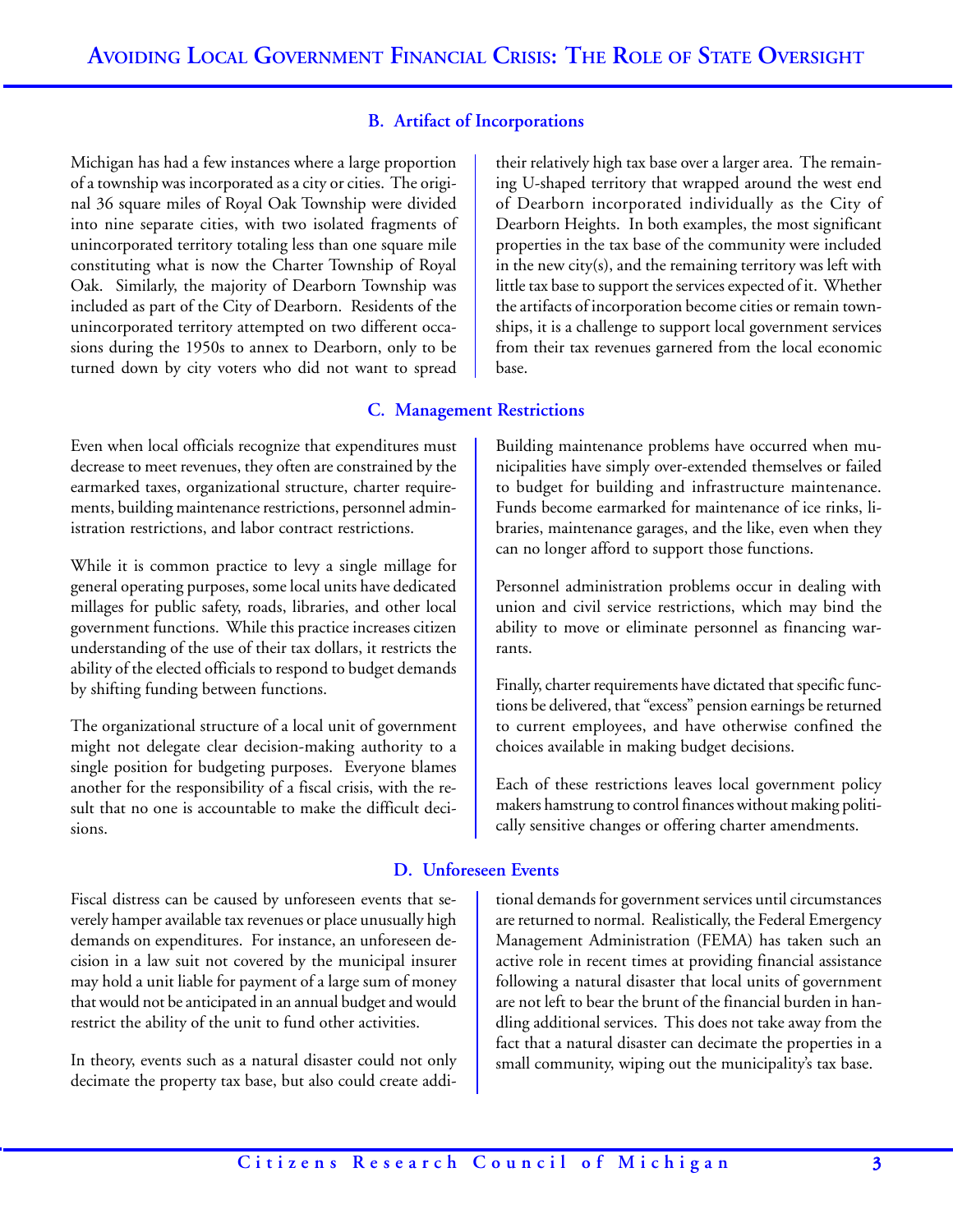### B. Artifact of Incorporations

Michigan has had a few instances where a large proportion of a township was incorporated as a city or cities. The original 36 square miles of Royal Oak Township were divided into nine separate cities, with two isolated fragments of unincorporated territory totaling less than one square mile constituting what is now the Charter Township of Royal Oak. Similarly, the majority of Dearborn Township was included as part of the City of Dearborn. Residents of the unincorporated territory attempted on two different occasions during the 1950s to annex to Dearborn, only to be turned down by city voters who did not want to spread their relatively high tax base over a larger area. The remaining U-shaped territory that wrapped around the west end of Dearborn incorporated individually as the City of Dearborn Heights. In both examples, the most significant properties in the tax base of the community were included in the new city(s), and the remaining territory was left with little tax base to support the services expected of it. Whether the artifacts of incorporation become cities or remain townships, it is a challenge to support local government services from their tax revenues garnered from the local economic base.

### C. Management Restrictions

Even when local officials recognize that expenditures must decrease to meet revenues, they often are constrained by the earmarked taxes, organizational structure, charter requirements, building maintenance restrictions, personnel administration restrictions, and labor contract restrictions.

While it is common practice to levy a single millage for general operating purposes, some local units have dedicated millages for public safety, roads, libraries, and other local government functions. While this practice increases citizen understanding of the use of their tax dollars, it restricts the ability of the elected officials to respond to budget demands by shifting funding between functions.

The organizational structure of a local unit of government might not delegate clear decision-making authority to a single position for budgeting purposes. Everyone blames another for the responsibility of a fiscal crisis, with the result that no one is accountable to make the difficult decisions.

Building maintenance problems have occurred when municipalities have simply over-extended themselves or failed to budget for building and infrastructure maintenance. Funds become earmarked for maintenance of ice rinks, libraries, maintenance garages, and the like, even when they can no longer afford to support those functions.

Personnel administration problems occur in dealing with union and civil service restrictions, which may bind the ability to move or eliminate personnel as financing warrants.

Finally, charter requirements have dictated that specific functions be delivered, that "excess" pension earnings be returned to current employees, and have otherwise confined the choices available in making budget decisions.

Each of these restrictions leaves local government policy makers hamstrung to control finances without making politically sensitive changes or offering charter amendments.

### D. Unforeseen Events

Fiscal distress can be caused by unforeseen events that severely hamper available tax revenues or place unusually high demands on expenditures. For instance, an unforeseen decision in a law suit not covered by the municipal insurer may hold a unit liable for payment of a large sum of money that would not be anticipated in an annual budget and would restrict the ability of the unit to fund other activities.

In theory, events such as a natural disaster could not only decimate the property tax base, but also could create additional demands for government services until circumstances are returned to normal. Realistically, the Federal Emergency Management Administration (FEMA) has taken such an active role in recent times at providing financial assistance following a natural disaster that local units of government are not left to bear the brunt of the financial burden in handling additional services. This does not take away from the fact that a natural disaster can decimate the properties in a small community, wiping out the municipality's tax base.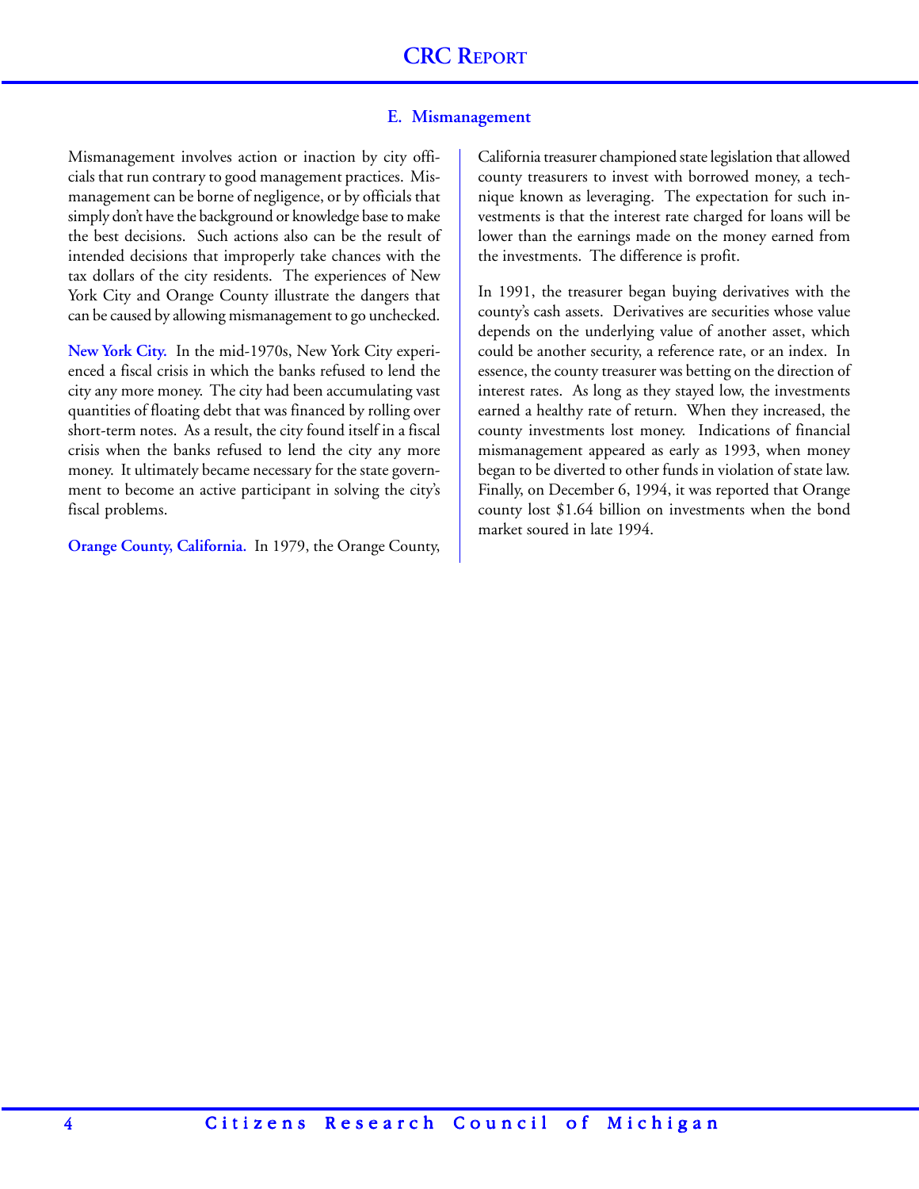### E. Mismanagement

Mismanagement involves action or inaction by city officials that run contrary to good management practices. Mismanagement can be borne of negligence, or by officials that simply don't have the background or knowledge base to make the best decisions. Such actions also can be the result of intended decisions that improperly take chances with the tax dollars of the city residents. The experiences of New York City and Orange County illustrate the dangers that can be caused by allowing mismanagement to go unchecked.

**New York City.** In the mid-1970s, New York City experienced a fiscal crisis in which the banks refused to lend the city any more money. The city had been accumulating vast quantities of floating debt that was financed by rolling over short-term notes. As a result, the city found itself in a fiscal crisis when the banks refused to lend the city any more money. It ultimately became necessary for the state government to become an active participant in solving the city's fiscal problems.

**Orange County, California.** In 1979, the Orange County, California treasurer championed state legislation that allowed county treasurers to invest with borrowed money, a technique known as leveraging. The expectation for such investments is that the interest rate charged for loans will be lower than the earnings made on the money earned from the investments. The difference is profit.

In 1991, the treasurer began buying derivatives with the county's cash assets. Derivatives are securities whose value depends on the underlying value of another asset, which could be another security, a reference rate, or an index. In essence, the county treasurer was betting on the direction of interest rates. As long as they stayed low, the investments earned a healthy rate of return. When they increased, the county investments lost money. Indications of financial mismanagement appeared as early as 1993, when money began to be diverted to other funds in violation of state law. Finally, on December 6, 1994, it was reported that Orange county lost $1.64 billion on investments when the bond market soured in late 1994.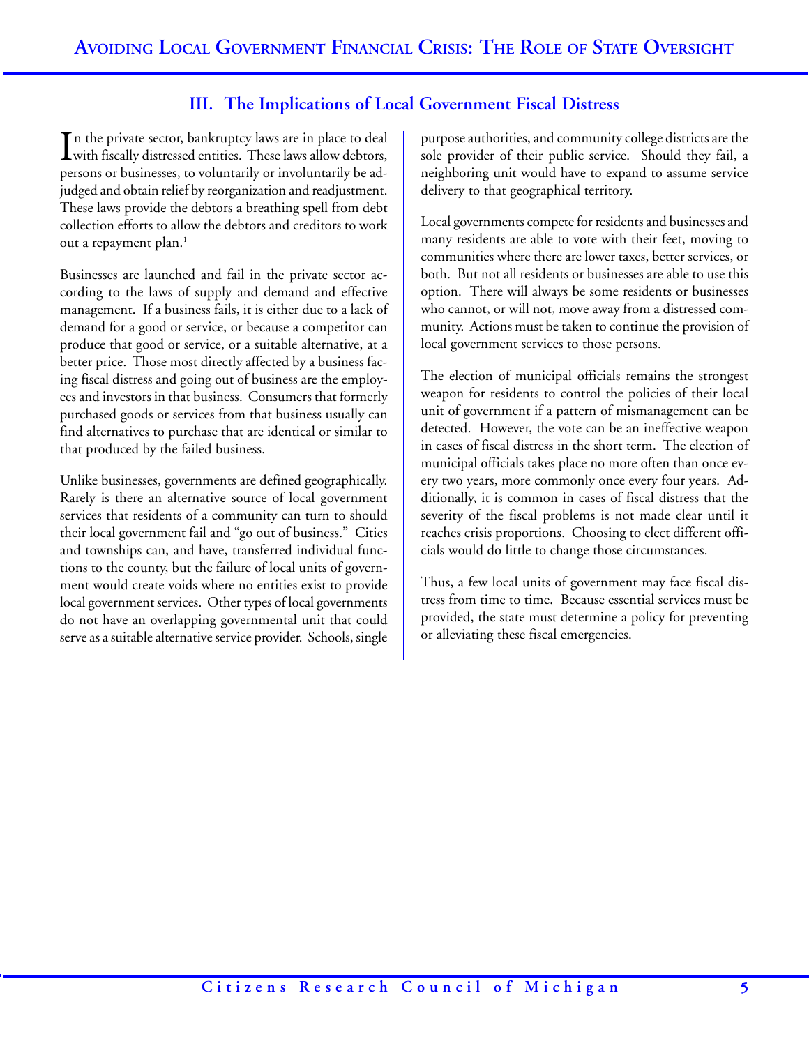## III. The Implications of Local Government Fiscal Distress

In the private sector, bankruptcy laws are in place to deal with fiscally distressed entities. These laws allow debtors, persons or businesses, to voluntarily or involuntarily be adjudged and obtain relief by reorganization and readjustment. These laws provide the debtors a breathing spell from debt collection efforts to allow the debtors and creditors to work out a repayment plan.[1]

Businesses are launched and fail in the private sector according to the laws of supply and demand and effective management. If a business fails, it is either due to a lack of demand for a good or service, or because a competitor can produce that good or service, or a suitable alternative, at a better price. Those most directly affected by a business facing fiscal distress and going out of business are the employees and investors in that business. Consumers that formerly purchased goods or services from that business usually can find alternatives to purchase that are identical or similar to that produced by the failed business.

Unlike businesses, governments are defined geographically. Rarely is there an alternative source of local government services that residents of a community can turn to should their local government fail and "go out of business." Cities and townships can, and have, transferred individual functions to the county, but the failure of local units of government would create voids where no entities exist to provide local government services. Other types of local governments do not have an overlapping governmental unit that could serve as a suitable alternative service provider. Schools, single purpose authorities, and community college districts are the sole provider of their public service. Should they fail, a neighboring unit would have to expand to assume service delivery to that geographical territory.

Local governments compete for residents and businesses and many residents are able to vote with their feet, moving to communities where there are lower taxes, better services, or both. But not all residents or businesses are able to use this option. There will always be some residents or businesses who cannot, or will not, move away from a distressed community. Actions must be taken to continue the provision of local government services to those persons.

The election of municipal officials remains the strongest weapon for residents to control the policies of their local unit of government if a pattern of mismanagement can be detected. However, the vote can be an ineffective weapon in cases of fiscal distress in the short term. The election of municipal officials takes place no more often than once every two years, more commonly once every four years. Additionally, it is common in cases of fiscal distress that the severity of the fiscal problems is not made clear until it reaches crisis proportions. Choosing to elect different officials would do little to change those circumstances.

Thus, a few local units of government may face fiscal distress from time to time. Because essential services must be provided, the state must determine a policy for preventing or alleviating these fiscal emergencies.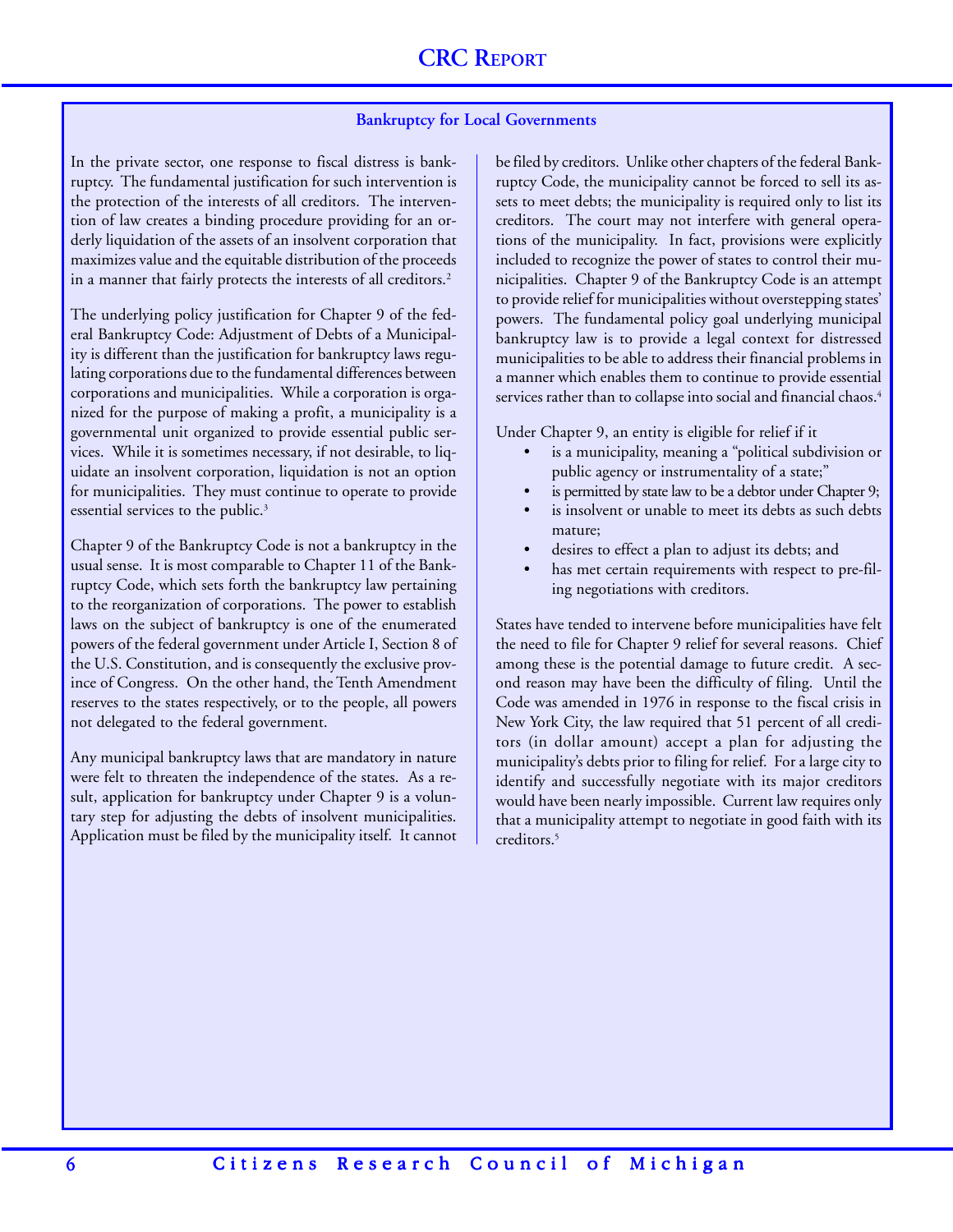### Bankruptcy for Local Governments

In the private sector, one response to fiscal distress is bankruptcy. The fundamental justification for such intervention is the protection of the interests of all creditors. The intervention of law creates a binding procedure providing for an orderly liquidation of the assets of an insolvent corporation that maximizes value and the equitable distribution of the proceeds in a manner that fairly protects the interests of all creditors.[2]

The underlying policy justification for Chapter 9 of the federal Bankruptcy Code: Adjustment of Debts of a Municipality is different than the justification for bankruptcy laws regulating corporations due to the fundamental differences between corporations and municipalities. While a corporation is organized for the purpose of making a profit, a municipality is a governmental unit organized to provide essential public services. While it is sometimes necessary, if not desirable, to liquidate an insolvent corporation, liquidation is not an option for municipalities. They must continue to operate to provide essential services to the public.[3]

Chapter 9 of the Bankruptcy Code is not a bankruptcy in the usual sense. It is most comparable to Chapter 11 of the Bankruptcy Code, which sets forth the bankruptcy law pertaining to the reorganization of corporations. The power to establish laws on the subject of bankruptcy is one of the enumerated powers of the federal government under Article I, Section 8 of the U.S. Constitution, and is consequently the exclusive province of Congress. On the other hand, the Tenth Amendment reserves to the states respectively, or to the people, all powers not delegated to the federal government.

Any municipal bankruptcy laws that are mandatory in nature were felt to threaten the independence of the states. As a result, application for bankruptcy under Chapter 9 is a voluntary step for adjusting the debts of insolvent municipalities. Application must be filed by the municipality itself. It cannot be filed by creditors. Unlike other chapters of the federal Bankruptcy Code, the municipality cannot be forced to sell its assets to meet debts; the municipality is required only to list its creditors. The court may not interfere with general operations of the municipality. In fact, provisions were explicitly included to recognize the power of states to control their municipalities. Chapter 9 of the Bankruptcy Code is an attempt to provide relief for municipalities without overstepping states' powers. The fundamental policy goal underlying municipal bankruptcy law is to provide a legal context for distressed municipalities to be able to address their financial problems in a manner which enables them to continue to provide essential services rather than to collapse into social and financial chaos.[4]

Under Chapter 9, an entity is eligible for relief if it

- is a municipality, meaning a "political subdivision or public agency or instrumentality of a state;"
- is permitted by state law to be a debtor under Chapter 9;
- is insolvent or unable to meet its debts as such debts mature;
- desires to effect a plan to adjust its debts; and
- has met certain requirements with respect to pre-filing negotiations with creditors.

States have tended to intervene before municipalities have felt the need to file for Chapter 9 relief for several reasons. Chief among these is the potential damage to future credit. A second reason may have been the difficulty of filing. Until the Code was amended in 1976 in response to the fiscal crisis in New York City, the law required that 51 percent of all creditors (in dollar amount) accept a plan for adjusting the municipality's debts prior to filing for relief. For a large city to identify and successfully negotiate with its major creditors would have been nearly impossible. Current law requires only that a municipality attempt to negotiate in good faith with its creditors.[5]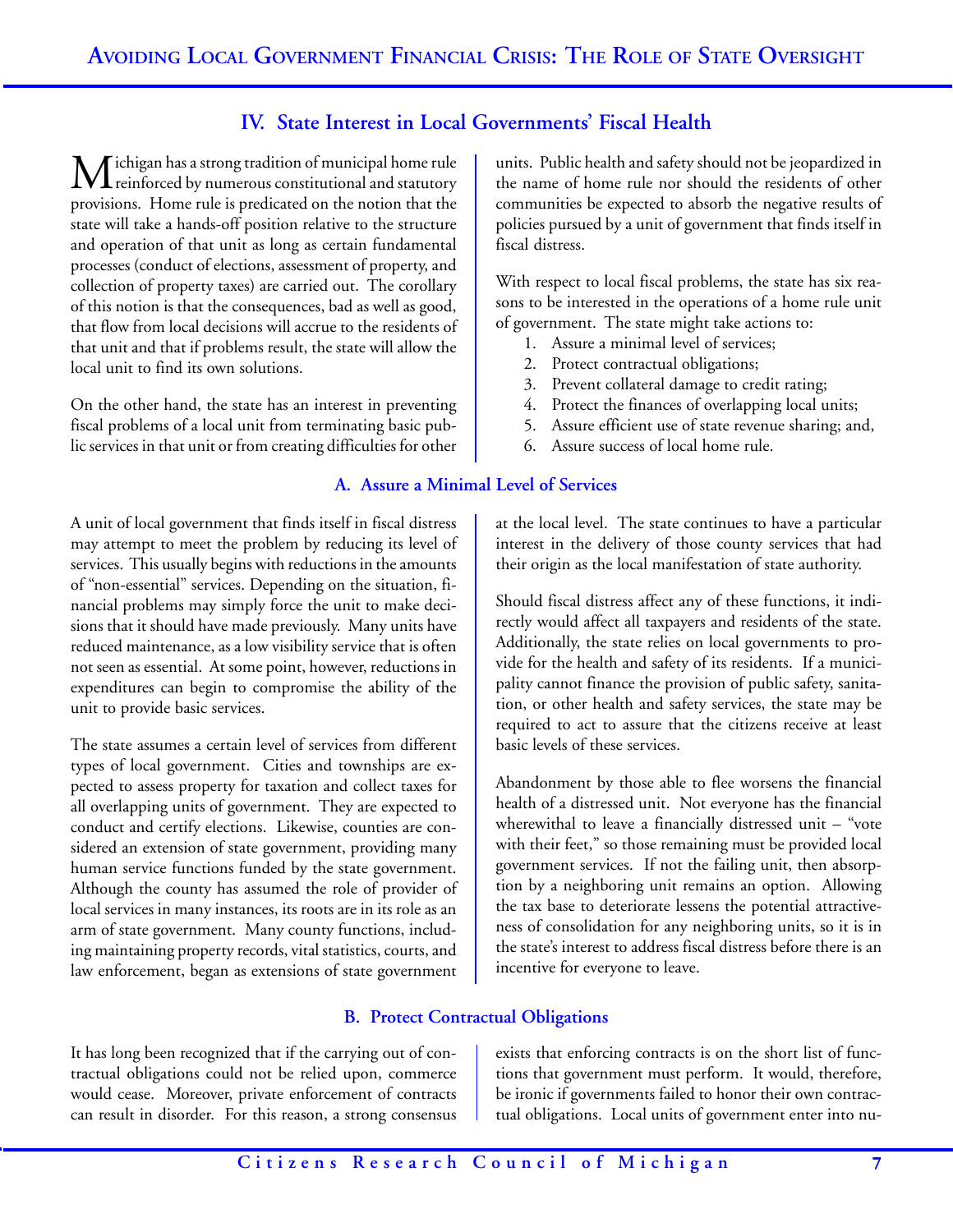## IV. State Interest in Local Governments' Fiscal Health

Michigan has a strong tradition of municipal home rule reinforced by numerous constitutional and statutory provisions. Home rule is predicated on the notion that the state will take a hands-off position relative to the structure and operation of that unit as long as certain fundamental processes (conduct of elections, assessment of property, and collection of property taxes) are carried out. The corollary of this notion is that the consequences, bad as well as good, that flow from local decisions will accrue to the residents of that unit and that if problems result, the state will allow the local unit to find its own solutions.

On the other hand, the state has an interest in preventing fiscal problems of a local unit from terminating basic public services in that unit or from creating difficulties for other units. Public health and safety should not be jeopardized in the name of home rule nor should the residents of other communities be expected to absorb the negative results of policies pursued by a unit of government that finds itself in fiscal distress.

With respect to local fiscal problems, the state has six reasons to be interested in the operations of a home rule unit of government. The state might take actions to:

1. Assure a minimal level of services;
2. Protect contractual obligations;
3. Prevent collateral damage to credit rating;
4. Protect the finances of overlapping local units;
5. Assure efficient use of state revenue sharing; and,
6. Assure success of local home rule.

### A. Assure a Minimal Level of Services

A unit of local government that finds itself in fiscal distress may attempt to meet the problem by reducing its level of services. This usually begins with reductions in the amounts of "non-essential" services. Depending on the situation, financial problems may simply force the unit to make decisions that it should have made previously. Many units have reduced maintenance, as a low visibility service that is often not seen as essential. At some point, however, reductions in expenditures can begin to compromise the ability of the unit to provide basic services.

The state assumes a certain level of services from different types of local government. Cities and townships are expected to assess property for taxation and collect taxes for all overlapping units of government. They are expected to conduct and certify elections. Likewise, counties are considered an extension of state government, providing many human service functions funded by the state government. Although the county has assumed the role of provider of local services in many instances, its roots are in its role as an arm of state government. Many county functions, including maintaining property records, vital statistics, courts, and law enforcement, began as extensions of state government at the local level. The state continues to have a particular interest in the delivery of those county services that had their origin as the local manifestation of state authority.

Should fiscal distress affect any of these functions, it indirectly would affect all taxpayers and residents of the state. Additionally, the state relies on local governments to provide for the health and safety of its residents. If a municipality cannot finance the provision of public safety, sanitation, or other health and safety services, the state may be required to act to assure that the citizens receive at least basic levels of these services.

Abandonment by those able to flee worsens the financial health of a distressed unit. Not everyone has the financial wherewithal to leave a financially distressed unit – "vote with their feet," so those remaining must be provided local government services. If not the failing unit, then absorption by a neighboring unit remains an option. Allowing the tax base to deteriorate lessens the potential attractiveness of consolidation for any neighboring units, so it is in the state's interest to address fiscal distress before there is an incentive for everyone to leave.

### B. Protect Contractual Obligations

It has long been recognized that if the carrying out of contractual obligations could not be relied upon, commerce would cease. Moreover, private enforcement of contracts can result in disorder. For this reason, a strong consensus exists that enforcing contracts is on the short list of functions that government must perform. It would, therefore, be ironic if governments failed to honor their own contractual obligations. Local units of government enter into nu-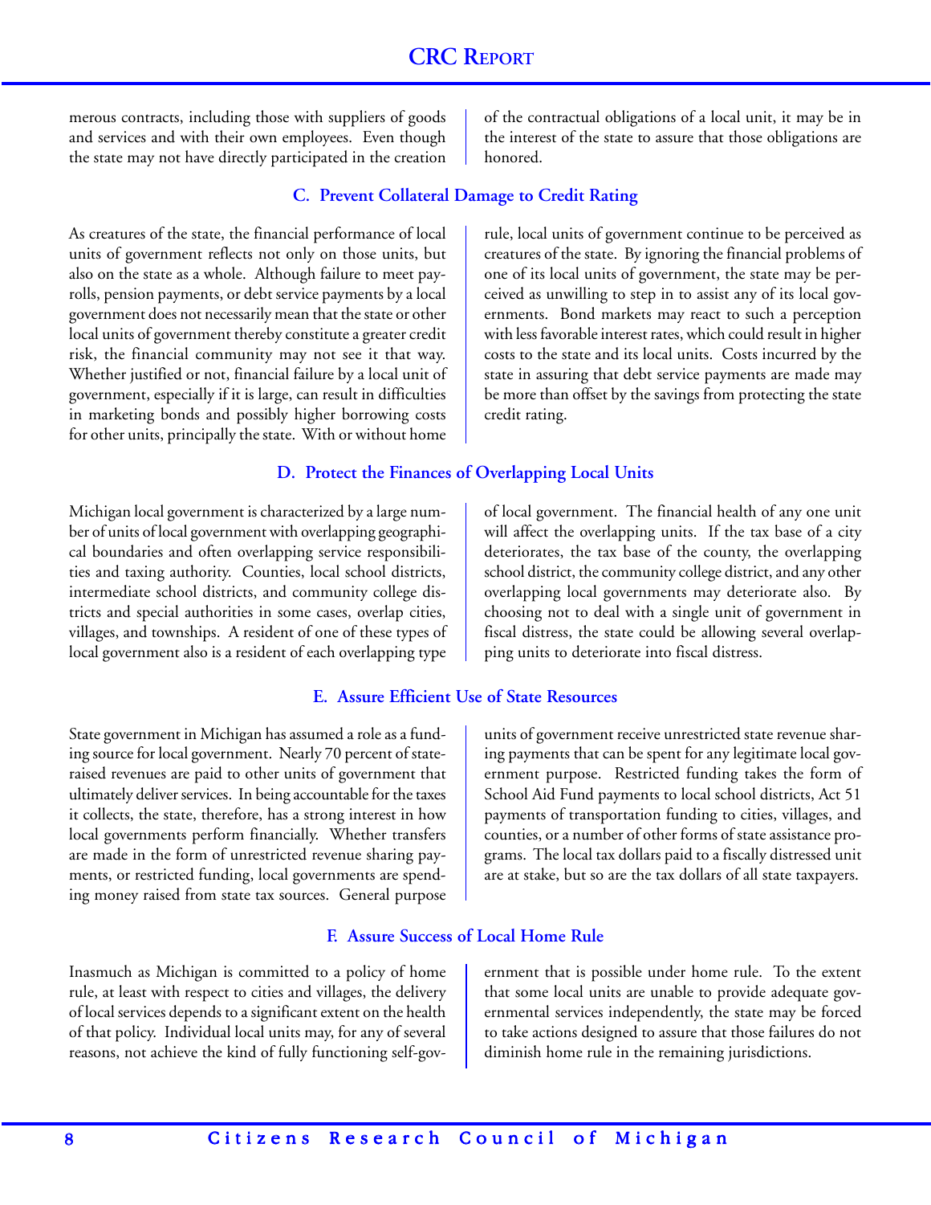merous contracts, including those with suppliers of goods and services and with their own employees. Even though the state may not have directly participated in the creation of the contractual obligations of a local unit, it may be in the interest of the state to assure that those obligations are honored.

### C. Prevent Collateral Damage to Credit Rating

As creatures of the state, the financial performance of local units of government reflects not only on those units, but also on the state as a whole. Although failure to meet payrolls, pension payments, or debt service payments by a local government does not necessarily mean that the state or other local units of government thereby constitute a greater credit risk, the financial community may not see it that way. Whether justified or not, financial failure by a local unit of government, especially if it is large, can result in difficulties in marketing bonds and possibly higher borrowing costs for other units, principally the state. With or without home rule, local units of government continue to be perceived as creatures of the state. By ignoring the financial problems of one of its local units of government, the state may be perceived as unwilling to step in to assist any of its local governments. Bond markets may react to such a perception with less favorable interest rates, which could result in higher costs to the state and its local units. Costs incurred by the state in assuring that debt service payments are made may be more than offset by the savings from protecting the state credit rating.

### D. Protect the Finances of Overlapping Local Units

Michigan local government is characterized by a large number of units of local government with overlapping geographical boundaries and often overlapping service responsibilities and taxing authority. Counties, local school districts, intermediate school districts, and community college districts and special authorities in some cases, overlap cities, villages, and townships. A resident of one of these types of local government also is a resident of each overlapping type of local government. The financial health of any one unit will affect the overlapping units. If the tax base of a city deteriorates, the tax base of the county, the overlapping school district, the community college district, and any other overlapping local governments may deteriorate also. By choosing not to deal with a single unit of government in fiscal distress, the state could be allowing several overlapping units to deteriorate into fiscal distress.

### E. Assure Efficient Use of State Resources

State government in Michigan has assumed a role as a funding source for local government. Nearly 70 percent of state-raised revenues are paid to other units of government that ultimately deliver services. In being accountable for the taxes it collects, the state, therefore, has a strong interest in how local governments perform financially. Whether transfers are made in the form of unrestricted revenue sharing payments, or restricted funding, local governments are spending money raised from state tax sources. General purpose units of government receive unrestricted state revenue sharing payments that can be spent for any legitimate local government purpose. Restricted funding takes the form of School Aid Fund payments to local school districts, Act 51 payments of transportation funding to cities, villages, and counties, or a number of other forms of state assistance programs. The local tax dollars paid to a fiscally distressed unit are at stake, but so are the tax dollars of all state taxpayers.

### F. Assure Success of Local Home Rule

Inasmuch as Michigan is committed to a policy of home rule, at least with respect to cities and villages, the delivery of local services depends to a significant extent on the health of that policy. Individual local units may, for any of several reasons, not achieve the kind of fully functioning self-government that is possible under home rule. To the extent that some local units are unable to provide adequate governmental services independently, the state may be forced to take actions designed to assure that those failures do not diminish home rule in the remaining jurisdictions.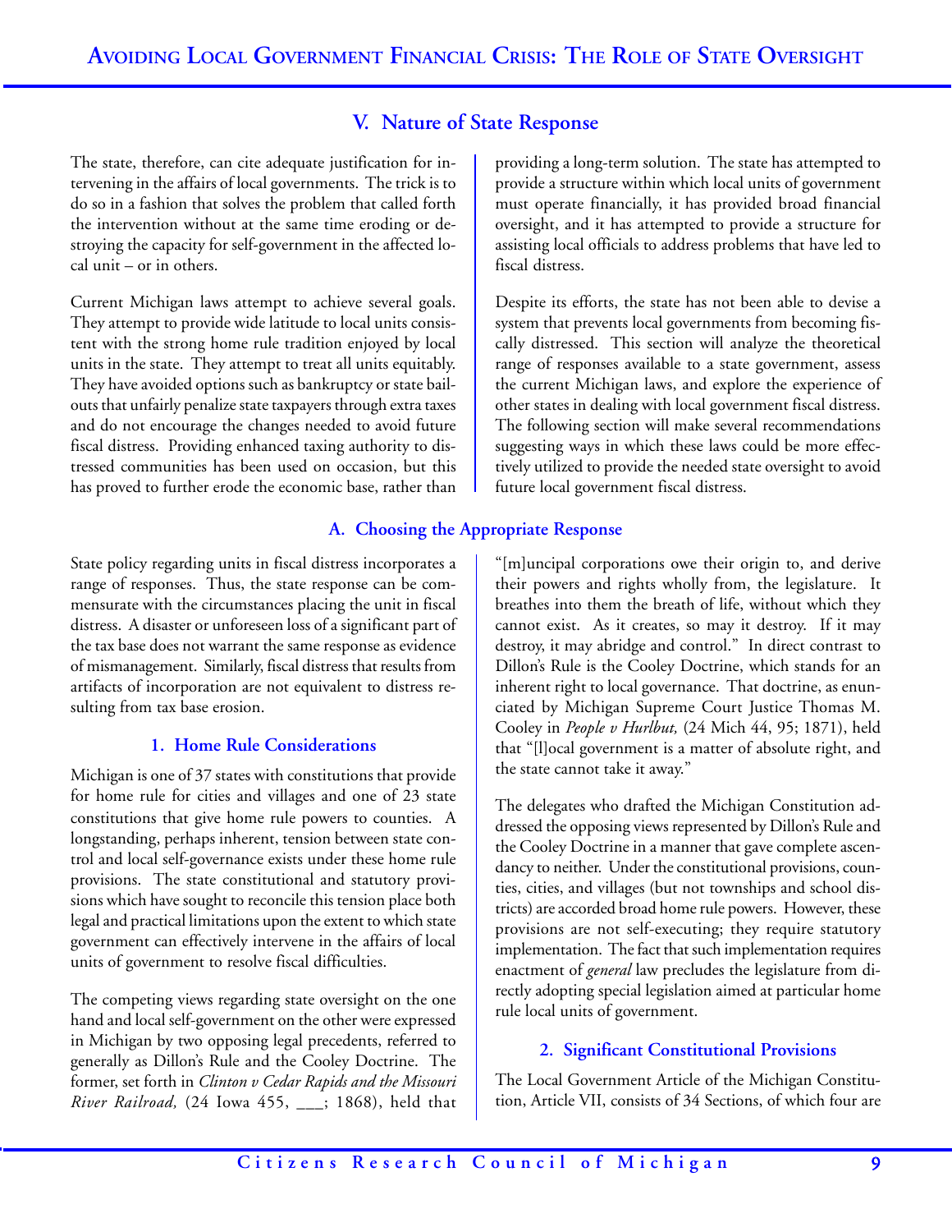## V. Nature of State Response

The state, therefore, can cite adequate justification for intervening in the affairs of local governments. The trick is to do so in a fashion that solves the problem that called forth the intervention without at the same time eroding or destroying the capacity for self-government in the affected local unit – or in others.

Current Michigan laws attempt to achieve several goals. They attempt to provide wide latitude to local units consistent with the strong home rule tradition enjoyed by local units in the state. They attempt to treat all units equitably. They have avoided options such as bankruptcy or state bailouts that unfairly penalize state taxpayers through extra taxes and do not encourage the changes needed to avoid future fiscal distress. Providing enhanced taxing authority to distressed communities has been used on occasion, but this has proved to further erode the economic base, rather than providing a long-term solution. The state has attempted to provide a structure within which local units of government must operate financially, it has provided broad financial oversight, and it has attempted to provide a structure for assisting local officials to address problems that have led to fiscal distress.

Despite its efforts, the state has not been able to devise a system that prevents local governments from becoming fiscally distressed. This section will analyze the theoretical range of responses available to a state government, assess the current Michigan laws, and explore the experience of other states in dealing with local government fiscal distress. The following section will make several recommendations suggesting ways in which these laws could be more effectively utilized to provide the needed state oversight to avoid future local government fiscal distress.

### A. Choosing the Appropriate Response

State policy regarding units in fiscal distress incorporates a range of responses. Thus, the state response can be commensurate with the circumstances placing the unit in fiscal distress. A disaster or unforeseen loss of a significant part of the tax base does not warrant the same response as evidence of mismanagement. Similarly, fiscal distress that results from artifacts of incorporation are not equivalent to distress resulting from tax base erosion.

#### 1. Home Rule Considerations

Michigan is one of 37 states with constitutions that provide for home rule for cities and villages and one of 23 state constitutions that give home rule powers to counties. A longstanding, perhaps inherent, tension between state control and local self-governance exists under these home rule provisions. The state constitutional and statutory provisions which have sought to reconcile this tension place both legal and practical limitations upon the extent to which state government can effectively intervene in the affairs of local units of government to resolve fiscal difficulties.

The competing views regarding state oversight on the one hand and local self-government on the other were expressed in Michigan by two opposing legal precedents, referred to generally as Dillon's Rule and the Cooley Doctrine. The former, set forth in *Clinton v Cedar Rapids and the Missouri River Railroad,* (24 Iowa 455, ___; 1868), held that "[m]uncipal corporations owe their origin to, and derive their powers and rights wholly from, the legislature. It breathes into them the breath of life, without which they cannot exist. As it creates, so may it destroy. If it may destroy, it may abridge and control." In direct contrast to Dillon's Rule is the Cooley Doctrine, which stands for an inherent right to local governance. That doctrine, as enunciated by Michigan Supreme Court Justice Thomas M. Cooley in *People v Hurlbut,* (24 Mich 44, 95; 1871), held that "[l]ocal government is a matter of absolute right, and the state cannot take it away."

The delegates who drafted the Michigan Constitution addressed the opposing views represented by Dillon's Rule and the Cooley Doctrine in a manner that gave complete ascendancy to neither. Under the constitutional provisions, counties, cities, and villages (but not townships and school districts) are accorded broad home rule powers. However, these provisions are not self-executing; they require statutory implementation. The fact that such implementation requires enactment of *general* law precludes the legislature from directly adopting special legislation aimed at particular home rule local units of government.

#### 2. Significant Constitutional Provisions

The Local Government Article of the Michigan Constitution, Article VII, consists of 34 Sections, of which four are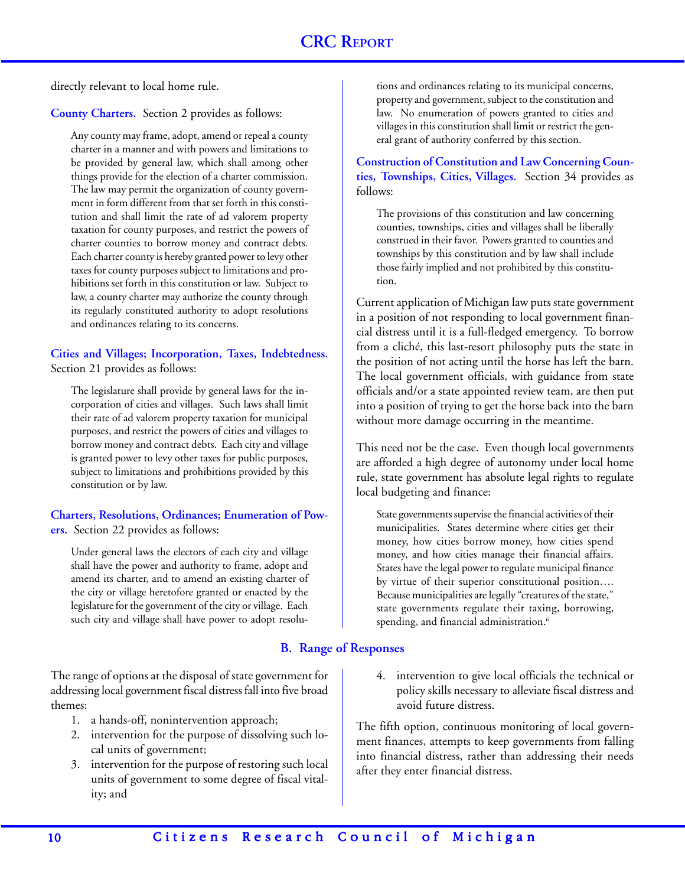directly relevant to local home rule.

**County Charters.** Section 2 provides as follows:

> Any county may frame, adopt, amend or repeal a county charter in a manner and with powers and limitations to be provided by general law, which shall among other things provide for the election of a charter commission. The law may permit the organization of county government in form different from that set forth in this constitution and shall limit the rate of ad valorem property taxation for county purposes, and restrict the powers of charter counties to borrow money and contract debts. Each charter county is hereby granted power to levy other taxes for county purposes subject to limitations and prohibitions set forth in this constitution or law. Subject to law, a county charter may authorize the county through its regularly constituted authority to adopt resolutions and ordinances relating to its concerns.

**Cities and Villages; Incorporation, Taxes, Indebtedness.** Section 21 provides as follows:

> The legislature shall provide by general laws for the incorporation of cities and villages. Such laws shall limit their rate of ad valorem property taxation for municipal purposes, and restrict the powers of cities and villages to borrow money and contract debts. Each city and village is granted power to levy other taxes for public purposes, subject to limitations and prohibitions provided by this constitution or by law.

**Charters, Resolutions, Ordinances; Enumeration of Powers.** Section 22 provides as follows:

> Under general laws the electors of each city and village shall have the power and authority to frame, adopt and amend its charter, and to amend an existing charter of the city or village heretofore granted or enacted by the legislature for the government of the city or village. Each such city and village shall have power to adopt resolutions and ordinances relating to its municipal concerns, property and government, subject to the constitution and law. No enumeration of powers granted to cities and villages in this constitution shall limit or restrict the general grant of authority conferred by this section.

**Construction of Constitution and Law Concerning Counties, Townships, Cities, Villages.** Section 34 provides as follows:

> The provisions of this constitution and law concerning counties, townships, cities and villages shall be liberally construed in their favor. Powers granted to counties and townships by this constitution and by law shall include those fairly implied and not prohibited by this constitution.

Current application of Michigan law puts state government in a position of not responding to local government financial distress until it is a full-fledged emergency. To borrow from a cliché, this last-resort philosophy puts the state in the position of not acting until the horse has left the barn. The local government officials, with guidance from state officials and/or a state appointed review team, are then put into a position of trying to get the horse back into the barn without more damage occurring in the meantime.

This need not be the case. Even though local governments are afforded a high degree of autonomy under local home rule, state government has absolute legal rights to regulate local budgeting and finance:

> State governments supervise the financial activities of their municipalities. States determine where cities get their money, how cities borrow money, how cities spend money, and how cities manage their financial affairs. States have the legal power to regulate municipal finance by virtue of their superior constitutional position…. Because municipalities are legally "creatures of the state," state governments regulate their taxing, borrowing, spending, and financial administration.[6]

## B. Range of Responses

The range of options at the disposal of state government for addressing local government fiscal distress fall into five broad themes:

1. a hands-off, nonintervention approach;
2. intervention for the purpose of dissolving such local units of government;
3. intervention for the purpose of restoring such local units of government to some degree of fiscal vitality; and
4. intervention to give local officials the technical or policy skills necessary to alleviate fiscal distress and avoid future distress.

The fifth option, continuous monitoring of local government finances, attempts to keep governments from falling into financial distress, rather than addressing their needs after they enter financial distress.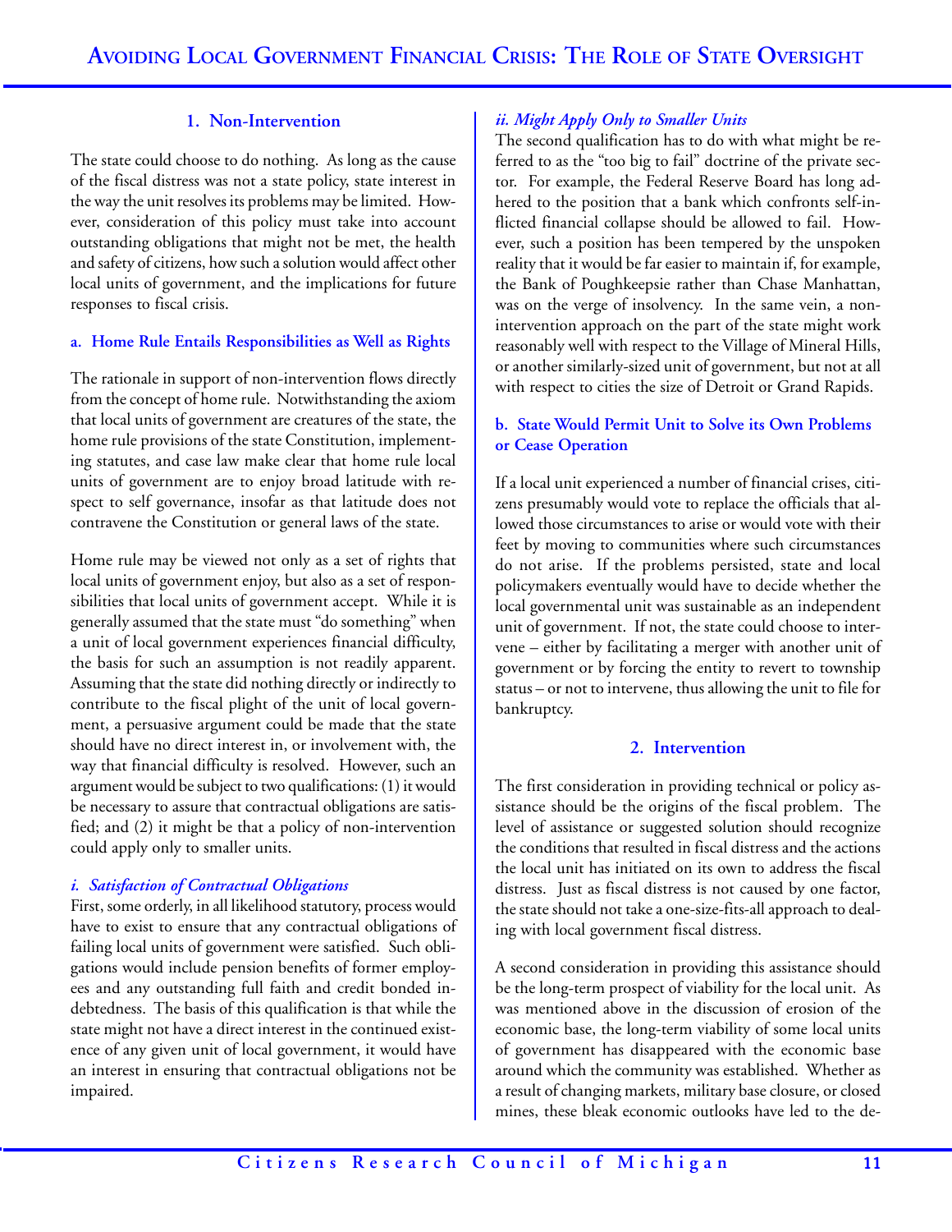### 1. Non-Intervention

The state could choose to do nothing. As long as the cause of the fiscal distress was not a state policy, state interest in the way the unit resolves its problems may be limited. However, consideration of this policy must take into account outstanding obligations that might not be met, the health and safety of citizens, how such a solution would affect other local units of government, and the implications for future responses to fiscal crisis.

#### a. Home Rule Entails Responsibilities as Well as Rights

The rationale in support of non-intervention flows directly from the concept of home rule. Notwithstanding the axiom that local units of government are creatures of the state, the home rule provisions of the state Constitution, implementing statutes, and case law make clear that home rule local units of government are to enjoy broad latitude with respect to self governance, insofar as that latitude does not contravene the Constitution or general laws of the state.

Home rule may be viewed not only as a set of rights that local units of government enjoy, but also as a set of responsibilities that local units of government accept. While it is generally assumed that the state must "do something" when a unit of local government experiences financial difficulty, the basis for such an assumption is not readily apparent. Assuming that the state did nothing directly or indirectly to contribute to the fiscal plight of the unit of local government, a persuasive argument could be made that the state should have no direct interest in, or involvement with, the way that financial difficulty is resolved. However, such an argument would be subject to two qualifications: (1) it would be necessary to assure that contractual obligations are satisfied; and (2) it might be that a policy of non-intervention could apply only to smaller units.

##### *i. Satisfaction of Contractual Obligations*

First, some orderly, in all likelihood statutory, process would have to exist to ensure that any contractual obligations of failing local units of government were satisfied. Such obligations would include pension benefits of former employees and any outstanding full faith and credit bonded indebtedness. The basis of this qualification is that while the state might not have a direct interest in the continued existence of any given unit of local government, it would have an interest in ensuring that contractual obligations not be impaired.

##### *ii. Might Apply Only to Smaller Units*

The second qualification has to do with what might be referred to as the "too big to fail" doctrine of the private sector. For example, the Federal Reserve Board has long adhered to the position that a bank which confronts self-inflicted financial collapse should be allowed to fail. However, such a position has been tempered by the unspoken reality that it would be far easier to maintain if, for example, the Bank of Poughkeepsie rather than Chase Manhattan, was on the verge of insolvency. In the same vein, a non-intervention approach on the part of the state might work reasonably well with respect to the Village of Mineral Hills, or another similarly-sized unit of government, but not at all with respect to cities the size of Detroit or Grand Rapids.

#### b. State Would Permit Unit to Solve its Own Problems or Cease Operation

If a local unit experienced a number of financial crises, citizens presumably would vote to replace the officials that allowed those circumstances to arise or would vote with their feet by moving to communities where such circumstances do not arise. If the problems persisted, state and local policymakers eventually would have to decide whether the local governmental unit was sustainable as an independent unit of government. If not, the state could choose to intervene – either by facilitating a merger with another unit of government or by forcing the entity to revert to township status – or not to intervene, thus allowing the unit to file for bankruptcy.

### 2. Intervention

The first consideration in providing technical or policy assistance should be the origins of the fiscal problem. The level of assistance or suggested solution should recognize the conditions that resulted in fiscal distress and the actions the local unit has initiated on its own to address the fiscal distress. Just as fiscal distress is not caused by one factor, the state should not take a one-size-fits-all approach to dealing with local government fiscal distress.

A second consideration in providing this assistance should be the long-term prospect of viability for the local unit. As was mentioned above in the discussion of erosion of the economic base, the long-term viability of some local units of government has disappeared with the economic base around which the community was established. Whether as a result of changing markets, military base closure, or closed mines, these bleak economic outlooks have led to the de-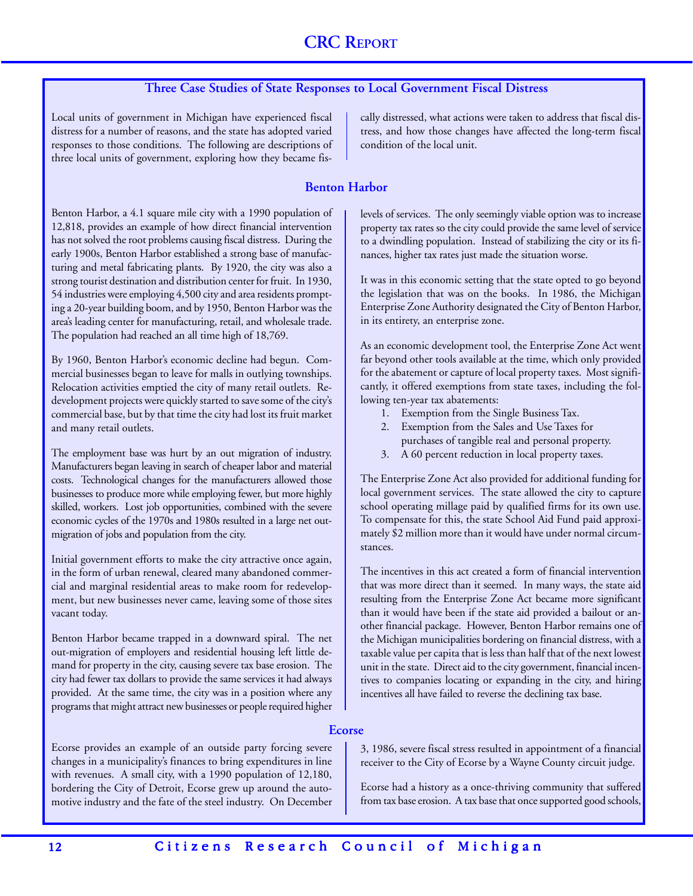## Three Case Studies of State Responses to Local Government Fiscal Distress

Local units of government in Michigan have experienced fiscal distress for a number of reasons, and the state has adopted varied responses to those conditions. The following are descriptions of three local units of government, exploring how they became fiscally distressed, what actions were taken to address that fiscal distress, and how those changes have affected the long-term fiscal condition of the local unit.

### Benton Harbor

Benton Harbor, a 4.1 square mile city with a 1990 population of 12,818, provides an example of how direct financial intervention has not solved the root problems causing fiscal distress. During the early 1900s, Benton Harbor established a strong base of manufacturing and metal fabricating plants. By 1920, the city was also a strong tourist destination and distribution center for fruit. In 1930, 54 industries were employing 4,500 city and area residents prompting a 20-year building boom, and by 1950, Benton Harbor was the area's leading center for manufacturing, retail, and wholesale trade. The population had reached an all time high of 18,769.

By 1960, Benton Harbor's economic decline had begun. Commercial businesses began to leave for malls in outlying townships. Relocation activities emptied the city of many retail outlets. Redevelopment projects were quickly started to save some of the city's commercial base, but by that time the city had lost its fruit market and many retail outlets.

The employment base was hurt by an out migration of industry. Manufacturers began leaving in search of cheaper labor and material costs. Technological changes for the manufacturers allowed those businesses to produce more while employing fewer, but more highly skilled, workers. Lost job opportunities, combined with the severe economic cycles of the 1970s and 1980s resulted in a large net out-migration of jobs and population from the city.

Initial government efforts to make the city attractive once again, in the form of urban renewal, cleared many abandoned commercial and marginal residential areas to make room for redevelopment, but new businesses never came, leaving some of those sites vacant today.

Benton Harbor became trapped in a downward spiral. The net out-migration of employers and residential housing left little demand for property in the city, causing severe tax base erosion. The city had fewer tax dollars to provide the same services it had always provided. At the same time, the city was in a position where any programs that might attract new businesses or people required higher levels of services. The only seemingly viable option was to increase property tax rates so the city could provide the same level of service to a dwindling population. Instead of stabilizing the city or its finances, higher tax rates just made the situation worse.

It was in this economic setting that the state opted to go beyond the legislation that was on the books. In 1986, the Michigan Enterprise Zone Authority designated the City of Benton Harbor, in its entirety, an enterprise zone.

As an economic development tool, the Enterprise Zone Act went far beyond other tools available at the time, which only provided for the abatement or capture of local property taxes. Most significantly, it offered exemptions from state taxes, including the following ten-year tax abatements:

1. Exemption from the Single Business Tax.
2. Exemption from the Sales and Use Taxes for purchases of tangible real and personal property.
3. A 60 percent reduction in local property taxes.

The Enterprise Zone Act also provided for additional funding for local government services. The state allowed the city to capture school operating millage paid by qualified firms for its own use. To compensate for this, the state School Aid Fund paid approximately $2 million more than it would have under normal circumstances.

The incentives in this act created a form of financial intervention that was more direct than it seemed. In many ways, the state aid resulting from the Enterprise Zone Act became more significant than it would have been if the state aid provided a bailout or another financial package. However, Benton Harbor remains one of the Michigan municipalities bordering on financial distress, with a taxable value per capita that is less than half that of the next lowest unit in the state. Direct aid to the city government, financial incentives to companies locating or expanding in the city, and hiring incentives all have failed to reverse the declining tax base.

### Ecorse

Ecorse provides an example of an outside party forcing severe changes in a municipality's finances to bring expenditures in line with revenues. A small city, with a 1990 population of 12,180, bordering the City of Detroit, Ecorse grew up around the automotive industry and the fate of the steel industry. On December 3, 1986, severe fiscal stress resulted in appointment of a financial receiver to the City of Ecorse by a Wayne County circuit judge.

Ecorse had a history as a once-thriving community that suffered from tax base erosion. A tax base that once supported good schools,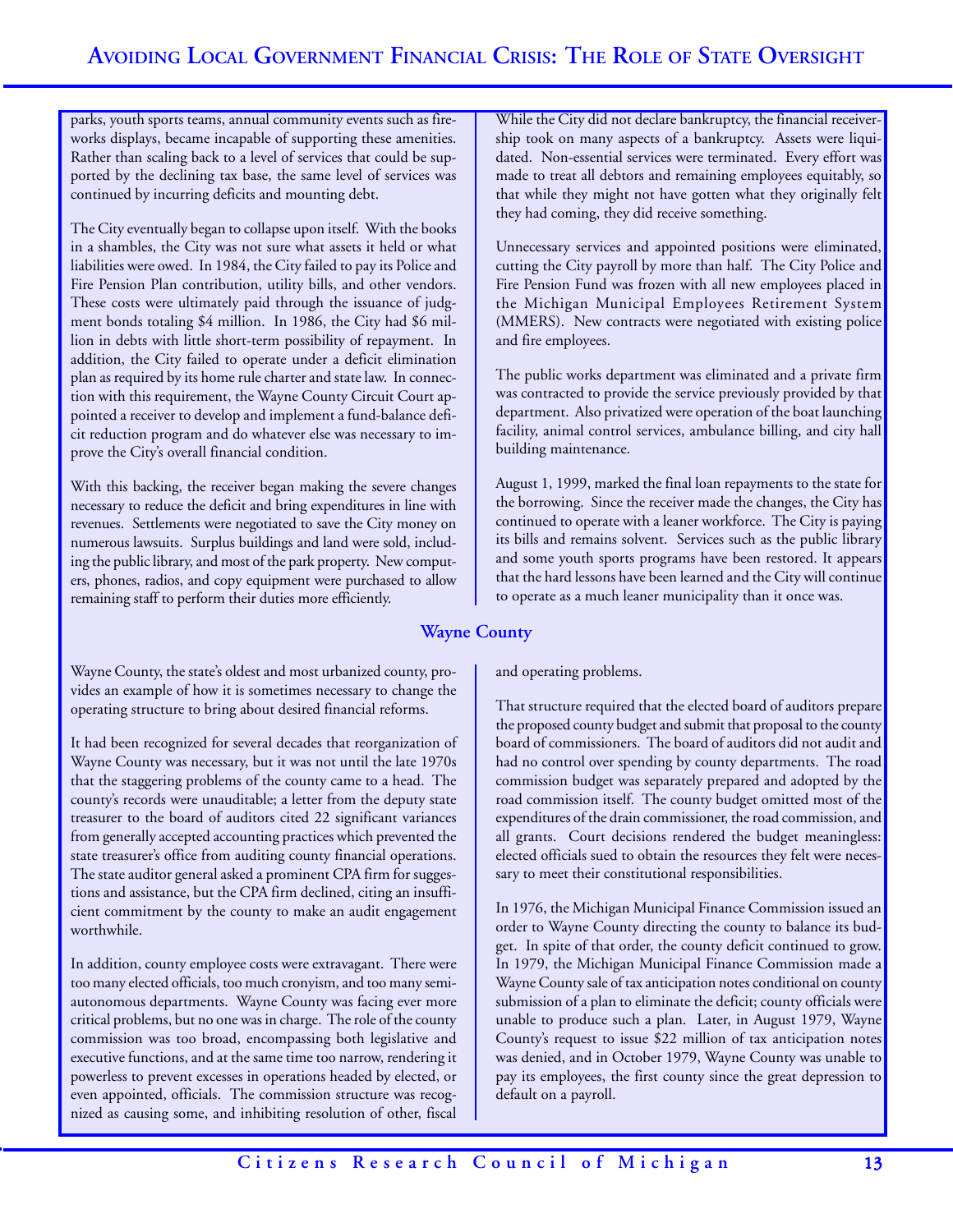parks, youth sports teams, annual community events such as fireworks displays, became incapable of supporting these amenities. Rather than scaling back to a level of services that could be supported by the declining tax base, the same level of services was continued by incurring deficits and mounting debt.

The City eventually began to collapse upon itself. With the books in a shambles, the City was not sure what assets it held or what liabilities were owed. In 1984, the City failed to pay its Police and Fire Pension Plan contribution, utility bills, and other vendors. These costs were ultimately paid through the issuance of judgment bonds totaling $4 million. In 1986, the City had $6 million in debts with little short-term possibility of repayment. In addition, the City failed to operate under a deficit elimination plan as required by its home rule charter and state law. In connection with this requirement, the Wayne County Circuit Court appointed a receiver to develop and implement a fund-balance deficit reduction program and do whatever else was necessary to improve the City's overall financial condition.

With this backing, the receiver began making the severe changes necessary to reduce the deficit and bring expenditures in line with revenues. Settlements were negotiated to save the City money on numerous lawsuits. Surplus buildings and land were sold, including the public library, and most of the park property. New computers, phones, radios, and copy equipment were purchased to allow remaining staff to perform their duties more efficiently.

While the City did not declare bankruptcy, the financial receivership took on many aspects of a bankruptcy. Assets were liquidated. Non-essential services were terminated. Every effort was made to treat all debtors and remaining employees equitably, so that while they might not have gotten what they originally felt they had coming, they did receive something.

Unnecessary services and appointed positions were eliminated, cutting the City payroll by more than half. The City Police and Fire Pension Fund was frozen with all new employees placed in the Michigan Municipal Employees Retirement System (MMERS). New contracts were negotiated with existing police and fire employees.

The public works department was eliminated and a private firm was contracted to provide the service previously provided by that department. Also privatized were operation of the boat launching facility, animal control services, ambulance billing, and city hall building maintenance.

August 1, 1999, marked the final loan repayments to the state for the borrowing. Since the receiver made the changes, the City has continued to operate with a leaner workforce. The City is paying its bills and remains solvent. Services such as the public library and some youth sports programs have been restored. It appears that the hard lessons have been learned and the City will continue to operate as a much leaner municipality than it once was.

## Wayne County

Wayne County, the state's oldest and most urbanized county, provides an example of how it is sometimes necessary to change the operating structure to bring about desired financial reforms.

It had been recognized for several decades that reorganization of Wayne County was necessary, but it was not until the late 1970s that the staggering problems of the county came to a head. The county's records were unauditable; a letter from the deputy state treasurer to the board of auditors cited 22 significant variances from generally accepted accounting practices which prevented the state treasurer's office from auditing county financial operations. The state auditor general asked a prominent CPA firm for suggestions and assistance, but the CPA firm declined, citing an insufficient commitment by the county to make an audit engagement worthwhile.

In addition, county employee costs were extravagant. There were too many elected officials, too much cronyism, and too many semi-autonomous departments. Wayne County was facing ever more critical problems, but no one was in charge. The role of the county commission was too broad, encompassing both legislative and executive functions, and at the same time too narrow, rendering it powerless to prevent excesses in operations headed by elected, or even appointed, officials. The commission structure was recognized as causing some, and inhibiting resolution of other, fiscal and operating problems.

That structure required that the elected board of auditors prepare the proposed county budget and submit that proposal to the county board of commissioners. The board of auditors did not audit and had no control over spending by county departments. The road commission budget was separately prepared and adopted by the road commission itself. The county budget omitted most of the expenditures of the drain commissioner, the road commission, and all grants. Court decisions rendered the budget meaningless: elected officials sued to obtain the resources they felt were necessary to meet their constitutional responsibilities.

In 1976, the Michigan Municipal Finance Commission issued an order to Wayne County directing the county to balance its budget. In spite of that order, the county deficit continued to grow. In 1979, the Michigan Municipal Finance Commission made a Wayne County sale of tax anticipation notes conditional on county submission of a plan to eliminate the deficit; county officials were unable to produce such a plan. Later, in August 1979, Wayne County's request to issue $22 million of tax anticipation notes was denied, and in October 1979, Wayne County was unable to pay its employees, the first county since the great depression to default on a payroll.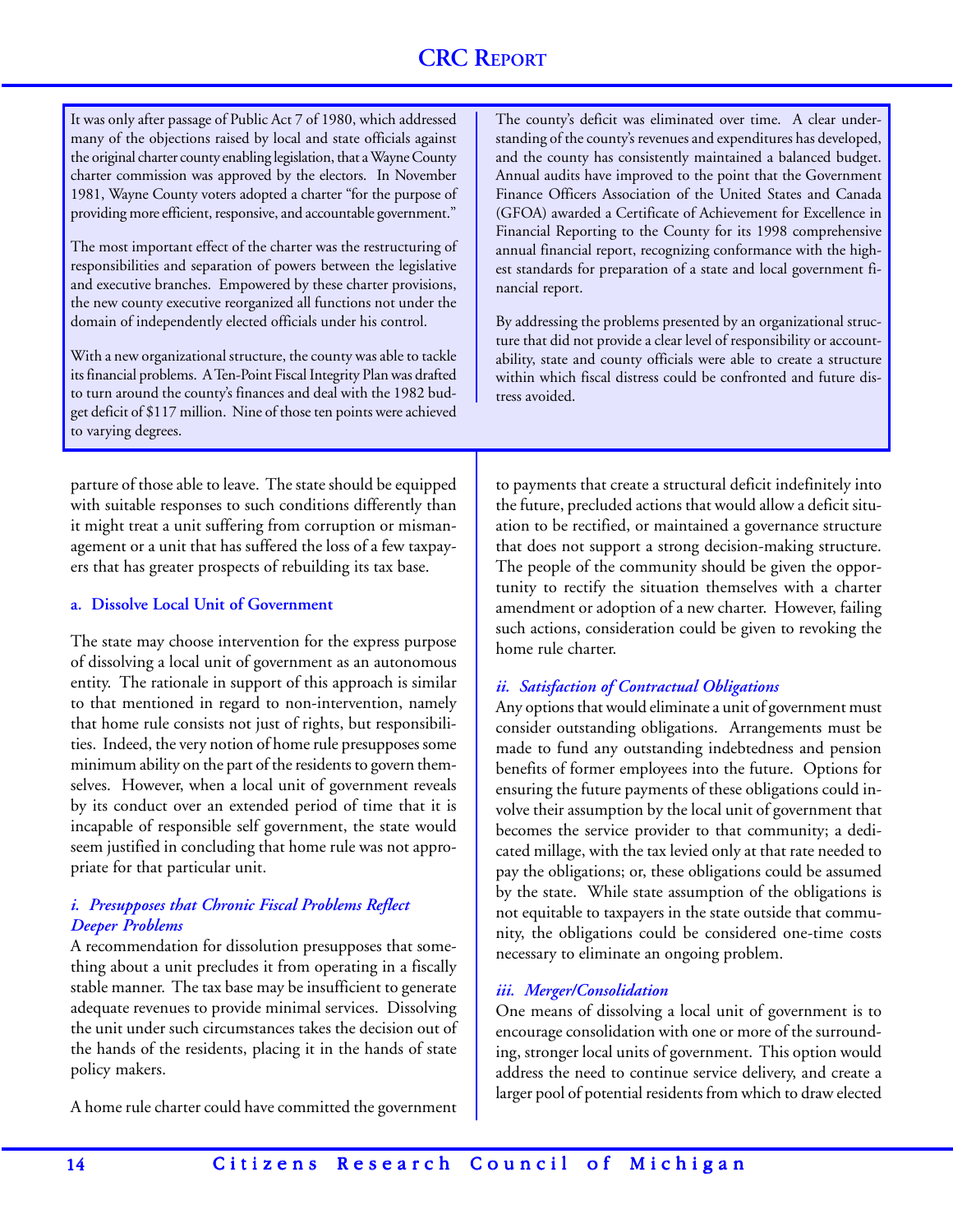It was only after passage of Public Act 7 of 1980, which addressed many of the objections raised by local and state officials against the original charter county enabling legislation, that a Wayne County charter commission was approved by the electors. In November 1981, Wayne County voters adopted a charter "for the purpose of providing more efficient, responsive, and accountable government."

The most important effect of the charter was the restructuring of responsibilities and separation of powers between the legislative and executive branches. Empowered by these charter provisions, the new county executive reorganized all functions not under the domain of independently elected officials under his control.

With a new organizational structure, the county was able to tackle its financial problems. A Ten-Point Fiscal Integrity Plan was drafted to turn around the county's finances and deal with the 1982 budget deficit of $117 million. Nine of those ten points were achieved to varying degrees.

The county's deficit was eliminated over time. A clear understanding of the county's revenues and expenditures has developed, and the county has consistently maintained a balanced budget. Annual audits have improved to the point that the Government Finance Officers Association of the United States and Canada (GFOA) awarded a Certificate of Achievement for Excellence in Financial Reporting to the County for its 1998 comprehensive annual financial report, recognizing conformance with the highest standards for preparation of a state and local government financial report.

By addressing the problems presented by an organizational structure that did not provide a clear level of responsibility or accountability, state and county officials were able to create a structure within which fiscal distress could be confronted and future distress avoided.

parture of those able to leave. The state should be equipped with suitable responses to such conditions differently than it might treat a unit suffering from corruption or mismanagement or a unit that has suffered the loss of a few taxpayers that has greater prospects of rebuilding its tax base.

### a. Dissolve Local Unit of Government

The state may choose intervention for the express purpose of dissolving a local unit of government as an autonomous entity. The rationale in support of this approach is similar to that mentioned in regard to non-intervention, namely that home rule consists not just of rights, but responsibilities. Indeed, the very notion of home rule presupposes some minimum ability on the part of the residents to govern themselves. However, when a local unit of government reveals by its conduct over an extended period of time that it is incapable of responsible self government, the state would seem justified in concluding that home rule was not appropriate for that particular unit.

#### *i. Presupposes that Chronic Fiscal Problems Reflect Deeper Problems*

A recommendation for dissolution presupposes that something about a unit precludes it from operating in a fiscally stable manner. The tax base may be insufficient to generate adequate revenues to provide minimal services. Dissolving the unit under such circumstances takes the decision out of the hands of the residents, placing it in the hands of state policy makers.

A home rule charter could have committed the government to payments that create a structural deficit indefinitely into the future, precluded actions that would allow a deficit situation to be rectified, or maintained a governance structure that does not support a strong decision-making structure. The people of the community should be given the opportunity to rectify the situation themselves with a charter amendment or adoption of a new charter. However, failing such actions, consideration could be given to revoking the home rule charter.

#### *ii. Satisfaction of Contractual Obligations*

Any options that would eliminate a unit of government must consider outstanding obligations. Arrangements must be made to fund any outstanding indebtedness and pension benefits of former employees into the future. Options for ensuring the future payments of these obligations could involve their assumption by the local unit of government that becomes the service provider to that community; a dedicated millage, with the tax levied only at that rate needed to pay the obligations; or, these obligations could be assumed by the state. While state assumption of the obligations is not equitable to taxpayers in the state outside that community, the obligations could be considered one-time costs necessary to eliminate an ongoing problem.

#### *iii. Merger/Consolidation*

One means of dissolving a local unit of government is to encourage consolidation with one or more of the surrounding, stronger local units of government. This option would address the need to continue service delivery, and create a larger pool of potential residents from which to draw elected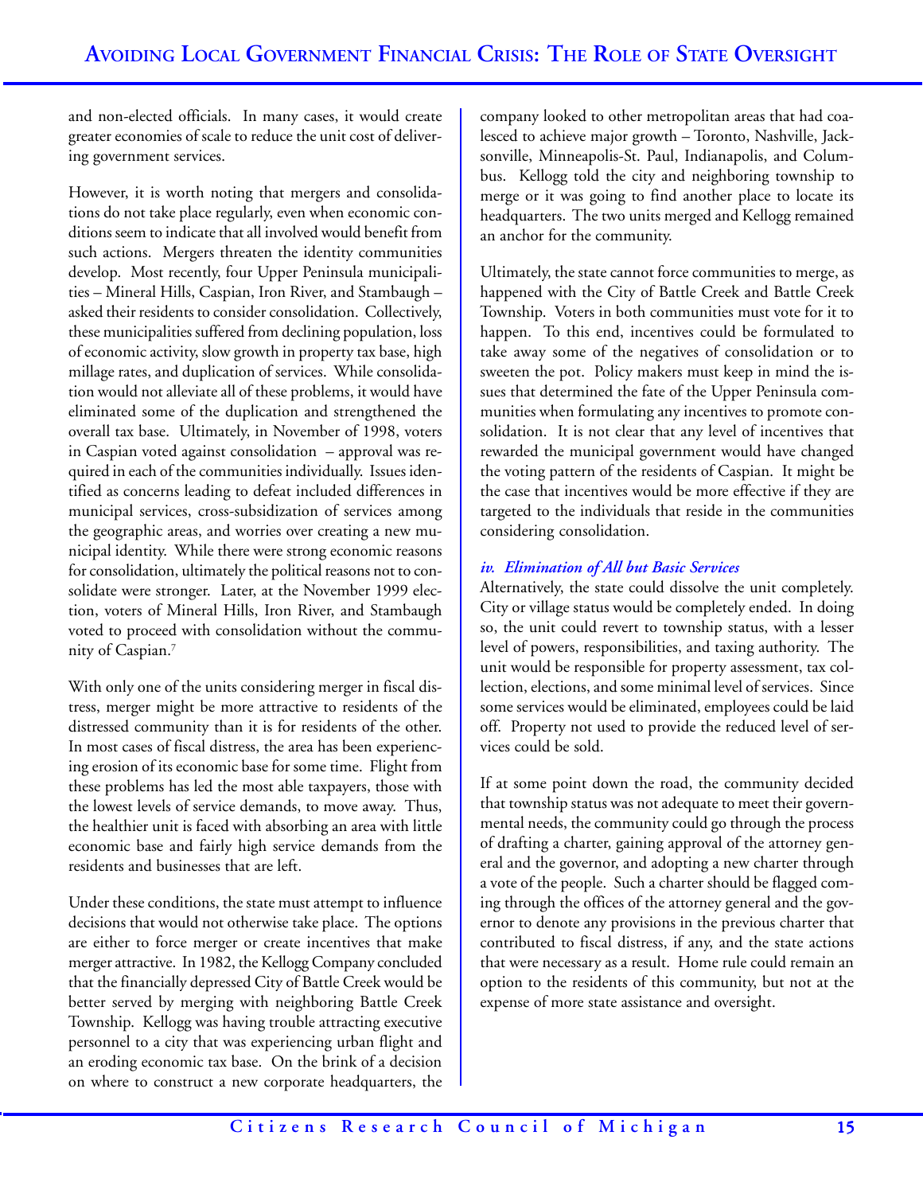and non-elected officials. In many cases, it would create greater economies of scale to reduce the unit cost of delivering government services.

However, it is worth noting that mergers and consolidations do not take place regularly, even when economic conditions seem to indicate that all involved would benefit from such actions. Mergers threaten the identity communities develop. Most recently, four Upper Peninsula municipalities – Mineral Hills, Caspian, Iron River, and Stambaugh – asked their residents to consider consolidation. Collectively, these municipalities suffered from declining population, loss of economic activity, slow growth in property tax base, high millage rates, and duplication of services. While consolidation would not alleviate all of these problems, it would have eliminated some of the duplication and strengthened the overall tax base. Ultimately, in November of 1998, voters in Caspian voted against consolidation – approval was required in each of the communities individually. Issues identified as concerns leading to defeat included differences in municipal services, cross-subsidization of services among the geographic areas, and worries over creating a new municipal identity. While there were strong economic reasons for consolidation, ultimately the political reasons not to consolidate were stronger. Later, at the November 1999 election, voters of Mineral Hills, Iron River, and Stambaugh voted to proceed with consolidation without the community of Caspian.[7]

With only one of the units considering merger in fiscal distress, merger might be more attractive to residents of the distressed community than it is for residents of the other. In most cases of fiscal distress, the area has been experiencing erosion of its economic base for some time. Flight from these problems has led the most able taxpayers, those with the lowest levels of service demands, to move away. Thus, the healthier unit is faced with absorbing an area with little economic base and fairly high service demands from the residents and businesses that are left.

Under these conditions, the state must attempt to influence decisions that would not otherwise take place. The options are either to force merger or create incentives that make merger attractive. In 1982, the Kellogg Company concluded that the financially depressed City of Battle Creek would be better served by merging with neighboring Battle Creek Township. Kellogg was having trouble attracting executive personnel to a city that was experiencing urban flight and an eroding economic tax base. On the brink of a decision on where to construct a new corporate headquarters, the company looked to other metropolitan areas that had coalesced to achieve major growth – Toronto, Nashville, Jacksonville, Minneapolis-St. Paul, Indianapolis, and Columbus. Kellogg told the city and neighboring township to merge or it was going to find another place to locate its headquarters. The two units merged and Kellogg remained an anchor for the community.

Ultimately, the state cannot force communities to merge, as happened with the City of Battle Creek and Battle Creek Township. Voters in both communities must vote for it to happen. To this end, incentives could be formulated to take away some of the negatives of consolidation or to sweeten the pot. Policy makers must keep in mind the issues that determined the fate of the Upper Peninsula communities when formulating any incentives to promote consolidation. It is not clear that any level of incentives that rewarded the municipal government would have changed the voting pattern of the residents of Caspian. It might be the case that incentives would be more effective if they are targeted to the individuals that reside in the communities considering consolidation.

#### *iv. Elimination of All but Basic Services*

Alternatively, the state could dissolve the unit completely. City or village status would be completely ended. In doing so, the unit could revert to township status, with a lesser level of powers, responsibilities, and taxing authority. The unit would be responsible for property assessment, tax collection, elections, and some minimal level of services. Since some services would be eliminated, employees could be laid off. Property not used to provide the reduced level of services could be sold.

If at some point down the road, the community decided that township status was not adequate to meet their governmental needs, the community could go through the process of drafting a charter, gaining approval of the attorney general and the governor, and adopting a new charter through a vote of the people. Such a charter should be flagged coming through the offices of the attorney general and the governor to denote any provisions in the previous charter that contributed to fiscal distress, if any, and the state actions that were necessary as a result. Home rule could remain an option to the residents of this community, but not at the expense of more state assistance and oversight.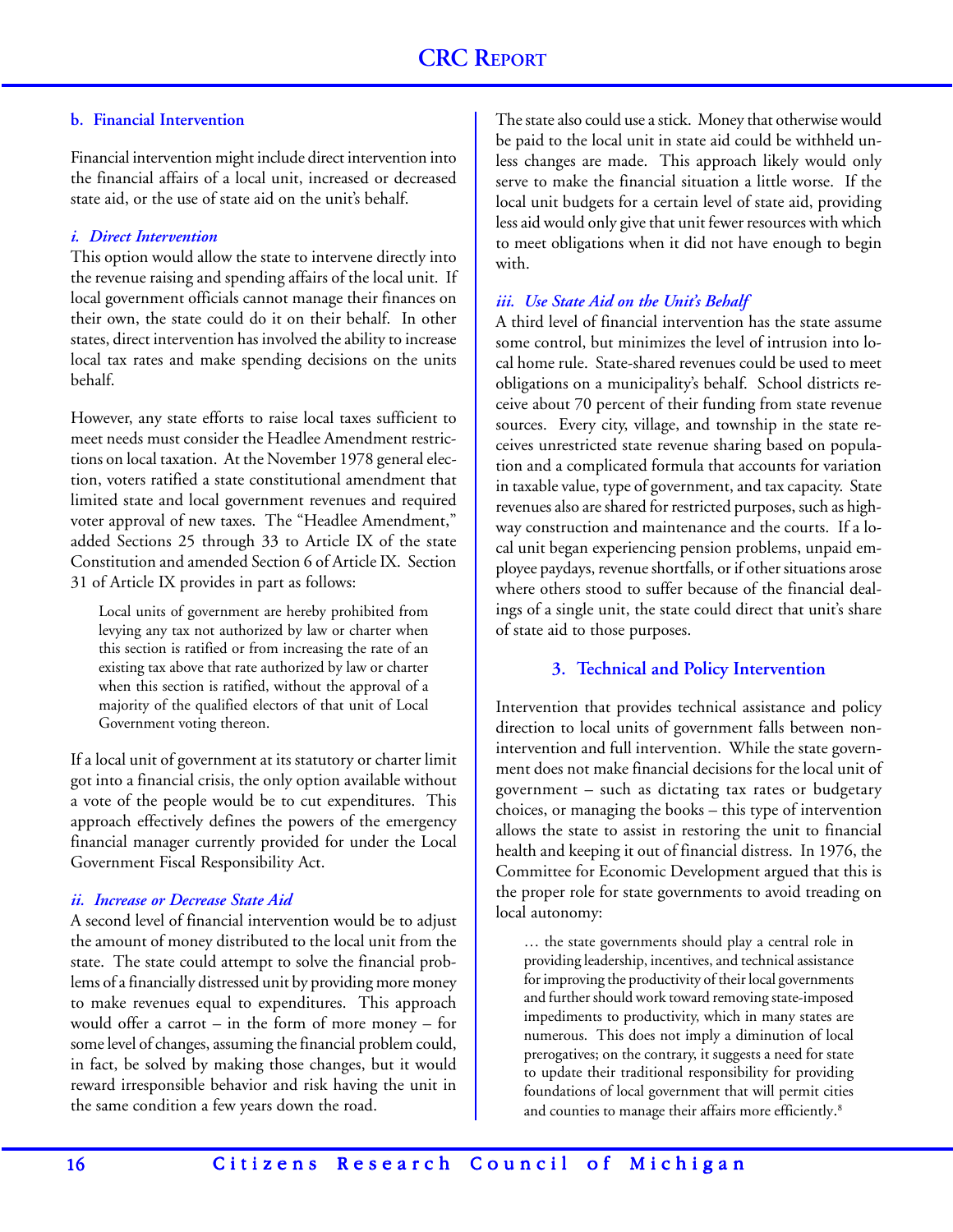### b. Financial Intervention

Financial intervention might include direct intervention into the financial affairs of a local unit, increased or decreased state aid, or the use of state aid on the unit's behalf.

#### *i. Direct Intervention*

This option would allow the state to intervene directly into the revenue raising and spending affairs of the local unit. If local government officials cannot manage their finances on their own, the state could do it on their behalf. In other states, direct intervention has involved the ability to increase local tax rates and make spending decisions on the units behalf.

However, any state efforts to raise local taxes sufficient to meet needs must consider the Headlee Amendment restrictions on local taxation. At the November 1978 general election, voters ratified a state constitutional amendment that limited state and local government revenues and required voter approval of new taxes. The "Headlee Amendment," added Sections 25 through 33 to Article IX of the state Constitution and amended Section 6 of Article IX. Section 31 of Article IX provides in part as follows:

> Local units of government are hereby prohibited from levying any tax not authorized by law or charter when this section is ratified or from increasing the rate of an existing tax above that rate authorized by law or charter when this section is ratified, without the approval of a majority of the qualified electors of that unit of Local Government voting thereon.

If a local unit of government at its statutory or charter limit got into a financial crisis, the only option available without a vote of the people would be to cut expenditures. This approach effectively defines the powers of the emergency financial manager currently provided for under the Local Government Fiscal Responsibility Act.

#### *ii. Increase or Decrease State Aid*

A second level of financial intervention would be to adjust the amount of money distributed to the local unit from the state. The state could attempt to solve the financial problems of a financially distressed unit by providing more money to make revenues equal to expenditures. This approach would offer a carrot – in the form of more money – for some level of changes, assuming the financial problem could, in fact, be solved by making those changes, but it would reward irresponsible behavior and risk having the unit in the same condition a few years down the road.

The state also could use a stick. Money that otherwise would be paid to the local unit in state aid could be withheld unless changes are made. This approach likely would only serve to make the financial situation a little worse. If the local unit budgets for a certain level of state aid, providing less aid would only give that unit fewer resources with which to meet obligations when it did not have enough to begin with.

#### *iii. Use State Aid on the Unit's Behalf*

A third level of financial intervention has the state assume some control, but minimizes the level of intrusion into local home rule. State-shared revenues could be used to meet obligations on a municipality's behalf. School districts receive about 70 percent of their funding from state revenue sources. Every city, village, and township in the state receives unrestricted state revenue sharing based on population and a complicated formula that accounts for variation in taxable value, type of government, and tax capacity. State revenues also are shared for restricted purposes, such as highway construction and maintenance and the courts. If a local unit began experiencing pension problems, unpaid employee paydays, revenue shortfalls, or if other situations arose where others stood to suffer because of the financial dealings of a single unit, the state could direct that unit's share of state aid to those purposes.

## 3. Technical and Policy Intervention

Intervention that provides technical assistance and policy direction to local units of government falls between non-intervention and full intervention. While the state government does not make financial decisions for the local unit of government – such as dictating tax rates or budgetary choices, or managing the books – this type of intervention allows the state to assist in restoring the unit to financial health and keeping it out of financial distress. In 1976, the Committee for Economic Development argued that this is the proper role for state governments to avoid treading on local autonomy:

> … the state governments should play a central role in providing leadership, incentives, and technical assistance for improving the productivity of their local governments and further should work toward removing state-imposed impediments to productivity, which in many states are numerous. This does not imply a diminution of local prerogatives; on the contrary, it suggests a need for state to update their traditional responsibility for providing foundations of local government that will permit cities and counties to manage their affairs more efficiently.[8]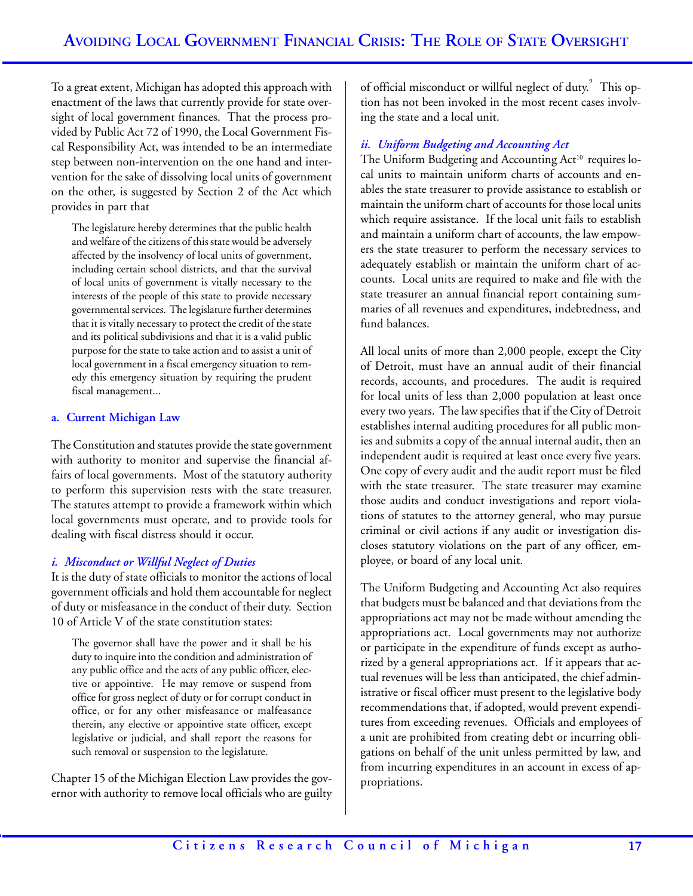To a great extent, Michigan has adopted this approach with enactment of the laws that currently provide for state oversight of local government finances. That the process provided by Public Act 72 of 1990, the Local Government Fiscal Responsibility Act, was intended to be an intermediate step between non-intervention on the one hand and intervention for the sake of dissolving local units of government on the other, is suggested by Section 2 of the Act which provides in part that

> The legislature hereby determines that the public health and welfare of the citizens of this state would be adversely affected by the insolvency of local units of government, including certain school districts, and that the survival of local units of government is vitally necessary to the interests of the people of this state to provide necessary governmental services. The legislature further determines that it is vitally necessary to protect the credit of the state and its political subdivisions and that it is a valid public purpose for the state to take action and to assist a unit of local government in a fiscal emergency situation to remedy this emergency situation by requiring the prudent fiscal management...

### a. Current Michigan Law

The Constitution and statutes provide the state government with authority to monitor and supervise the financial affairs of local governments. Most of the statutory authority to perform this supervision rests with the state treasurer. The statutes attempt to provide a framework within which local governments must operate, and to provide tools for dealing with fiscal distress should it occur.

#### *i. Misconduct or Willful Neglect of Duties*

It is the duty of state officials to monitor the actions of local government officials and hold them accountable for neglect of duty or misfeasance in the conduct of their duty. Section 10 of Article V of the state constitution states:

> The governor shall have the power and it shall be his duty to inquire into the condition and administration of any public office and the acts of any public officer, elective or appointive. He may remove or suspend from office for gross neglect of duty or for corrupt conduct in office, or for any other misfeasance or malfeasance therein, any elective or appointive state officer, except legislative or judicial, and shall report the reasons for such removal or suspension to the legislature.

Chapter 15 of the Michigan Election Law provides the governor with authority to remove local officials who are guilty of official misconduct or willful neglect of duty.[9] This option has not been invoked in the most recent cases involving the state and a local unit.

#### *ii. Uniform Budgeting and Accounting Act*

The Uniform Budgeting and Accounting Act[10] requires local units to maintain uniform charts of accounts and enables the state treasurer to provide assistance to establish or maintain the uniform chart of accounts for those local units which require assistance. If the local unit fails to establish and maintain a uniform chart of accounts, the law empowers the state treasurer to perform the necessary services to adequately establish or maintain the uniform chart of accounts. Local units are required to make and file with the state treasurer an annual financial report containing summaries of all revenues and expenditures, indebtedness, and fund balances.

All local units of more than 2,000 people, except the City of Detroit, must have an annual audit of their financial records, accounts, and procedures. The audit is required for local units of less than 2,000 population at least once every two years. The law specifies that if the City of Detroit establishes internal auditing procedures for all public monies and submits a copy of the annual internal audit, then an independent audit is required at least once every five years. One copy of every audit and the audit report must be filed with the state treasurer. The state treasurer may examine those audits and conduct investigations and report violations of statutes to the attorney general, who may pursue criminal or civil actions if any audit or investigation discloses statutory violations on the part of any officer, employee, or board of any local unit.

The Uniform Budgeting and Accounting Act also requires that budgets must be balanced and that deviations from the appropriations act may not be made without amending the appropriations act. Local governments may not authorize or participate in the expenditure of funds except as authorized by a general appropriations act. If it appears that actual revenues will be less than anticipated, the chief administrative or fiscal officer must present to the legislative body recommendations that, if adopted, would prevent expenditures from exceeding revenues. Officials and employees of a unit are prohibited from creating debt or incurring obligations on behalf of the unit unless permitted by law, and from incurring expenditures in an account in excess of appropriations.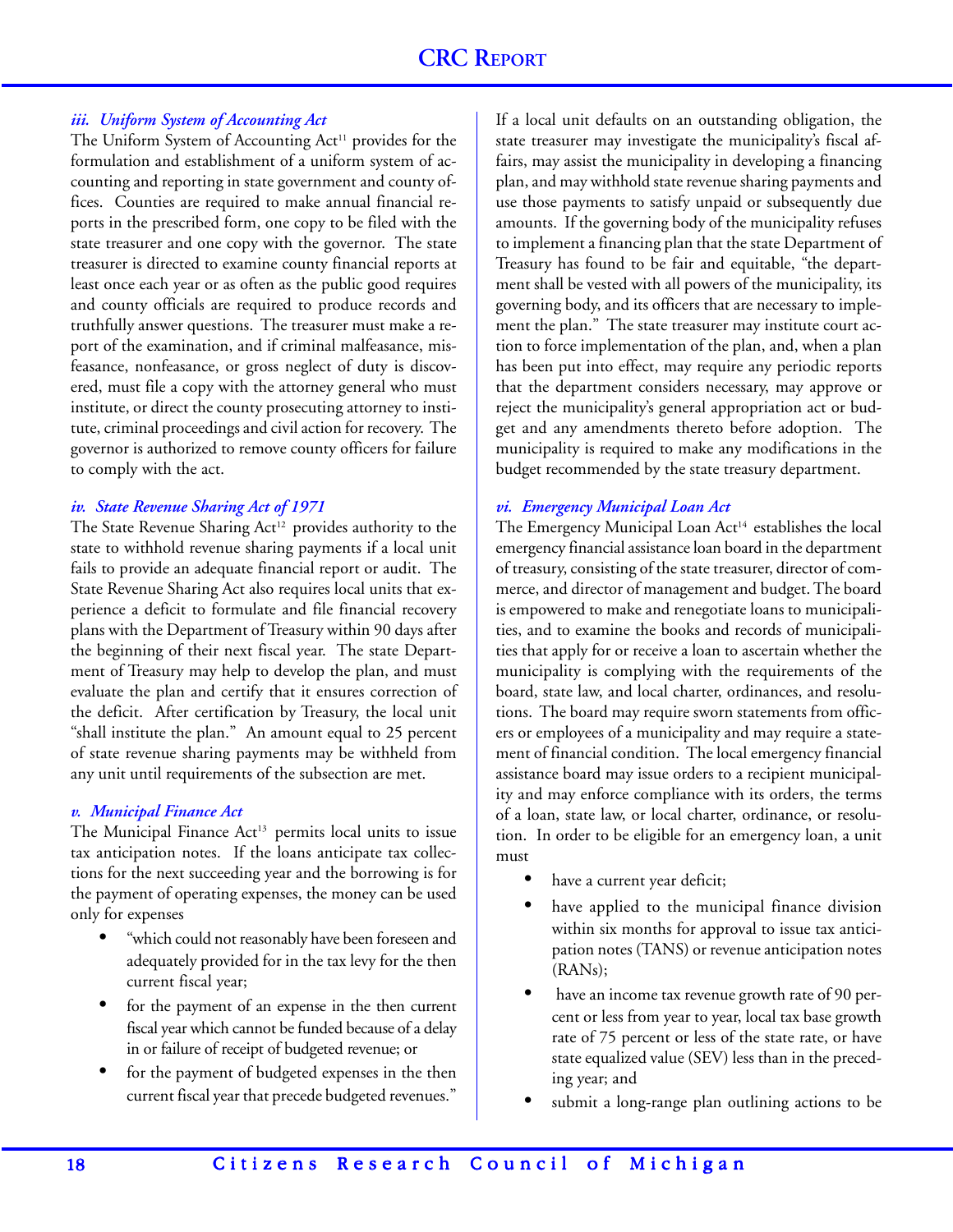### *iii. Uniform System of Accounting Act*

The Uniform System of Accounting Act[11] provides for the formulation and establishment of a uniform system of accounting and reporting in state government and county offices. Counties are required to make annual financial reports in the prescribed form, one copy to be filed with the state treasurer and one copy with the governor. The state treasurer is directed to examine county financial reports at least once each year or as often as the public good requires and county officials are required to produce records and truthfully answer questions. The treasurer must make a report of the examination, and if criminal malfeasance, misfeasance, nonfeasance, or gross neglect of duty is discovered, must file a copy with the attorney general who must institute, or direct the county prosecuting attorney to institute, criminal proceedings and civil action for recovery. The governor is authorized to remove county officers for failure to comply with the act.

### *iv. State Revenue Sharing Act of 1971*

The State Revenue Sharing Act[12] provides authority to the state to withhold revenue sharing payments if a local unit fails to provide an adequate financial report or audit. The State Revenue Sharing Act also requires local units that experience a deficit to formulate and file financial recovery plans with the Department of Treasury within 90 days after the beginning of their next fiscal year. The state Department of Treasury may help to develop the plan, and must evaluate the plan and certify that it ensures correction of the deficit. After certification by Treasury, the local unit "shall institute the plan." An amount equal to 25 percent of state revenue sharing payments may be withheld from any unit until requirements of the subsection are met.

### *v. Municipal Finance Act*

The Municipal Finance Act[13] permits local units to issue tax anticipation notes. If the loans anticipate tax collections for the next succeeding year and the borrowing is for the payment of operating expenses, the money can be used only for expenses

- "which could not reasonably have been foreseen and adequately provided for in the tax levy for the then current fiscal year;
- for the payment of an expense in the then current fiscal year which cannot be funded because of a delay in or failure of receipt of budgeted revenue; or
- for the payment of budgeted expenses in the then current fiscal year that precede budgeted revenues."

If a local unit defaults on an outstanding obligation, the state treasurer may investigate the municipality's fiscal affairs, may assist the municipality in developing a financing plan, and may withhold state revenue sharing payments and use those payments to satisfy unpaid or subsequently due amounts. If the governing body of the municipality refuses to implement a financing plan that the state Department of Treasury has found to be fair and equitable, "the department shall be vested with all powers of the municipality, its governing body, and its officers that are necessary to implement the plan." The state treasurer may institute court action to force implementation of the plan, and, when a plan has been put into effect, may require any periodic reports that the department considers necessary, may approve or reject the municipality's general appropriation act or budget and any amendments thereto before adoption. The municipality is required to make any modifications in the budget recommended by the state treasury department.

### *vi. Emergency Municipal Loan Act*

The Emergency Municipal Loan Act[14] establishes the local emergency financial assistance loan board in the department of treasury, consisting of the state treasurer, director of commerce, and director of management and budget. The board is empowered to make and renegotiate loans to municipalities, and to examine the books and records of municipalities that apply for or receive a loan to ascertain whether the municipality is complying with the requirements of the board, state law, and local charter, ordinances, and resolutions. The board may require sworn statements from officers or employees of a municipality and may require a statement of financial condition. The local emergency financial assistance board may issue orders to a recipient municipality and may enforce compliance with its orders, the terms of a loan, state law, or local charter, ordinance, or resolution. In order to be eligible for an emergency loan, a unit must

- have a current year deficit;
- have applied to the municipal finance division within six months for approval to issue tax anticipation notes (TANS) or revenue anticipation notes (RANs);
- have an income tax revenue growth rate of 90 percent or less from year to year, local tax base growth rate of 75 percent or less of the state rate, or have state equalized value (SEV) less than in the preceding year; and
- submit a long-range plan outlining actions to be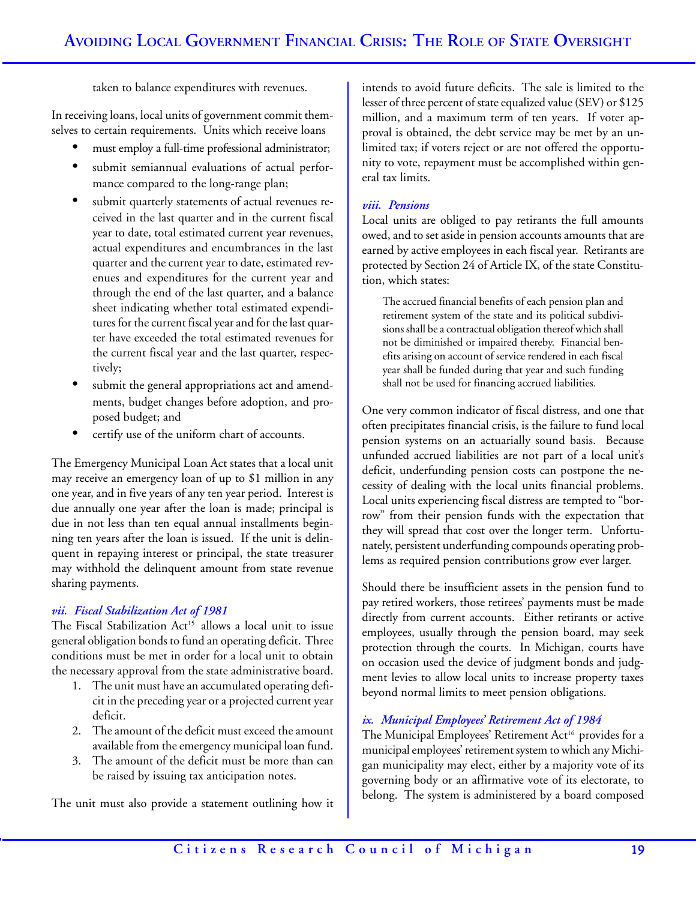taken to balance expenditures with revenues.

In receiving loans, local units of government commit themselves to certain requirements. Units which receive loans

- must employ a full-time professional administrator;
- submit semiannual evaluations of actual performance compared to the long-range plan;
- submit quarterly statements of actual revenues received in the last quarter and in the current fiscal year to date, total estimated current year revenues, actual expenditures and encumbrances in the last quarter and the current year to date, estimated revenues and expenditures for the current year and through the end of the last quarter, and a balance sheet indicating whether total estimated expenditures for the current fiscal year and for the last quarter have exceeded the total estimated revenues for the current fiscal year and the last quarter, respectively;
- submit the general appropriations act and amendments, budget changes before adoption, and proposed budget; and
- certify use of the uniform chart of accounts.

The Emergency Municipal Loan Act states that a local unit may receive an emergency loan of up to $1 million in any one year, and in five years of any ten year period. Interest is due annually one year after the loan is made; principal is due in not less than ten equal annual installments beginning ten years after the loan is issued. If the unit is delinquent in repaying interest or principal, the state treasurer may withhold the delinquent amount from state revenue sharing payments.

### *vii. Fiscal Stabilization Act of 1981*

The Fiscal Stabilization Act[15] allows a local unit to issue general obligation bonds to fund an operating deficit. Three conditions must be met in order for a local unit to obtain the necessary approval from the state administrative board.

1. The unit must have an accumulated operating deficit in the preceding year or a projected current year deficit.
2. The amount of the deficit must exceed the amount available from the emergency municipal loan fund.
3. The amount of the deficit must be more than can be raised by issuing tax anticipation notes.

The unit must also provide a statement outlining how it intends to avoid future deficits. The sale is limited to the lesser of three percent of state equalized value (SEV) or $125 million, and a maximum term of ten years. If voter approval is obtained, the debt service may be met by an unlimited tax; if voters reject or are not offered the opportunity to vote, repayment must be accomplished within general tax limits.

### *viii. Pensions*

Local units are obliged to pay retirants the full amounts owed, and to set aside in pension accounts amounts that are earned by active employees in each fiscal year. Retirants are protected by Section 24 of Article IX, of the state Constitution, which states:

> The accrued financial benefits of each pension plan and retirement system of the state and its political subdivisions shall be a contractual obligation thereof which shall not be diminished or impaired thereby. Financial benefits arising on account of service rendered in each fiscal year shall be funded during that year and such funding shall not be used for financing accrued liabilities.

One very common indicator of fiscal distress, and one that often precipitates financial crisis, is the failure to fund local pension systems on an actuarially sound basis. Because unfunded accrued liabilities are not part of a local unit's deficit, underfunding pension costs can postpone the necessity of dealing with the local units financial problems. Local units experiencing fiscal distress are tempted to "borrow" from their pension funds with the expectation that they will spread that cost over the longer term. Unfortunately, persistent underfunding compounds operating problems as required pension contributions grow ever larger.

Should there be insufficient assets in the pension fund to pay retired workers, those retirees' payments must be made directly from current accounts. Either retirants or active employees, usually through the pension board, may seek protection through the courts. In Michigan, courts have on occasion used the device of judgment bonds and judgment levies to allow local units to increase property taxes beyond normal limits to meet pension obligations.

### *ix. Municipal Employees' Retirement Act of 1984*

The Municipal Employees' Retirement Act[16] provides for a municipal employees' retirement system to which any Michigan municipality may elect, either by a majority vote of its governing body or an affirmative vote of its electorate, to belong. The system is administered by a board composed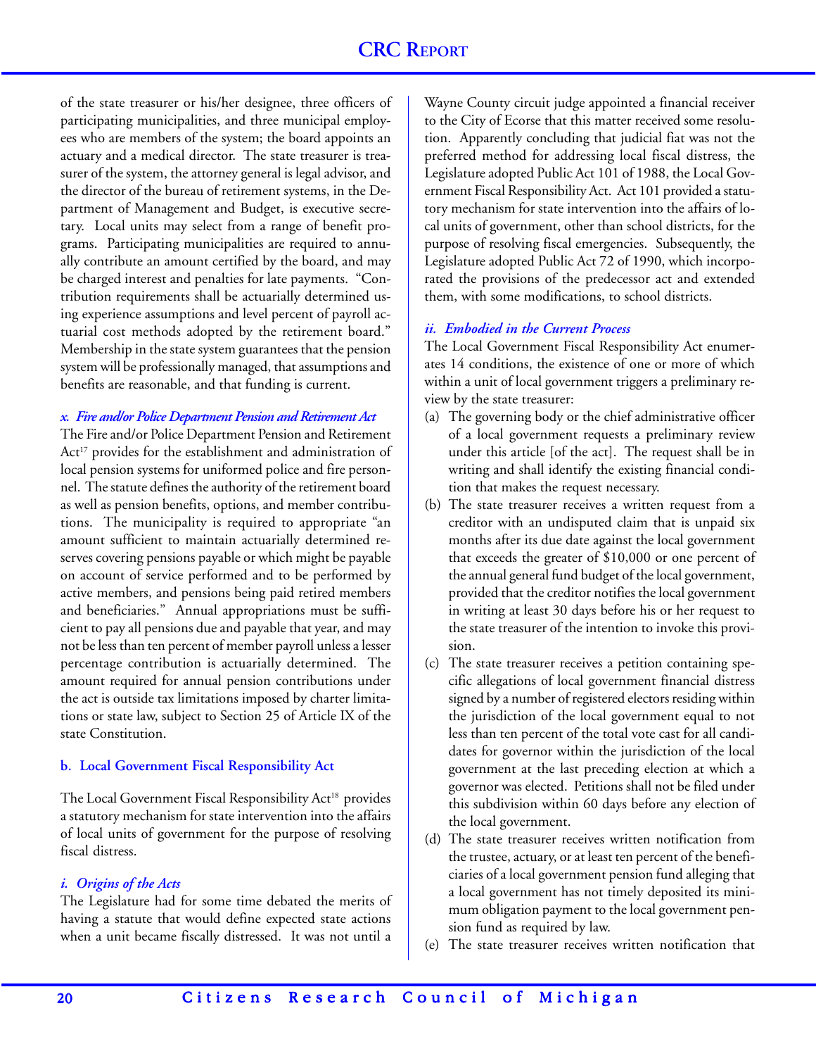of the state treasurer or his/her designee, three officers of participating municipalities, and three municipal employees who are members of the system; the board appoints an actuary and a medical director. The state treasurer is treasurer of the system, the attorney general is legal advisor, and the director of the bureau of retirement systems, in the Department of Management and Budget, is executive secretary. Local units may select from a range of benefit programs. Participating municipalities are required to annually contribute an amount certified by the board, and may be charged interest and penalties for late payments. "Contribution requirements shall be actuarially determined using experience assumptions and level percent of payroll actuarial cost methods adopted by the retirement board." Membership in the state system guarantees that the pension system will be professionally managed, that assumptions and benefits are reasonable, and that funding is current.

#### *x. Fire and/or Police Department Pension and Retirement Act*

The Fire and/or Police Department Pension and Retirement Act[17] provides for the establishment and administration of local pension systems for uniformed police and fire personnel. The statute defines the authority of the retirement board as well as pension benefits, options, and member contributions. The municipality is required to appropriate "an amount sufficient to maintain actuarially determined reserves covering pensions payable or which might be payable on account of service performed and to be performed by active members, and pensions being paid retired members and beneficiaries." Annual appropriations must be sufficient to pay all pensions due and payable that year, and may not be less than ten percent of member payroll unless a lesser percentage contribution is actuarially determined. The amount required for annual pension contributions under the act is outside tax limitations imposed by charter limitations or state law, subject to Section 25 of Article IX of the state Constitution.

### b. Local Government Fiscal Responsibility Act

The Local Government Fiscal Responsibility Act[18] provides a statutory mechanism for state intervention into the affairs of local units of government for the purpose of resolving fiscal distress.

#### *i. Origins of the Acts*

The Legislature had for some time debated the merits of having a statute that would define expected state actions when a unit became fiscally distressed. It was not until a Wayne County circuit judge appointed a financial receiver to the City of Ecorse that this matter received some resolution. Apparently concluding that judicial fiat was not the preferred method for addressing local fiscal distress, the Legislature adopted Public Act 101 of 1988, the Local Government Fiscal Responsibility Act. Act 101 provided a statutory mechanism for state intervention into the affairs of local units of government, other than school districts, for the purpose of resolving fiscal emergencies. Subsequently, the Legislature adopted Public Act 72 of 1990, which incorporated the provisions of the predecessor act and extended them, with some modifications, to school districts.

#### *ii. Embodied in the Current Process*

The Local Government Fiscal Responsibility Act enumerates 14 conditions, the existence of one or more of which within a unit of local government triggers a preliminary review by the state treasurer:

(a) The governing body or the chief administrative officer of a local government requests a preliminary review under this article [of the act]. The request shall be in writing and shall identify the existing financial condition that makes the request necessary.

(b) The state treasurer receives a written request from a creditor with an undisputed claim that is unpaid six months after its due date against the local government that exceeds the greater of $10,000 or one percent of the annual general fund budget of the local government, provided that the creditor notifies the local government in writing at least 30 days before his or her request to the state treasurer of the intention to invoke this provision.

(c) The state treasurer receives a petition containing specific allegations of local government financial distress signed by a number of registered electors residing within the jurisdiction of the local government equal to not less than ten percent of the total vote cast for all candidates for governor within the jurisdiction of the local government at the last preceding election at which a governor was elected. Petitions shall not be filed under this subdivision within 60 days before any election of the local government.

(d) The state treasurer receives written notification from the trustee, actuary, or at least ten percent of the beneficiaries of a local government pension fund alleging that a local government has not timely deposited its minimum obligation payment to the local government pension fund as required by law.

(e) The state treasurer receives written notification that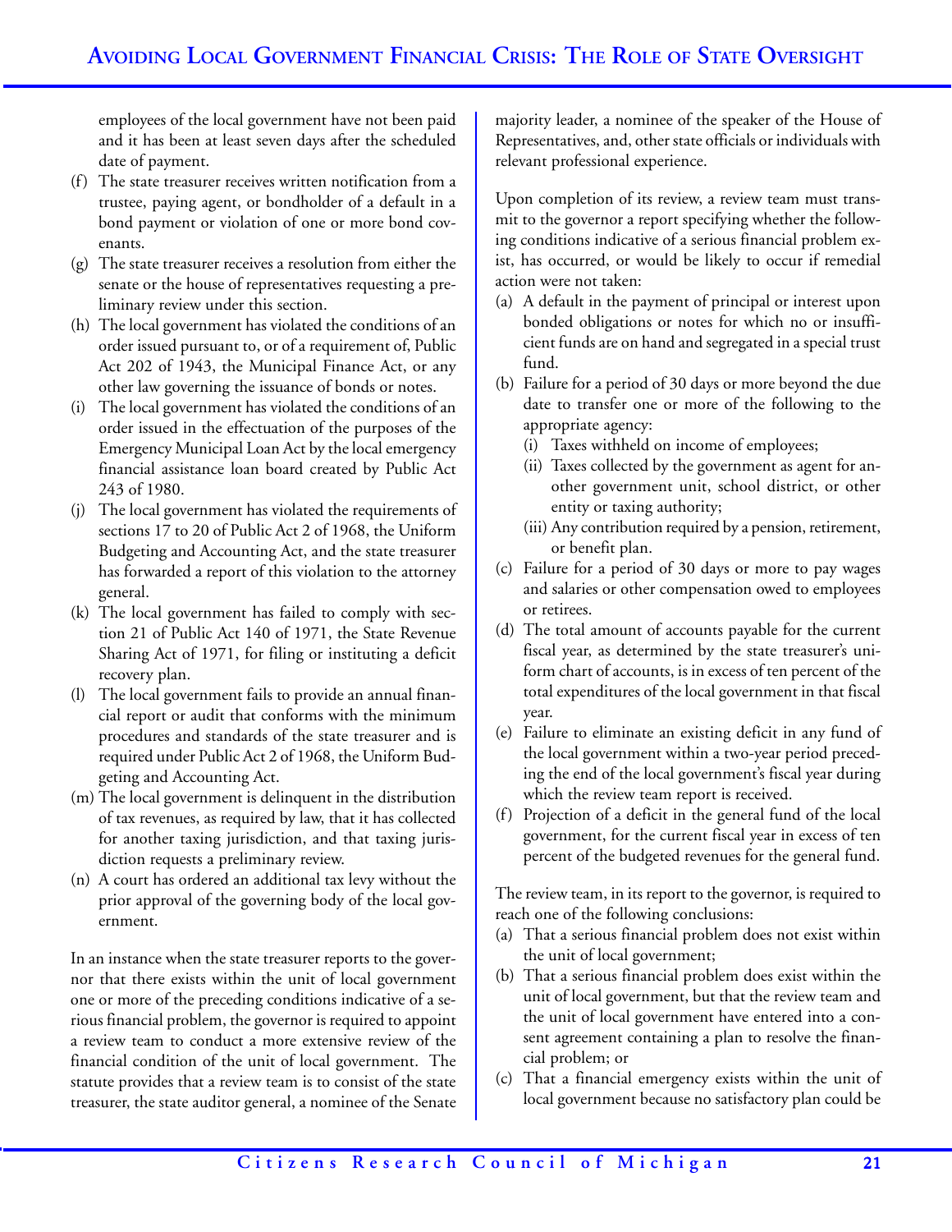employees of the local government have not been paid and it has been at least seven days after the scheduled date of payment.

(f) The state treasurer receives written notification from a trustee, paying agent, or bondholder of a default in a bond payment or violation of one or more bond covenants.

(g) The state treasurer receives a resolution from either the senate or the house of representatives requesting a preliminary review under this section.

(h) The local government has violated the conditions of an order issued pursuant to, or of a requirement of, Public Act 202 of 1943, the Municipal Finance Act, or any other law governing the issuance of bonds or notes.

(i) The local government has violated the conditions of an order issued in the effectuation of the purposes of the Emergency Municipal Loan Act by the local emergency financial assistance loan board created by Public Act 243 of 1980.

(j) The local government has violated the requirements of sections 17 to 20 of Public Act 2 of 1968, the Uniform Budgeting and Accounting Act, and the state treasurer has forwarded a report of this violation to the attorney general.

(k) The local government has failed to comply with section 21 of Public Act 140 of 1971, the State Revenue Sharing Act of 1971, for filing or instituting a deficit recovery plan.

(l) The local government fails to provide an annual financial report or audit that conforms with the minimum procedures and standards of the state treasurer and is required under Public Act 2 of 1968, the Uniform Budgeting and Accounting Act.

(m) The local government is delinquent in the distribution of tax revenues, as required by law, that it has collected for another taxing jurisdiction, and that taxing jurisdiction requests a preliminary review.

(n) A court has ordered an additional tax levy without the prior approval of the governing body of the local government.

In an instance when the state treasurer reports to the governor that there exists within the unit of local government one or more of the preceding conditions indicative of a serious financial problem, the governor is required to appoint a review team to conduct a more extensive review of the financial condition of the unit of local government. The statute provides that a review team is to consist of the state treasurer, the state auditor general, a nominee of the Senate majority leader, a nominee of the speaker of the House of Representatives, and, other state officials or individuals with relevant professional experience.

Upon completion of its review, a review team must transmit to the governor a report specifying whether the following conditions indicative of a serious financial problem exist, has occurred, or would be likely to occur if remedial action were not taken:

(a) A default in the payment of principal or interest upon bonded obligations or notes for which no or insufficient funds are on hand and segregated in a special trust fund.

(b) Failure for a period of 30 days or more beyond the due date to transfer one or more of the following to the appropriate agency:
   (i) Taxes withheld on income of employees;
   (ii) Taxes collected by the government as agent for another government unit, school district, or other entity or taxing authority;
   (iii) Any contribution required by a pension, retirement, or benefit plan.

(c) Failure for a period of 30 days or more to pay wages and salaries or other compensation owed to employees or retirees.

(d) The total amount of accounts payable for the current fiscal year, as determined by the state treasurer's uniform chart of accounts, is in excess of ten percent of the total expenditures of the local government in that fiscal year.

(e) Failure to eliminate an existing deficit in any fund of the local government within a two-year period preceding the end of the local government's fiscal year during which the review team report is received.

(f) Projection of a deficit in the general fund of the local government, for the current fiscal year in excess of ten percent of the budgeted revenues for the general fund.

The review team, in its report to the governor, is required to reach one of the following conclusions:

(a) That a serious financial problem does not exist within the unit of local government;

(b) That a serious financial problem does exist within the unit of local government, but that the review team and the unit of local government have entered into a consent agreement containing a plan to resolve the financial problem; or

(c) That a financial emergency exists within the unit of local government because no satisfactory plan could be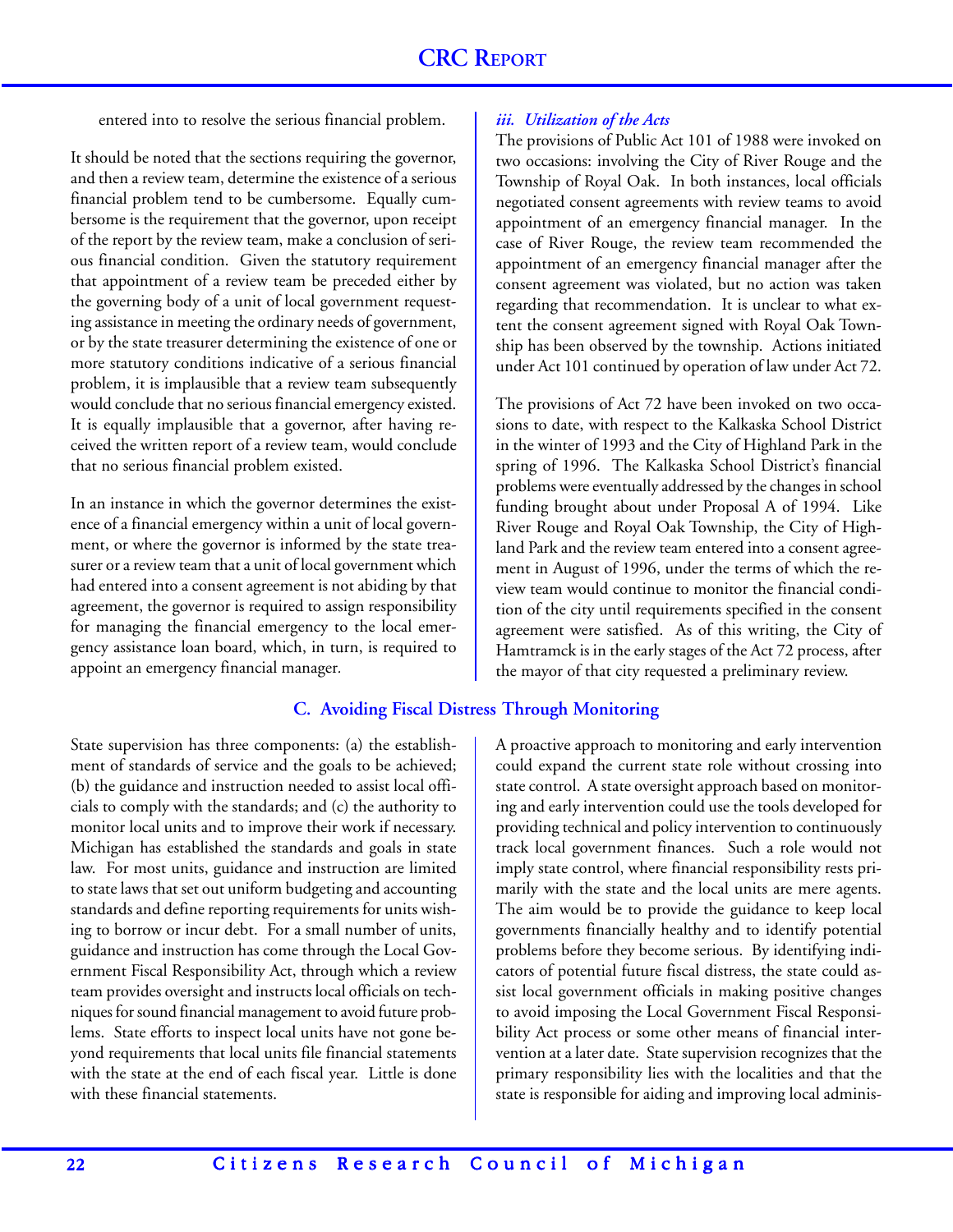entered into to resolve the serious financial problem.

It should be noted that the sections requiring the governor, and then a review team, determine the existence of a serious financial problem tend to be cumbersome. Equally cumbersome is the requirement that the governor, upon receipt of the report by the review team, make a conclusion of serious financial condition. Given the statutory requirement that appointment of a review team be preceded either by the governing body of a unit of local government requesting assistance in meeting the ordinary needs of government, or by the state treasurer determining the existence of one or more statutory conditions indicative of a serious financial problem, it is implausible that a review team subsequently would conclude that no serious financial emergency existed. It is equally implausible that a governor, after having received the written report of a review team, would conclude that no serious financial problem existed.

In an instance in which the governor determines the existence of a financial emergency within a unit of local government, or where the governor is informed by the state treasurer or a review team that a unit of local government which had entered into a consent agreement is not abiding by that agreement, the governor is required to assign responsibility for managing the financial emergency to the local emergency assistance loan board, which, in turn, is required to appoint an emergency financial manager.

#### *iii. Utilization of the Acts*

The provisions of Public Act 101 of 1988 were invoked on two occasions: involving the City of River Rouge and the Township of Royal Oak. In both instances, local officials negotiated consent agreements with review teams to avoid appointment of an emergency financial manager. In the case of River Rouge, the review team recommended the appointment of an emergency financial manager after the consent agreement was violated, but no action was taken regarding that recommendation. It is unclear to what extent the consent agreement signed with Royal Oak Township has been observed by the township. Actions initiated under Act 101 continued by operation of law under Act 72.

The provisions of Act 72 have been invoked on two occasions to date, with respect to the Kalkaska School District in the winter of 1993 and the City of Highland Park in the spring of 1996. The Kalkaska School District's financial problems were eventually addressed by the changes in school funding brought about under Proposal A of 1994. Like River Rouge and Royal Oak Township, the City of Highland Park and the review team entered into a consent agreement in August of 1996, under the terms of which the review team would continue to monitor the financial condition of the city until requirements specified in the consent agreement were satisfied. As of this writing, the City of Hamtramck is in the early stages of the Act 72 process, after the mayor of that city requested a preliminary review.

## C. Avoiding Fiscal Distress Through Monitoring

State supervision has three components: (a) the establishment of standards of service and the goals to be achieved; (b) the guidance and instruction needed to assist local officials to comply with the standards; and (c) the authority to monitor local units and to improve their work if necessary. Michigan has established the standards and goals in state law. For most units, guidance and instruction are limited to state laws that set out uniform budgeting and accounting standards and define reporting requirements for units wishing to borrow or incur debt. For a small number of units, guidance and instruction has come through the Local Government Fiscal Responsibility Act, through which a review team provides oversight and instructs local officials on techniques for sound financial management to avoid future problems. State efforts to inspect local units have not gone beyond requirements that local units file financial statements with the state at the end of each fiscal year. Little is done with these financial statements.

A proactive approach to monitoring and early intervention could expand the current state role without crossing into state control. A state oversight approach based on monitoring and early intervention could use the tools developed for providing technical and policy intervention to continuously track local government finances. Such a role would not imply state control, where financial responsibility rests primarily with the state and the local units are mere agents. The aim would be to provide the guidance to keep local governments financially healthy and to identify potential problems before they become serious. By identifying indicators of potential future fiscal distress, the state could assist local government officials in making positive changes to avoid imposing the Local Government Fiscal Responsibility Act process or some other means of financial intervention at a later date. State supervision recognizes that the primary responsibility lies with the localities and that the state is responsible for aiding and improving local adminis-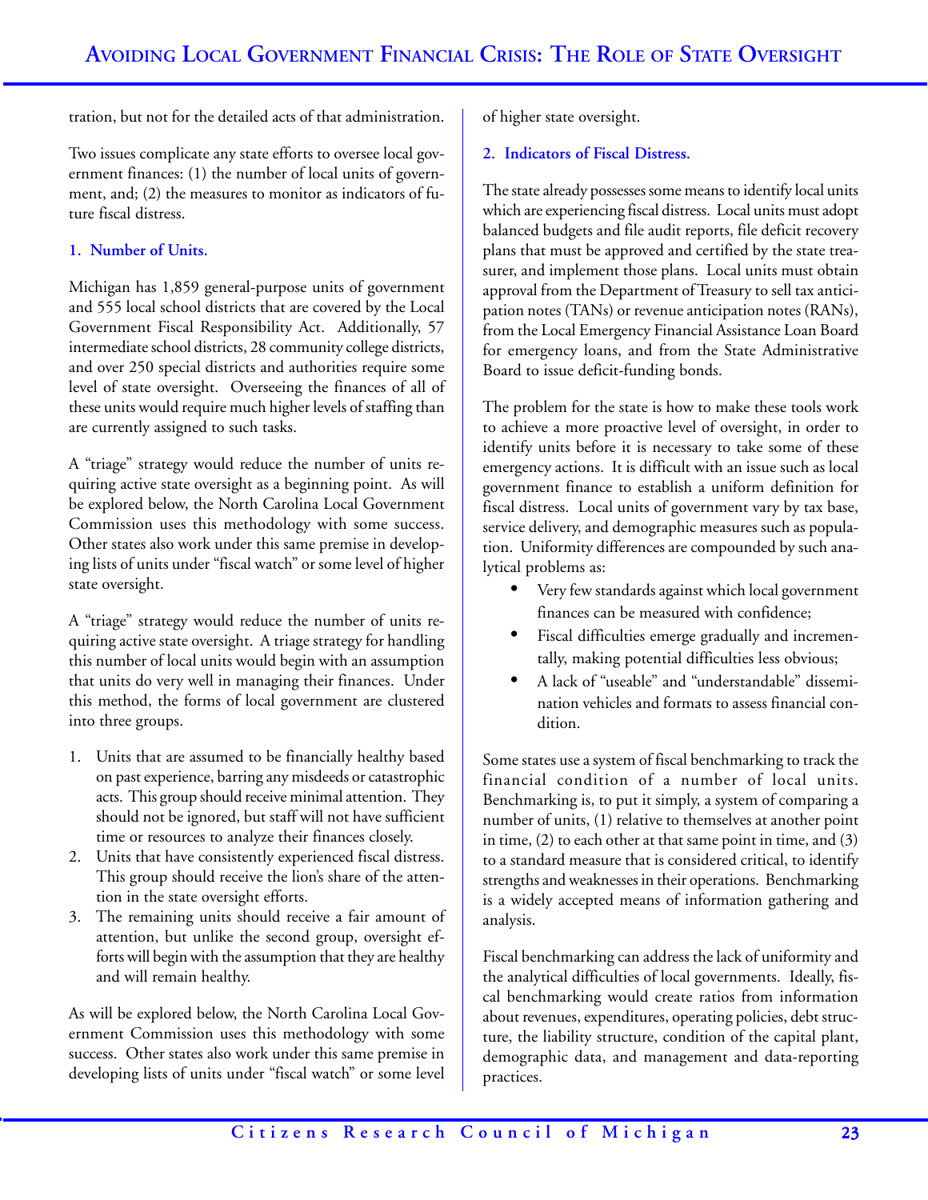tration, but not for the detailed acts of that administration.

Two issues complicate any state efforts to oversee local government finances: (1) the number of local units of government, and; (2) the measures to monitor as indicators of future fiscal distress.

### 1. Number of Units.

Michigan has 1,859 general-purpose units of government and 555 local school districts that are covered by the Local Government Fiscal Responsibility Act. Additionally, 57 intermediate school districts, 28 community college districts, and over 250 special districts and authorities require some level of state oversight. Overseeing the finances of all of these units would require much higher levels of staffing than are currently assigned to such tasks.

A "triage" strategy would reduce the number of units requiring active state oversight as a beginning point. As will be explored below, the North Carolina Local Government Commission uses this methodology with some success. Other states also work under this same premise in developing lists of units under "fiscal watch" or some level of higher state oversight.

A "triage" strategy would reduce the number of units requiring active state oversight. A triage strategy for handling this number of local units would begin with an assumption that units do very well in managing their finances. Under this method, the forms of local government are clustered into three groups.

1. Units that are assumed to be financially healthy based on past experience, barring any misdeeds or catastrophic acts. This group should receive minimal attention. They should not be ignored, but staff will not have sufficient time or resources to analyze their finances closely.
2. Units that have consistently experienced fiscal distress. This group should receive the lion's share of the attention in the state oversight efforts.
3. The remaining units should receive a fair amount of attention, but unlike the second group, oversight efforts will begin with the assumption that they are healthy and will remain healthy.

As will be explored below, the North Carolina Local Government Commission uses this methodology with some success. Other states also work under this same premise in developing lists of units under "fiscal watch" or some level of higher state oversight.

### 2. Indicators of Fiscal Distress.

The state already possesses some means to identify local units which are experiencing fiscal distress. Local units must adopt balanced budgets and file audit reports, file deficit recovery plans that must be approved and certified by the state treasurer, and implement those plans. Local units must obtain approval from the Department of Treasury to sell tax anticipation notes (TANs) or revenue anticipation notes (RANs), from the Local Emergency Financial Assistance Loan Board for emergency loans, and from the State Administrative Board to issue deficit-funding bonds.

The problem for the state is how to make these tools work to achieve a more proactive level of oversight, in order to identify units before it is necessary to take some of these emergency actions. It is difficult with an issue such as local government finance to establish a uniform definition for fiscal distress. Local units of government vary by tax base, service delivery, and demographic measures such as population. Uniformity differences are compounded by such analytical problems as:

- Very few standards against which local government finances can be measured with confidence;
- Fiscal difficulties emerge gradually and incrementally, making potential difficulties less obvious;
- A lack of "useable" and "understandable" dissemination vehicles and formats to assess financial condition.

Some states use a system of fiscal benchmarking to track the financial condition of a number of local units. Benchmarking is, to put it simply, a system of comparing a number of units, (1) relative to themselves at another point in time, (2) to each other at that same point in time, and (3) to a standard measure that is considered critical, to identify strengths and weaknesses in their operations. Benchmarking is a widely accepted means of information gathering and analysis.

Fiscal benchmarking can address the lack of uniformity and the analytical difficulties of local governments. Ideally, fiscal benchmarking would create ratios from information about revenues, expenditures, operating policies, debt structure, the liability structure, condition of the capital plant, demographic data, and management and data-reporting practices.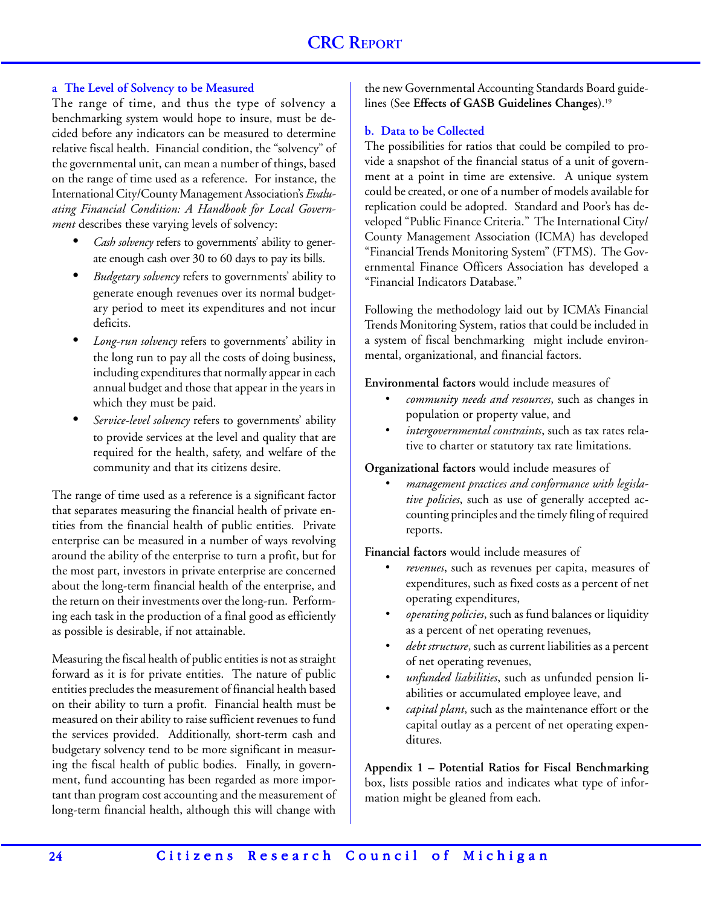### a The Level of Solvency to be Measured

The range of time, and thus the type of solvency a benchmarking system would hope to insure, must be decided before any indicators can be measured to determine relative fiscal health. Financial condition, the "solvency" of the governmental unit, can mean a number of things, based on the range of time used as a reference. For instance, the International City/County Management Association's *Evaluating Financial Condition: A Handbook for Local Government* describes these varying levels of solvency:

- *Cash solvency* refers to governments' ability to generate enough cash over 30 to 60 days to pay its bills.
- *Budgetary solvency* refers to governments' ability to generate enough revenues over its normal budgetary period to meet its expenditures and not incur deficits.
- *Long-run solvency* refers to governments' ability in the long run to pay all the costs of doing business, including expenditures that normally appear in each annual budget and those that appear in the years in which they must be paid.
- *Service-level solvency* refers to governments' ability to provide services at the level and quality that are required for the health, safety, and welfare of the community and that its citizens desire.

The range of time used as a reference is a significant factor that separates measuring the financial health of private entities from the financial health of public entities. Private enterprise can be measured in a number of ways revolving around the ability of the enterprise to turn a profit, but for the most part, investors in private enterprise are concerned about the long-term financial health of the enterprise, and the return on their investments over the long-run. Performing each task in the production of a final good as efficiently as possible is desirable, if not attainable.

Measuring the fiscal health of public entities is not as straight forward as it is for private entities. The nature of public entities precludes the measurement of financial health based on their ability to turn a profit. Financial health must be measured on their ability to raise sufficient revenues to fund the services provided. Additionally, short-term cash and budgetary solvency tend to be more significant in measuring the fiscal health of public bodies. Finally, in government, fund accounting has been regarded as more important than program cost accounting and the measurement of long-term financial health, although this will change with the new Governmental Accounting Standards Board guidelines (See **Effects of GASB Guidelines Changes**).[19]

### b. Data to be Collected

The possibilities for ratios that could be compiled to provide a snapshot of the financial status of a unit of government at a point in time are extensive. A unique system could be created, or one of a number of models available for replication could be adopted. Standard and Poor's has developed "Public Finance Criteria." The International City/County Management Association (ICMA) has developed "Financial Trends Monitoring System" (FTMS). The Governmental Finance Officers Association has developed a "Financial Indicators Database."

Following the methodology laid out by ICMA's Financial Trends Monitoring System, ratios that could be included in a system of fiscal benchmarking might include environmental, organizational, and financial factors.

**Environmental factors** would include measures of

- *community needs and resources*, such as changes in population or property value, and
- *intergovernmental constraints*, such as tax rates relative to charter or statutory tax rate limitations.

**Organizational factors** would include measures of

- *management practices and conformance with legislative policies*, such as use of generally accepted accounting principles and the timely filing of required reports.

**Financial factors** would include measures of

- *revenues*, such as revenues per capita, measures of expenditures, such as fixed costs as a percent of net operating expenditures,
- *operating policies*, such as fund balances or liquidity as a percent of net operating revenues,
- *debt structure*, such as current liabilities as a percent of net operating revenues,
- *unfunded liabilities*, such as unfunded pension liabilities or accumulated employee leave, and
- *capital plant*, such as the maintenance effort or the capital outlay as a percent of net operating expenditures.

**Appendix 1 – Potential Ratios for Fiscal Benchmarking** box, lists possible ratios and indicates what type of information might be gleaned from each.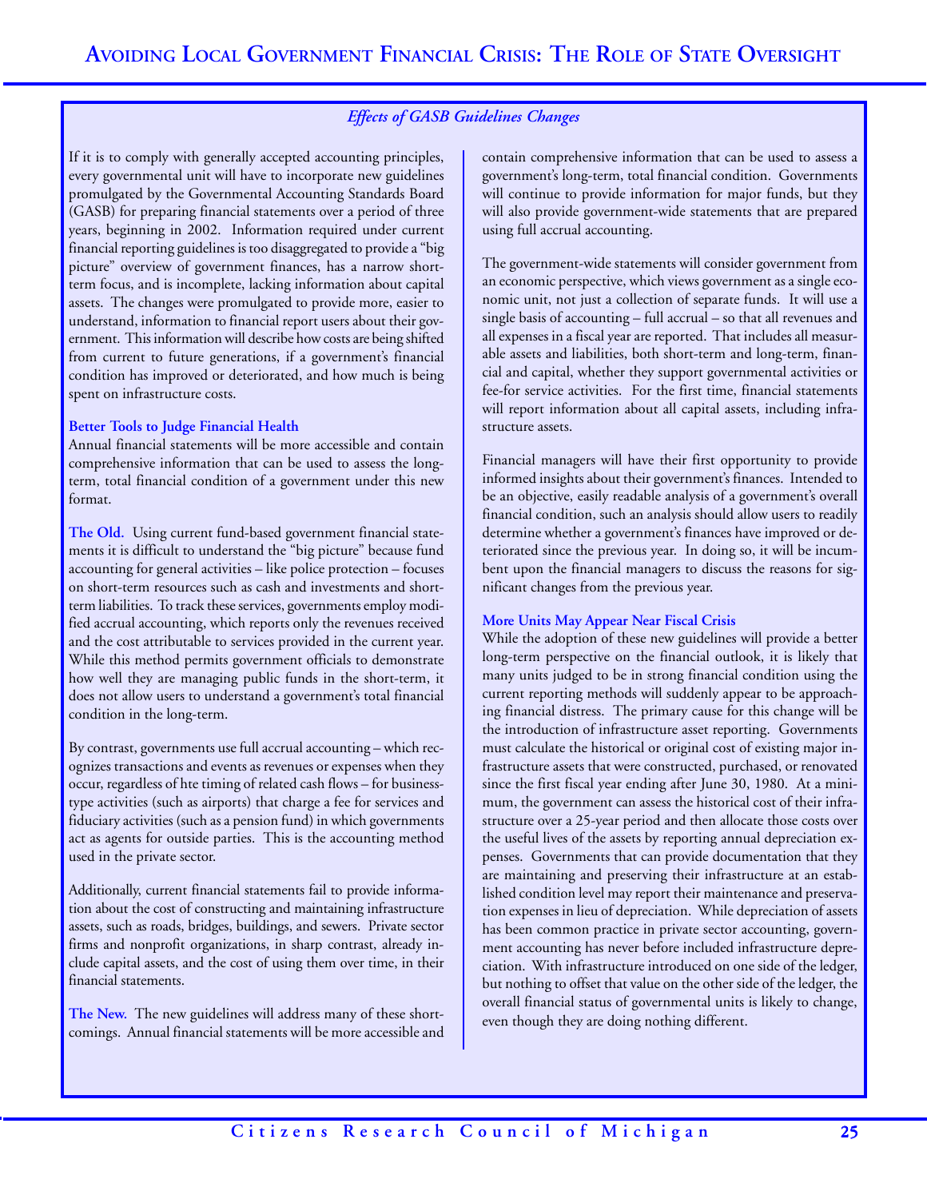## *Effects of GASB Guidelines Changes*

If it is to comply with generally accepted accounting principles, every governmental unit will have to incorporate new guidelines promulgated by the Governmental Accounting Standards Board (GASB) for preparing financial statements over a period of three years, beginning in 2002. Information required under current financial reporting guidelines is too disaggregated to provide a "big picture" overview of government finances, has a narrow short-term focus, and is incomplete, lacking information about capital assets. The changes were promulgated to provide more, easier to understand, information to financial report users about their government. This information will describe how costs are being shifted from current to future generations, if a government's financial condition has improved or deteriorated, and how much is being spent on infrastructure costs.

### Better Tools to Judge Financial Health

Annual financial statements will be more accessible and contain comprehensive information that can be used to assess the long-term, total financial condition of a government under this new format.

**The Old.** Using current fund-based government financial statements it is difficult to understand the "big picture" because fund accounting for general activities – like police protection – focuses on short-term resources such as cash and investments and short-term liabilities. To track these services, governments employ modified accrual accounting, which reports only the revenues received and the cost attributable to services provided in the current year. While this method permits government officials to demonstrate how well they are managing public funds in the short-term, it does not allow users to understand a government's total financial condition in the long-term.

By contrast, governments use full accrual accounting – which recognizes transactions and events as revenues or expenses when they occur, regardless of hte timing of related cash flows – for business-type activities (such as airports) that charge a fee for services and fiduciary activities (such as a pension fund) in which governments act as agents for outside parties. This is the accounting method used in the private sector.

Additionally, current financial statements fail to provide information about the cost of constructing and maintaining infrastructure assets, such as roads, bridges, buildings, and sewers. Private sector firms and nonprofit organizations, in sharp contrast, already include capital assets, and the cost of using them over time, in their financial statements.

**The New.** The new guidelines will address many of these shortcomings. Annual financial statements will be more accessible and contain comprehensive information that can be used to assess a government's long-term, total financial condition. Governments will continue to provide information for major funds, but they will also provide government-wide statements that are prepared using full accrual accounting.

The government-wide statements will consider government from an economic perspective, which views government as a single economic unit, not just a collection of separate funds. It will use a single basis of accounting – full accrual – so that all revenues and all expenses in a fiscal year are reported. That includes all measurable assets and liabilities, both short-term and long-term, financial and capital, whether they support governmental activities or fee-for service activities. For the first time, financial statements will report information about all capital assets, including infrastructure assets.

Financial managers will have their first opportunity to provide informed insights about their government's finances. Intended to be an objective, easily readable analysis of a government's overall financial condition, such an analysis should allow users to readily determine whether a government's finances have improved or deteriorated since the previous year. In doing so, it will be incumbent upon the financial managers to discuss the reasons for significant changes from the previous year.

### More Units May Appear Near Fiscal Crisis

While the adoption of these new guidelines will provide a better long-term perspective on the financial outlook, it is likely that many units judged to be in strong financial condition using the current reporting methods will suddenly appear to be approaching financial distress. The primary cause for this change will be the introduction of infrastructure asset reporting. Governments must calculate the historical or original cost of existing major infrastructure assets that were constructed, purchased, or renovated since the first fiscal year ending after June 30, 1980. At a minimum, the government can assess the historical cost of their infrastructure over a 25-year period and then allocate those costs over the useful lives of the assets by reporting annual depreciation expenses. Governments that can provide documentation that they are maintaining and preserving their infrastructure at an established condition level may report their maintenance and preservation expenses in lieu of depreciation. While depreciation of assets has been common practice in private sector accounting, government accounting has never before included infrastructure depreciation. With infrastructure introduced on one side of the ledger, but nothing to offset that value on the other side of the ledger, the overall financial status of governmental units is likely to change, even though they are doing nothing different.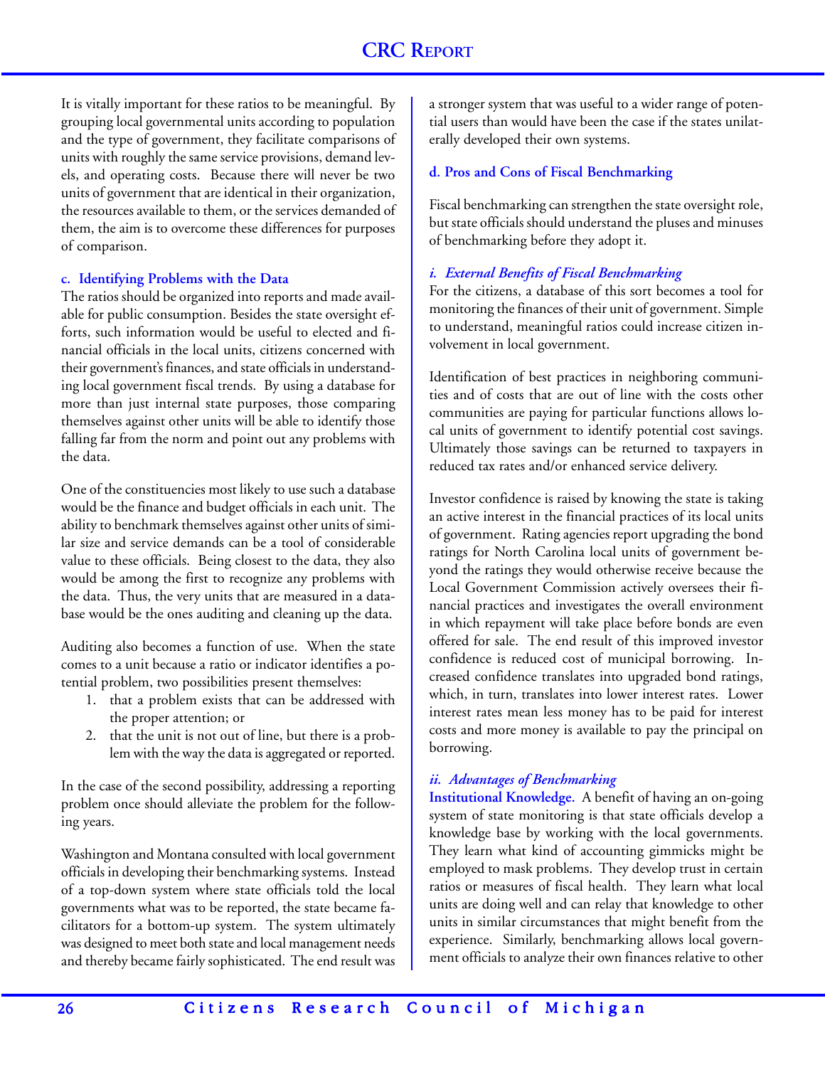It is vitally important for these ratios to be meaningful. By grouping local governmental units according to population and the type of government, they facilitate comparisons of units with roughly the same service provisions, demand levels, and operating costs. Because there will never be two units of government that are identical in their organization, the resources available to them, or the services demanded of them, the aim is to overcome these differences for purposes of comparison.

#### c. Identifying Problems with the Data

The ratios should be organized into reports and made available for public consumption. Besides the state oversight efforts, such information would be useful to elected and financial officials in the local units, citizens concerned with their government's finances, and state officials in understanding local government fiscal trends. By using a database for more than just internal state purposes, those comparing themselves against other units will be able to identify those falling far from the norm and point out any problems with the data.

One of the constituencies most likely to use such a database would be the finance and budget officials in each unit. The ability to benchmark themselves against other units of similar size and service demands can be a tool of considerable value to these officials. Being closest to the data, they also would be among the first to recognize any problems with the data. Thus, the very units that are measured in a database would be the ones auditing and cleaning up the data.

Auditing also becomes a function of use. When the state comes to a unit because a ratio or indicator identifies a potential problem, two possibilities present themselves:

1. that a problem exists that can be addressed with the proper attention; or
2. that the unit is not out of line, but there is a problem with the way the data is aggregated or reported.

In the case of the second possibility, addressing a reporting problem once should alleviate the problem for the following years.

Washington and Montana consulted with local government officials in developing their benchmarking systems. Instead of a top-down system where state officials told the local governments what was to be reported, the state became facilitators for a bottom-up system. The system ultimately was designed to meet both state and local management needs and thereby became fairly sophisticated. The end result was a stronger system that was useful to a wider range of potential users than would have been the case if the states unilaterally developed their own systems.

#### d. Pros and Cons of Fiscal Benchmarking

Fiscal benchmarking can strengthen the state oversight role, but state officials should understand the pluses and minuses of benchmarking before they adopt it.

##### *i. External Benefits of Fiscal Benchmarking*

For the citizens, a database of this sort becomes a tool for monitoring the finances of their unit of government. Simple to understand, meaningful ratios could increase citizen involvement in local government.

Identification of best practices in neighboring communities and of costs that are out of line with the costs other communities are paying for particular functions allows local units of government to identify potential cost savings. Ultimately those savings can be returned to taxpayers in reduced tax rates and/or enhanced service delivery.

Investor confidence is raised by knowing the state is taking an active interest in the financial practices of its local units of government. Rating agencies report upgrading the bond ratings for North Carolina local units of government beyond the ratings they would otherwise receive because the Local Government Commission actively oversees their financial practices and investigates the overall environment in which repayment will take place before bonds are even offered for sale. The end result of this improved investor confidence is reduced cost of municipal borrowing. Increased confidence translates into upgraded bond ratings, which, in turn, translates into lower interest rates. Lower interest rates mean less money has to be paid for interest costs and more money is available to pay the principal on borrowing.

##### *ii. Advantages of Benchmarking*

**Institutional Knowledge.** A benefit of having an on-going system of state monitoring is that state officials develop a knowledge base by working with the local governments. They learn what kind of accounting gimmicks might be employed to mask problems. They develop trust in certain ratios or measures of fiscal health. They learn what local units are doing well and can relay that knowledge to other units in similar circumstances that might benefit from the experience. Similarly, benchmarking allows local government officials to analyze their own finances relative to other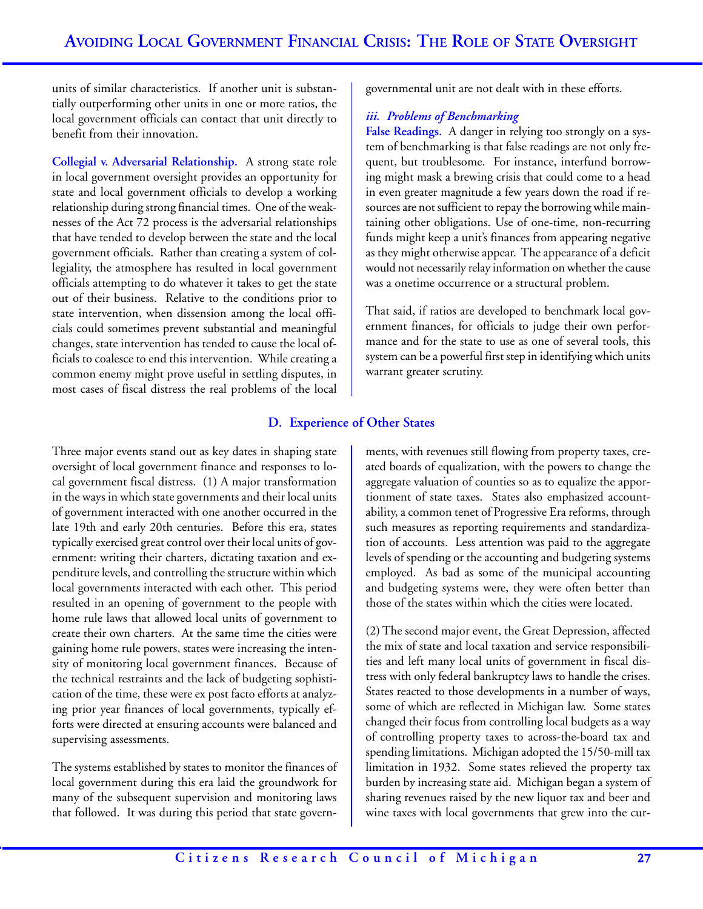units of similar characteristics. If another unit is substantially outperforming other units in one or more ratios, the local government officials can contact that unit directly to benefit from their innovation.

**Collegial v. Adversarial Relationship.** A strong state role in local government oversight provides an opportunity for state and local government officials to develop a working relationship during strong financial times. One of the weaknesses of the Act 72 process is the adversarial relationships that have tended to develop between the state and the local government officials. Rather than creating a system of collegiality, the atmosphere has resulted in local government officials attempting to do whatever it takes to get the state out of their business. Relative to the conditions prior to state intervention, when dissension among the local officials could sometimes prevent substantial and meaningful changes, state intervention has tended to cause the local officials to coalesce to end this intervention. While creating a common enemy might prove useful in settling disputes, in most cases of fiscal distress the real problems of the local governmental unit are not dealt with in these efforts.

#### *iii. Problems of Benchmarking*

**False Readings.** A danger in relying too strongly on a system of benchmarking is that false readings are not only frequent, but troublesome. For instance, interfund borrowing might mask a brewing crisis that could come to a head in even greater magnitude a few years down the road if resources are not sufficient to repay the borrowing while maintaining other obligations. Use of one-time, non-recurring funds might keep a unit's finances from appearing negative as they might otherwise appear. The appearance of a deficit would not necessarily relay information on whether the cause was a onetime occurrence or a structural problem.

That said, if ratios are developed to benchmark local government finances, for officials to judge their own performance and for the state to use as one of several tools, this system can be a powerful first step in identifying which units warrant greater scrutiny.

## D. Experience of Other States

Three major events stand out as key dates in shaping state oversight of local government finance and responses to local government fiscal distress. (1) A major transformation in the ways in which state governments and their local units of government interacted with one another occurred in the late 19th and early 20th centuries. Before this era, states typically exercised great control over their local units of government: writing their charters, dictating taxation and expenditure levels, and controlling the structure within which local governments interacted with each other. This period resulted in an opening of government to the people with home rule laws that allowed local units of government to create their own charters. At the same time the cities were gaining home rule powers, states were increasing the intensity of monitoring local government finances. Because of the technical restraints and the lack of budgeting sophistication of the time, these were ex post facto efforts at analyzing prior year finances of local governments, typically efforts were directed at ensuring accounts were balanced and supervising assessments.

The systems established by states to monitor the finances of local government during this era laid the groundwork for many of the subsequent supervision and monitoring laws that followed. It was during this period that state governments, with revenues still flowing from property taxes, created boards of equalization, with the powers to change the aggregate valuation of counties so as to equalize the apportionment of state taxes. States also emphasized accountability, a common tenet of Progressive Era reforms, through such measures as reporting requirements and standardization of accounts. Less attention was paid to the aggregate levels of spending or the accounting and budgeting systems employed. As bad as some of the municipal accounting and budgeting systems were, they were often better than those of the states within which the cities were located.

(2) The second major event, the Great Depression, affected the mix of state and local taxation and service responsibilities and left many local units of government in fiscal distress with only federal bankruptcy laws to handle the crises. States reacted to those developments in a number of ways, some of which are reflected in Michigan law. Some states changed their focus from controlling local budgets as a way of controlling property taxes to across-the-board tax and spending limitations. Michigan adopted the 15/50-mill tax limitation in 1932. Some states relieved the property tax burden by increasing state aid. Michigan began a system of sharing revenues raised by the new liquor tax and beer and wine taxes with local governments that grew into the cur-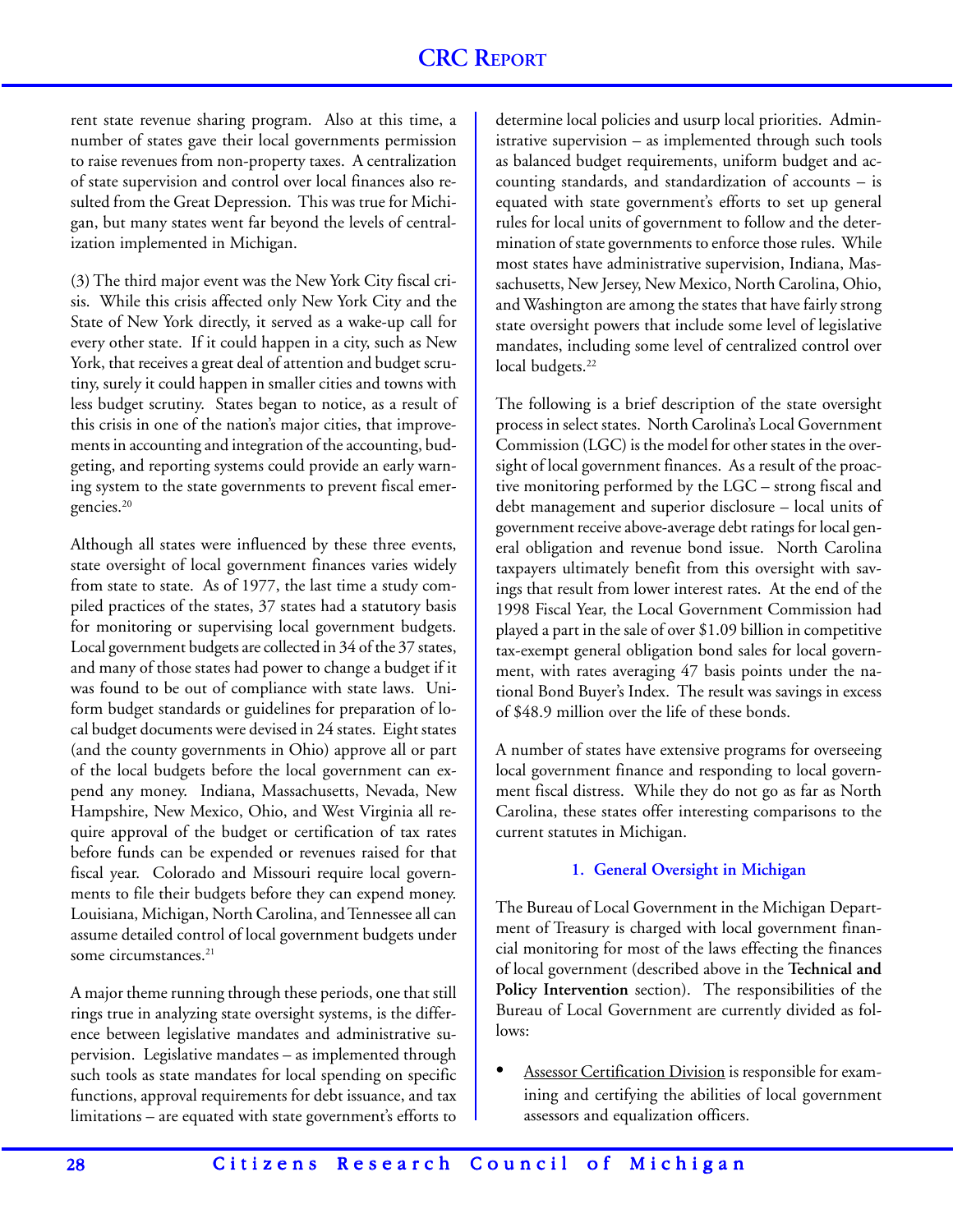rent state revenue sharing program. Also at this time, a number of states gave their local governments permission to raise revenues from non-property taxes. A centralization of state supervision and control over local finances also resulted from the Great Depression. This was true for Michigan, but many states went far beyond the levels of centralization implemented in Michigan.

(3) The third major event was the New York City fiscal crisis. While this crisis affected only New York City and the State of New York directly, it served as a wake-up call for every other state. If it could happen in a city, such as New York, that receives a great deal of attention and budget scrutiny, surely it could happen in smaller cities and towns with less budget scrutiny. States began to notice, as a result of this crisis in one of the nation's major cities, that improvements in accounting and integration of the accounting, budgeting, and reporting systems could provide an early warning system to the state governments to prevent fiscal emergencies.[20]

Although all states were influenced by these three events, state oversight of local government finances varies widely from state to state. As of 1977, the last time a study compiled practices of the states, 37 states had a statutory basis for monitoring or supervising local government budgets. Local government budgets are collected in 34 of the 37 states, and many of those states had power to change a budget if it was found to be out of compliance with state laws. Uniform budget standards or guidelines for preparation of local budget documents were devised in 24 states. Eight states (and the county governments in Ohio) approve all or part of the local budgets before the local government can expend any money. Indiana, Massachusetts, Nevada, New Hampshire, New Mexico, Ohio, and West Virginia all require approval of the budget or certification of tax rates before funds can be expended or revenues raised for that fiscal year. Colorado and Missouri require local governments to file their budgets before they can expend money. Louisiana, Michigan, North Carolina, and Tennessee all can assume detailed control of local government budgets under some circumstances.[21]

A major theme running through these periods, one that still rings true in analyzing state oversight systems, is the difference between legislative mandates and administrative supervision. Legislative mandates – as implemented through such tools as state mandates for local spending on specific functions, approval requirements for debt issuance, and tax limitations – are equated with state government's efforts to determine local policies and usurp local priorities. Administrative supervision – as implemented through such tools as balanced budget requirements, uniform budget and accounting standards, and standardization of accounts – is equated with state government's efforts to set up general rules for local units of government to follow and the determination of state governments to enforce those rules. While most states have administrative supervision, Indiana, Massachusetts, New Jersey, New Mexico, North Carolina, Ohio, and Washington are among the states that have fairly strong state oversight powers that include some level of legislative mandates, including some level of centralized control over local budgets.[22]

The following is a brief description of the state oversight process in select states. North Carolina's Local Government Commission (LGC) is the model for other states in the oversight of local government finances. As a result of the proactive monitoring performed by the LGC – strong fiscal and debt management and superior disclosure – local units of government receive above-average debt ratings for local general obligation and revenue bond issue. North Carolina taxpayers ultimately benefit from this oversight with savings that result from lower interest rates. At the end of the 1998 Fiscal Year, the Local Government Commission had played a part in the sale of over $1.09 billion in competitive tax-exempt general obligation bond sales for local government, with rates averaging 47 basis points under the national Bond Buyer's Index. The result was savings in excess of $48.9 million over the life of these bonds.

A number of states have extensive programs for overseeing local government finance and responding to local government fiscal distress. While they do not go as far as North Carolina, these states offer interesting comparisons to the current statutes in Michigan.

### 1. General Oversight in Michigan

The Bureau of Local Government in the Michigan Department of Treasury is charged with local government financial monitoring for most of the laws effecting the finances of local government (described above in the **Technical and Policy Intervention** section). The responsibilities of the Bureau of Local Government are currently divided as follows:

- Assessor Certification Division is responsible for examining and certifying the abilities of local government assessors and equalization officers.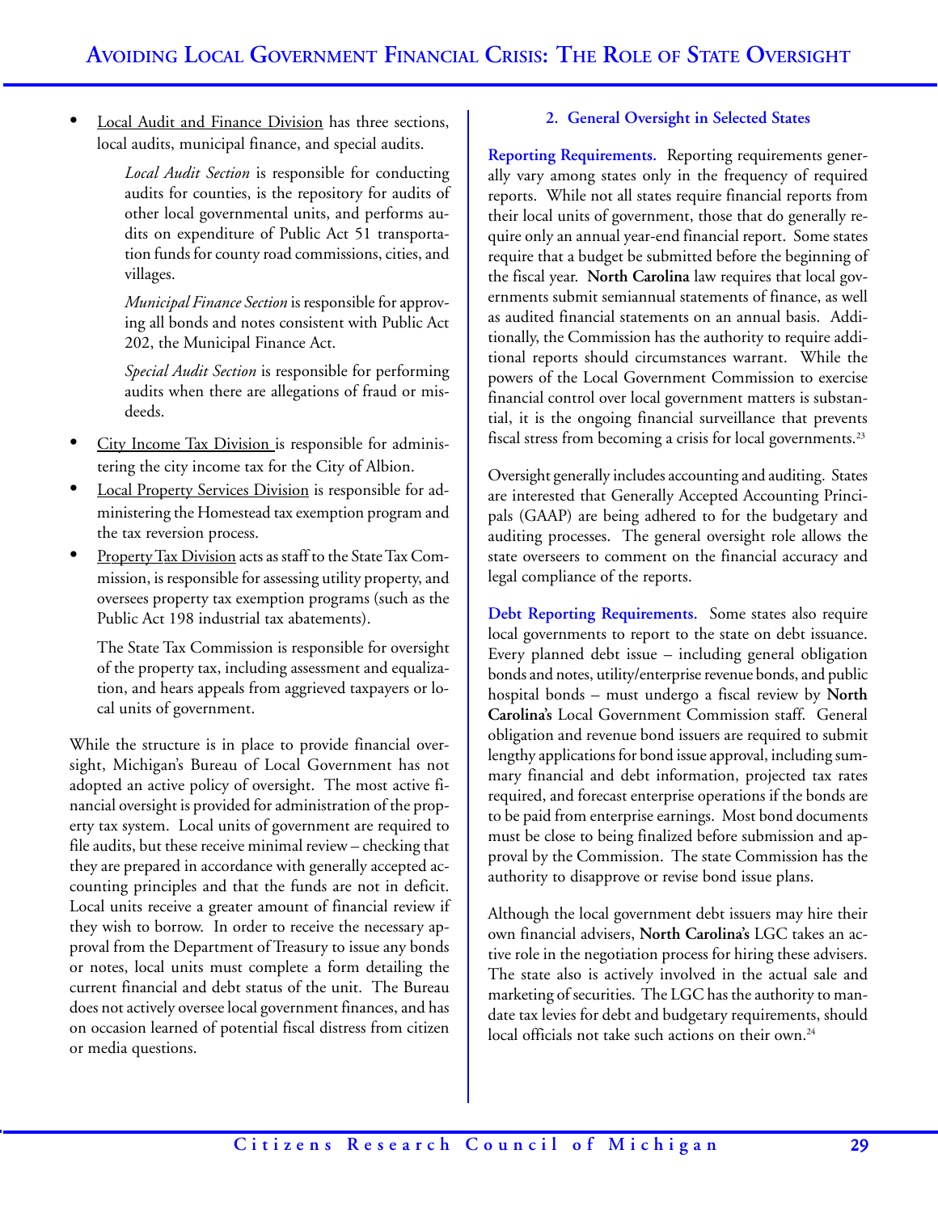- Local Audit and Finance Division has three sections, local audits, municipal finance, and special audits.

  *Local Audit Section* is responsible for conducting audits for counties, is the repository for audits of other local governmental units, and performs audits on expenditure of Public Act 51 transportation funds for county road commissions, cities, and villages.

  *Municipal Finance Section* is responsible for approving all bonds and notes consistent with Public Act 202, the Municipal Finance Act.

  *Special Audit Section* is responsible for performing audits when there are allegations of fraud or misdeeds.

- City Income Tax Division is responsible for administering the city income tax for the City of Albion.
- Local Property Services Division is responsible for administering the Homestead tax exemption program and the tax reversion process.
- Property Tax Division acts as staff to the State Tax Commission, is responsible for assessing utility property, and oversees property tax exemption programs (such as the Public Act 198 industrial tax abatements).

  The State Tax Commission is responsible for oversight of the property tax, including assessment and equalization, and hears appeals from aggrieved taxpayers or local units of government.

While the structure is in place to provide financial oversight, Michigan's Bureau of Local Government has not adopted an active policy of oversight. The most active financial oversight is provided for administration of the property tax system. Local units of government are required to file audits, but these receive minimal review – checking that they are prepared in accordance with generally accepted accounting principles and that the funds are not in deficit. Local units receive a greater amount of financial review if they wish to borrow. In order to receive the necessary approval from the Department of Treasury to issue any bonds or notes, local units must complete a form detailing the current financial and debt status of the unit. The Bureau does not actively oversee local government finances, and has on occasion learned of potential fiscal distress from citizen or media questions.

### 2. General Oversight in Selected States

**Reporting Requirements.** Reporting requirements generally vary among states only in the frequency of required reports. While not all states require financial reports from their local units of government, those that do generally require only an annual year-end financial report. Some states require that a budget be submitted before the beginning of the fiscal year. **North Carolina** law requires that local governments submit semiannual statements of finance, as well as audited financial statements on an annual basis. Additionally, the Commission has the authority to require additional reports should circumstances warrant. While the powers of the Local Government Commission to exercise financial control over local government matters is substantial, it is the ongoing financial surveillance that prevents fiscal stress from becoming a crisis for local governments.[23]

Oversight generally includes accounting and auditing. States are interested that Generally Accepted Accounting Principals (GAAP) are being adhered to for the budgetary and auditing processes. The general oversight role allows the state overseers to comment on the financial accuracy and legal compliance of the reports.

**Debt Reporting Requirements.** Some states also require local governments to report to the state on debt issuance. Every planned debt issue – including general obligation bonds and notes, utility/enterprise revenue bonds, and public hospital bonds – must undergo a fiscal review by **North Carolina's** Local Government Commission staff. General obligation and revenue bond issuers are required to submit lengthy applications for bond issue approval, including summary financial and debt information, projected tax rates required, and forecast enterprise operations if the bonds are to be paid from enterprise earnings. Most bond documents must be close to being finalized before submission and approval by the Commission. The state Commission has the authority to disapprove or revise bond issue plans.

Although the local government debt issuers may hire their own financial advisers, **North Carolina's** LGC takes an active role in the negotiation process for hiring these advisers. The state also is actively involved in the actual sale and marketing of securities. The LGC has the authority to mandate tax levies for debt and budgetary requirements, should local officials not take such actions on their own.[24]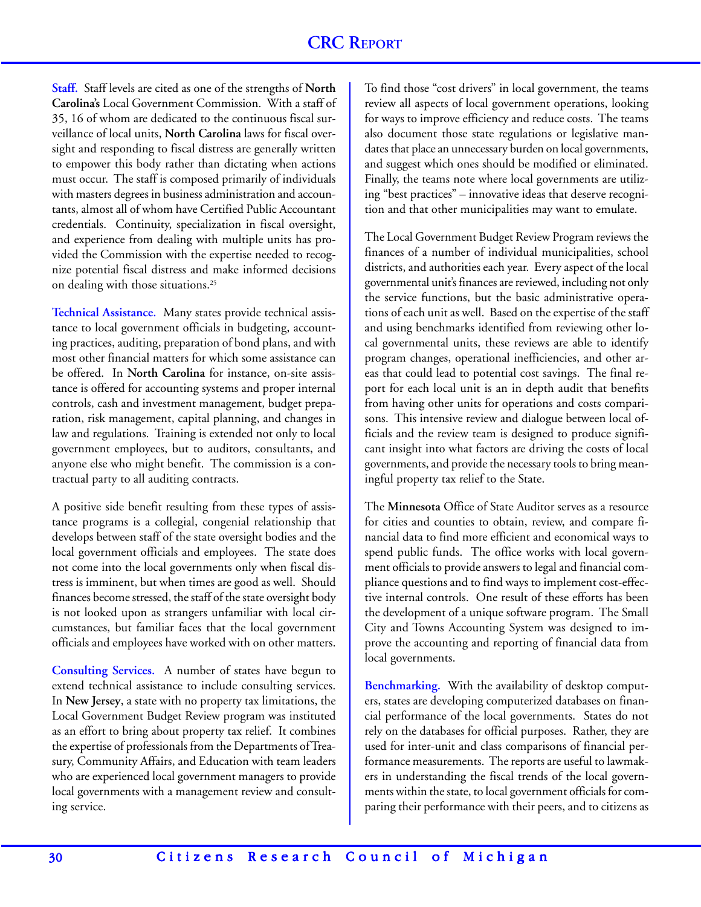**Staff.** Staff levels are cited as one of the strengths of **North Carolina's** Local Government Commission. With a staff of 35, 16 of whom are dedicated to the continuous fiscal surveillance of local units, **North Carolina** laws for fiscal oversight and responding to fiscal distress are generally written to empower this body rather than dictating when actions must occur. The staff is composed primarily of individuals with masters degrees in business administration and accountants, almost all of whom have Certified Public Accountant credentials. Continuity, specialization in fiscal oversight, and experience from dealing with multiple units has provided the Commission with the expertise needed to recognize potential fiscal distress and make informed decisions on dealing with those situations.[25]

**Technical Assistance.** Many states provide technical assistance to local government officials in budgeting, accounting practices, auditing, preparation of bond plans, and with most other financial matters for which some assistance can be offered. In **North Carolina** for instance, on-site assistance is offered for accounting systems and proper internal controls, cash and investment management, budget preparation, risk management, capital planning, and changes in law and regulations. Training is extended not only to local government employees, but to auditors, consultants, and anyone else who might benefit. The commission is a contractual party to all auditing contracts.

A positive side benefit resulting from these types of assistance programs is a collegial, congenial relationship that develops between staff of the state oversight bodies and the local government officials and employees. The state does not come into the local governments only when fiscal distress is imminent, but when times are good as well. Should finances become stressed, the staff of the state oversight body is not looked upon as strangers unfamiliar with local circumstances, but familiar faces that the local government officials and employees have worked with on other matters.

**Consulting Services.** A number of states have begun to extend technical assistance to include consulting services. In **New Jersey**, a state with no property tax limitations, the Local Government Budget Review program was instituted as an effort to bring about property tax relief. It combines the expertise of professionals from the Departments of Treasury, Community Affairs, and Education with team leaders who are experienced local government managers to provide local governments with a management review and consulting service.

To find those "cost drivers" in local government, the teams review all aspects of local government operations, looking for ways to improve efficiency and reduce costs. The teams also document those state regulations or legislative mandates that place an unnecessary burden on local governments, and suggest which ones should be modified or eliminated. Finally, the teams note where local governments are utilizing "best practices" – innovative ideas that deserve recognition and that other municipalities may want to emulate.

The Local Government Budget Review Program reviews the finances of a number of individual municipalities, school districts, and authorities each year. Every aspect of the local governmental unit's finances are reviewed, including not only the service functions, but the basic administrative operations of each unit as well. Based on the expertise of the staff and using benchmarks identified from reviewing other local governmental units, these reviews are able to identify program changes, operational inefficiencies, and other areas that could lead to potential cost savings. The final report for each local unit is an in depth audit that benefits from having other units for operations and costs comparisons. This intensive review and dialogue between local officials and the review team is designed to produce significant insight into what factors are driving the costs of local governments, and provide the necessary tools to bring meaningful property tax relief to the State.

The **Minnesota** Office of State Auditor serves as a resource for cities and counties to obtain, review, and compare financial data to find more efficient and economical ways to spend public funds. The office works with local government officials to provide answers to legal and financial compliance questions and to find ways to implement cost-effective internal controls. One result of these efforts has been the development of a unique software program. The Small City and Towns Accounting System was designed to improve the accounting and reporting of financial data from local governments.

**Benchmarking.** With the availability of desktop computers, states are developing computerized databases on financial performance of the local governments. States do not rely on the databases for official purposes. Rather, they are used for inter-unit and class comparisons of financial performance measurements. The reports are useful to lawmakers in understanding the fiscal trends of the local governments within the state, to local government officials for comparing their performance with their peers, and to citizens as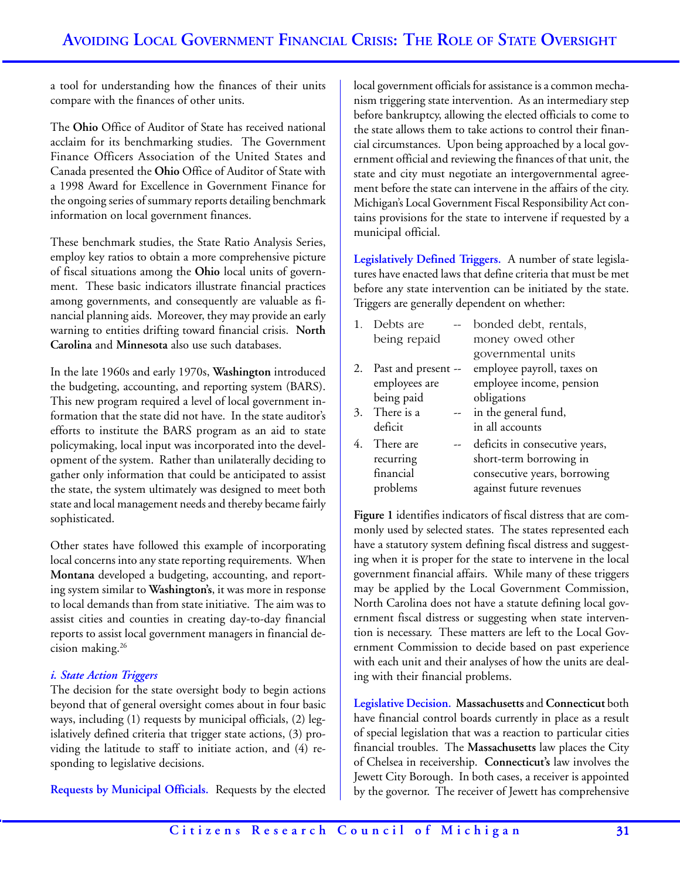a tool for understanding how the finances of their units compare with the finances of other units.

The **Ohio** Office of Auditor of State has received national acclaim for its benchmarking studies. The Government Finance Officers Association of the United States and Canada presented the **Ohio** Office of Auditor of State with a 1998 Award for Excellence in Government Finance for the ongoing series of summary reports detailing benchmark information on local government finances.

These benchmark studies, the State Ratio Analysis Series, employ key ratios to obtain a more comprehensive picture of fiscal situations among the **Ohio** local units of government. These basic indicators illustrate financial practices among governments, and consequently are valuable as financial planning aids. Moreover, they may provide an early warning to entities drifting toward financial crisis. **North Carolina** and **Minnesota** also use such databases.

In the late 1960s and early 1970s, **Washington** introduced the budgeting, accounting, and reporting system (BARS). This new program required a level of local government information that the state did not have. In the state auditor's efforts to institute the BARS program as an aid to state policymaking, local input was incorporated into the development of the system. Rather than unilaterally deciding to gather only information that could be anticipated to assist the state, the system ultimately was designed to meet both state and local management needs and thereby became fairly sophisticated.

Other states have followed this example of incorporating local concerns into any state reporting requirements. When **Montana** developed a budgeting, accounting, and reporting system similar to **Washington's**, it was more in response to local demands than from state initiative. The aim was to assist cities and counties in creating day-to-day financial reports to assist local government managers in financial decision making.[26]

### *i. State Action Triggers*

The decision for the state oversight body to begin actions beyond that of general oversight comes about in four basic ways, including (1) requests by municipal officials, (2) legislatively defined criteria that trigger state actions, (3) providing the latitude to staff to initiate action, and (4) responding to legislative decisions.

**Requests by Municipal Officials.** Requests by the elected local government officials for assistance is a common mechanism triggering state intervention. As an intermediary step before bankruptcy, allowing the elected officials to come to the state allows them to take actions to control their financial circumstances. Upon being approached by a local government official and reviewing the finances of that unit, the state and city must negotiate an intergovernmental agreement before the state can intervene in the affairs of the city. Michigan's Local Government Fiscal Responsibility Act contains provisions for the state to intervene if requested by a municipal official.

**Legislatively Defined Triggers.** A number of state legislatures have enacted laws that define criteria that must be met before any state intervention can be initiated by the state. Triggers are generally dependent on whether:

1. Debts are being repaid -- bonded debt, rentals, money owed other governmental units
2. Past and present employees are being paid -- employee payroll, taxes on employee income, pension obligations
3. There is a deficit -- in the general fund, in all accounts
4. There are recurring financial problems -- deficits in consecutive years, short-term borrowing in consecutive years, borrowing against future revenues

**Figure 1** identifies indicators of fiscal distress that are commonly used by selected states. The states represented each have a statutory system defining fiscal distress and suggesting when it is proper for the state to intervene in the local government financial affairs. While many of these triggers may be applied by the Local Government Commission, North Carolina does not have a statute defining local government fiscal distress or suggesting when state intervention is necessary. These matters are left to the Local Government Commission to decide based on past experience with each unit and their analyses of how the units are dealing with their financial problems.

**Legislative Decision.** **Massachusetts** and **Connecticut** both have financial control boards currently in place as a result of special legislation that was a reaction to particular cities financial troubles. The **Massachusetts** law places the City of Chelsea in receivership. **Connecticut's** law involves the Jewett City Borough. In both cases, a receiver is appointed by the governor. The receiver of Jewett has comprehensive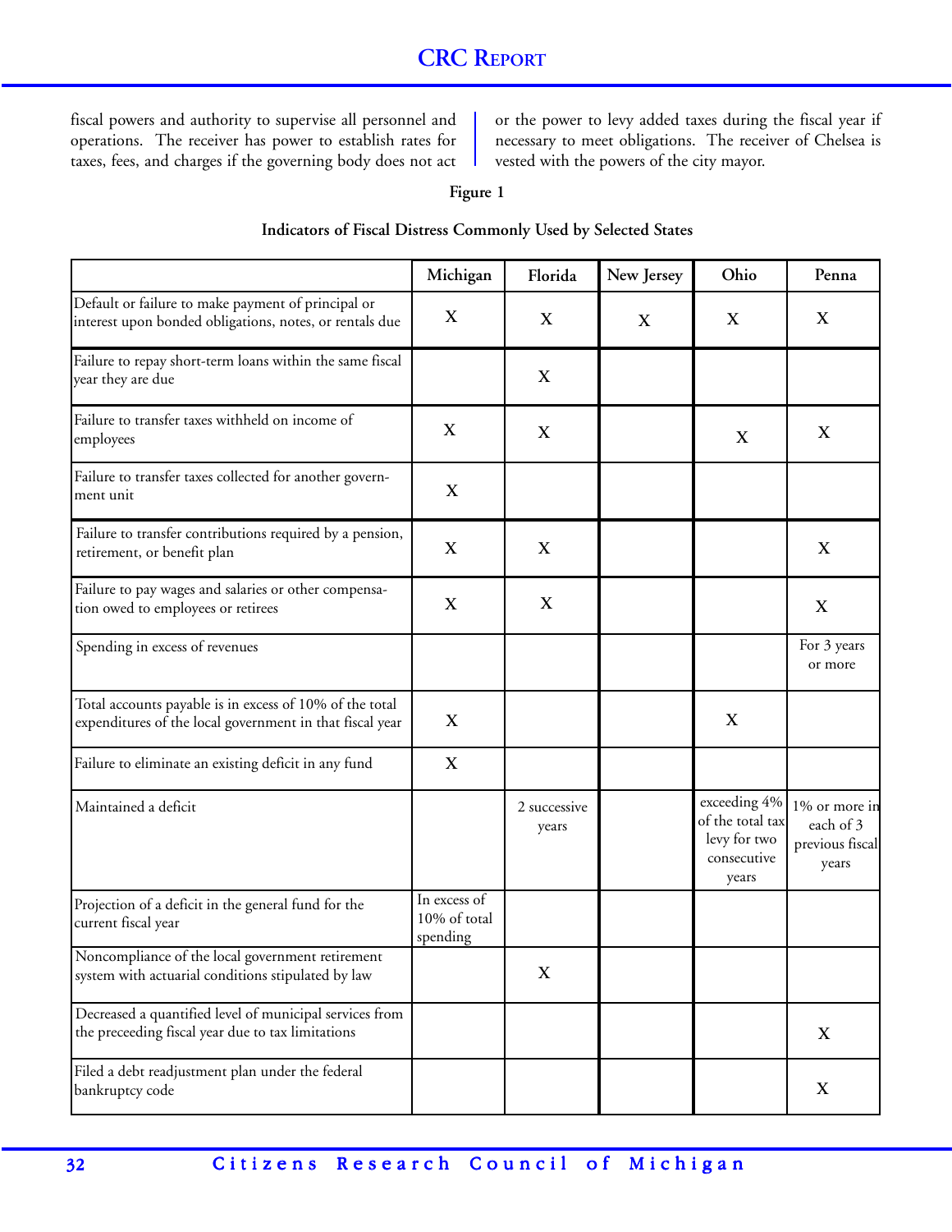fiscal powers and authority to supervise all personnel and operations. The receiver has power to establish rates for taxes, fees, and charges if the governing body does not act or the power to levy added taxes during the fiscal year if necessary to meet obligations. The receiver of Chelsea is vested with the powers of the city mayor.

**Figure 1**

**Indicators of Fiscal Distress Commonly Used by Selected States**

| | Michigan | Florida | New Jersey | Ohio | Penna |
|---|---|---|---|---|---|
| Default or failure to make payment of principal or interest upon bonded obligations, notes, or rentals due | X | X | X | X | X |
| Failure to repay short-term loans within the same fiscal year they are due | | X | | | |
| Failure to transfer taxes withheld on income of employees | X | X | | X | X |
| Failure to transfer taxes collected for another government unit | X | | | | |
| Failure to transfer contributions required by a pension, retirement, or benefit plan | X | X | | | X |
| Failure to pay wages and salaries or other compensation owed to employees or retirees | X | X | | | X |
| Spending in excess of revenues | | | | | For 3 years or more |
| Total accounts payable is in excess of 10% of the total expenditures of the local government in that fiscal year | X | | | X | |
| Failure to eliminate an existing deficit in any fund | X | | | | |
| Maintained a deficit | | 2 successive years | | exceeding 4% of the total tax levy for two consecutive years | 1% or more in each of 3 previous fiscal years |
| Projection of a deficit in the general fund for the current fiscal year | In excess of 10% of total spending | | | | |
| Noncompliance of the local government retirement system with actuarial conditions stipulated by law | | X | | | |
| Decreased a quantified level of municipal services from the preceeding fiscal year due to tax limitations | | | | | X |
| Filed a debt readjustment plan under the federal bankruptcy code | | | | | X |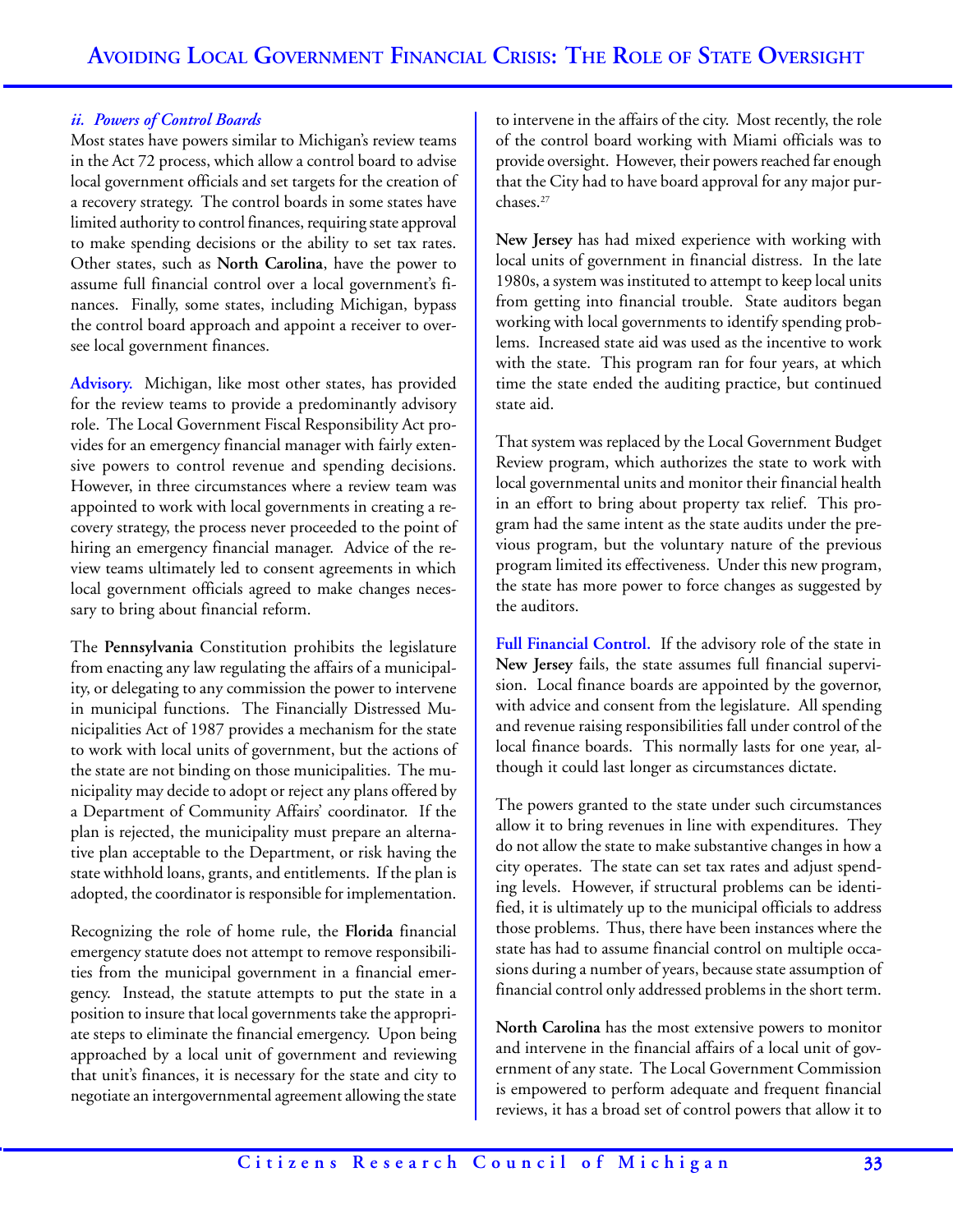### ii. Powers of Control Boards

Most states have powers similar to Michigan's review teams in the Act 72 process, which allow a control board to advise local government officials and set targets for the creation of a recovery strategy. The control boards in some states have limited authority to control finances, requiring state approval to make spending decisions or the ability to set tax rates. Other states, such as **North Carolina**, have the power to assume full financial control over a local government's finances. Finally, some states, including Michigan, bypass the control board approach and appoint a receiver to oversee local government finances.

**Advisory.** Michigan, like most other states, has provided for the review teams to provide a predominantly advisory role. The Local Government Fiscal Responsibility Act provides for an emergency financial manager with fairly extensive powers to control revenue and spending decisions. However, in three circumstances where a review team was appointed to work with local governments in creating a recovery strategy, the process never proceeded to the point of hiring an emergency financial manager. Advice of the review teams ultimately led to consent agreements in which local government officials agreed to make changes necessary to bring about financial reform.

The **Pennsylvania** Constitution prohibits the legislature from enacting any law regulating the affairs of a municipality, or delegating to any commission the power to intervene in municipal functions. The Financially Distressed Municipalities Act of 1987 provides a mechanism for the state to work with local units of government, but the actions of the state are not binding on those municipalities. The municipality may decide to adopt or reject any plans offered by a Department of Community Affairs' coordinator. If the plan is rejected, the municipality must prepare an alternative plan acceptable to the Department, or risk having the state withhold loans, grants, and entitlements. If the plan is adopted, the coordinator is responsible for implementation.

Recognizing the role of home rule, the **Florida** financial emergency statute does not attempt to remove responsibilities from the municipal government in a financial emergency. Instead, the statute attempts to put the state in a position to insure that local governments take the appropriate steps to eliminate the financial emergency. Upon being approached by a local unit of government and reviewing that unit's finances, it is necessary for the state and city to negotiate an intergovernmental agreement allowing the state to intervene in the affairs of the city. Most recently, the role of the control board working with Miami officials was to provide oversight. However, their powers reached far enough that the City had to have board approval for any major purchases.[27]

**New Jersey** has had mixed experience with working with local units of government in financial distress. In the late 1980s, a system was instituted to attempt to keep local units from getting into financial trouble. State auditors began working with local governments to identify spending problems. Increased state aid was used as the incentive to work with the state. This program ran for four years, at which time the state ended the auditing practice, but continued state aid.

That system was replaced by the Local Government Budget Review program, which authorizes the state to work with local governmental units and monitor their financial health in an effort to bring about property tax relief. This program had the same intent as the state audits under the previous program, but the voluntary nature of the previous program limited its effectiveness. Under this new program, the state has more power to force changes as suggested by the auditors.

**Full Financial Control.** If the advisory role of the state in **New Jersey** fails, the state assumes full financial supervision. Local finance boards are appointed by the governor, with advice and consent from the legislature. All spending and revenue raising responsibilities fall under control of the local finance boards. This normally lasts for one year, although it could last longer as circumstances dictate.

The powers granted to the state under such circumstances allow it to bring revenues in line with expenditures. They do not allow the state to make substantive changes in how a city operates. The state can set tax rates and adjust spending levels. However, if structural problems can be identified, it is ultimately up to the municipal officials to address those problems. Thus, there have been instances where the state has had to assume financial control on multiple occasions during a number of years, because state assumption of financial control only addressed problems in the short term.

**North Carolina** has the most extensive powers to monitor and intervene in the financial affairs of a local unit of government of any state. The Local Government Commission is empowered to perform adequate and frequent financial reviews, it has a broad set of control powers that allow it to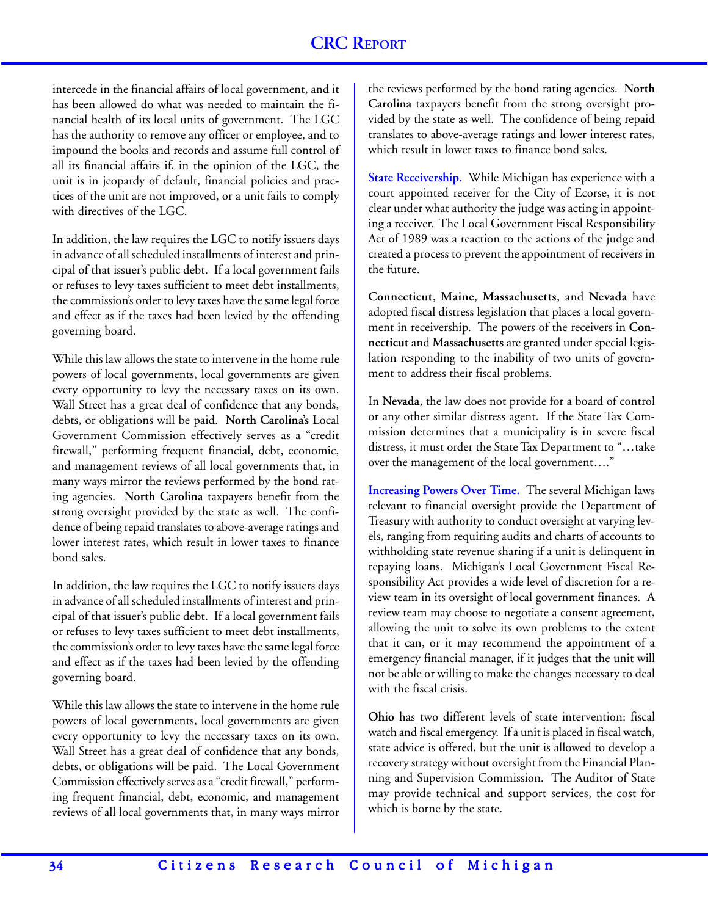intercede in the financial affairs of local government, and it has been allowed do what was needed to maintain the financial health of its local units of government. The LGC has the authority to remove any officer or employee, and to impound the books and records and assume full control of all its financial affairs if, in the opinion of the LGC, the unit is in jeopardy of default, financial policies and practices of the unit are not improved, or a unit fails to comply with directives of the LGC.

In addition, the law requires the LGC to notify issuers days in advance of all scheduled installments of interest and principal of that issuer's public debt. If a local government fails or refuses to levy taxes sufficient to meet debt installments, the commission's order to levy taxes have the same legal force and effect as if the taxes had been levied by the offending governing board.

While this law allows the state to intervene in the home rule powers of local governments, local governments are given every opportunity to levy the necessary taxes on its own. Wall Street has a great deal of confidence that any bonds, debts, or obligations will be paid. **North Carolina's** Local Government Commission effectively serves as a "credit firewall," performing frequent financial, debt, economic, and management reviews of all local governments that, in many ways mirror the reviews performed by the bond rating agencies. **North Carolina** taxpayers benefit from the strong oversight provided by the state as well. The confidence of being repaid translates to above-average ratings and lower interest rates, which result in lower taxes to finance bond sales.

In addition, the law requires the LGC to notify issuers days in advance of all scheduled installments of interest and principal of that issuer's public debt. If a local government fails or refuses to levy taxes sufficient to meet debt installments, the commission's order to levy taxes have the same legal force and effect as if the taxes had been levied by the offending governing board.

While this law allows the state to intervene in the home rule powers of local governments, local governments are given every opportunity to levy the necessary taxes on its own. Wall Street has a great deal of confidence that any bonds, debts, or obligations will be paid. The Local Government Commission effectively serves as a "credit firewall," performing frequent financial, debt, economic, and management reviews of all local governments that, in many ways mirror the reviews performed by the bond rating agencies. **North Carolina** taxpayers benefit from the strong oversight provided by the state as well. The confidence of being repaid translates to above-average ratings and lower interest rates, which result in lower taxes to finance bond sales.

**State Receivership.** While Michigan has experience with a court appointed receiver for the City of Ecorse, it is not clear under what authority the judge was acting in appointing a receiver. The Local Government Fiscal Responsibility Act of 1989 was a reaction to the actions of the judge and created a process to prevent the appointment of receivers in the future.

**Connecticut**, **Maine**, **Massachusetts**, and **Nevada** have adopted fiscal distress legislation that places a local government in receivership. The powers of the receivers in **Connecticut** and **Massachusetts** are granted under special legislation responding to the inability of two units of government to address their fiscal problems.

In **Nevada**, the law does not provide for a board of control or any other similar distress agent. If the State Tax Commission determines that a municipality is in severe fiscal distress, it must order the State Tax Department to "…take over the management of the local government…."

**Increasing Powers Over Time.** The several Michigan laws relevant to financial oversight provide the Department of Treasury with authority to conduct oversight at varying levels, ranging from requiring audits and charts of accounts to withholding state revenue sharing if a unit is delinquent in repaying loans. Michigan's Local Government Fiscal Responsibility Act provides a wide level of discretion for a review team in its oversight of local government finances. A review team may choose to negotiate a consent agreement, allowing the unit to solve its own problems to the extent that it can, or it may recommend the appointment of a emergency financial manager, if it judges that the unit will not be able or willing to make the changes necessary to deal with the fiscal crisis.

**Ohio** has two different levels of state intervention: fiscal watch and fiscal emergency. If a unit is placed in fiscal watch, state advice is offered, but the unit is allowed to develop a recovery strategy without oversight from the Financial Planning and Supervision Commission. The Auditor of State may provide technical and support services, the cost for which is borne by the state.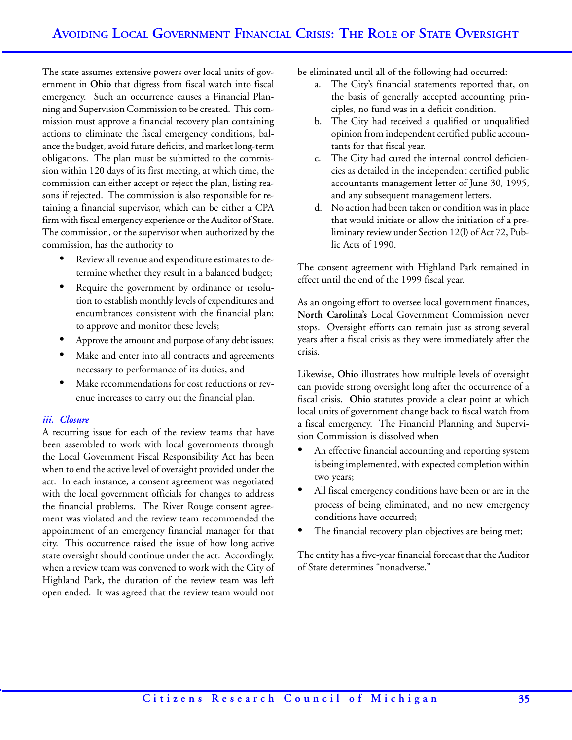The state assumes extensive powers over local units of government in **Ohio** that digress from fiscal watch into fiscal emergency. Such an occurrence causes a Financial Planning and Supervision Commission to be created. This commission must approve a financial recovery plan containing actions to eliminate the fiscal emergency conditions, balance the budget, avoid future deficits, and market long-term obligations. The plan must be submitted to the commission within 120 days of its first meeting, at which time, the commission can either accept or reject the plan, listing reasons if rejected. The commission is also responsible for retaining a financial supervisor, which can be either a CPA firm with fiscal emergency experience or the Auditor of State. The commission, or the supervisor when authorized by the commission, has the authority to

- Review all revenue and expenditure estimates to determine whether they result in a balanced budget;
- Require the government by ordinance or resolution to establish monthly levels of expenditures and encumbrances consistent with the financial plan; to approve and monitor these levels;
- Approve the amount and purpose of any debt issues;
- Make and enter into all contracts and agreements necessary to performance of its duties, and
- Make recommendations for cost reductions or revenue increases to carry out the financial plan.

***iii. Closure***

A recurring issue for each of the review teams that have been assembled to work with local governments through the Local Government Fiscal Responsibility Act has been when to end the active level of oversight provided under the act. In each instance, a consent agreement was negotiated with the local government officials for changes to address the financial problems. The River Rouge consent agreement was violated and the review team recommended the appointment of an emergency financial manager for that city. This occurrence raised the issue of how long active state oversight should continue under the act. Accordingly, when a review team was convened to work with the City of Highland Park, the duration of the review team was left open ended. It was agreed that the review team would not be eliminated until all of the following had occurred:

a. The City's financial statements reported that, on the basis of generally accepted accounting principles, no fund was in a deficit condition.
b. The City had received a qualified or unqualified opinion from independent certified public accountants for that fiscal year.
c. The City had cured the internal control deficiencies as detailed in the independent certified public accountants management letter of June 30, 1995, and any subsequent management letters.
d. No action had been taken or condition was in place that would initiate or allow the initiation of a preliminary review under Section 12(l) of Act 72, Public Acts of 1990.

The consent agreement with Highland Park remained in effect until the end of the 1999 fiscal year.

As an ongoing effort to oversee local government finances, **North Carolina's** Local Government Commission never stops. Oversight efforts can remain just as strong several years after a fiscal crisis as they were immediately after the crisis.

Likewise, **Ohio** illustrates how multiple levels of oversight can provide strong oversight long after the occurrence of a fiscal crisis. **Ohio** statutes provide a clear point at which local units of government change back to fiscal watch from a fiscal emergency. The Financial Planning and Supervision Commission is dissolved when

- An effective financial accounting and reporting system is being implemented, with expected completion within two years;
- All fiscal emergency conditions have been or are in the process of being eliminated, and no new emergency conditions have occurred;
- The financial recovery plan objectives are being met;

The entity has a five-year financial forecast that the Auditor of State determines "nonadverse."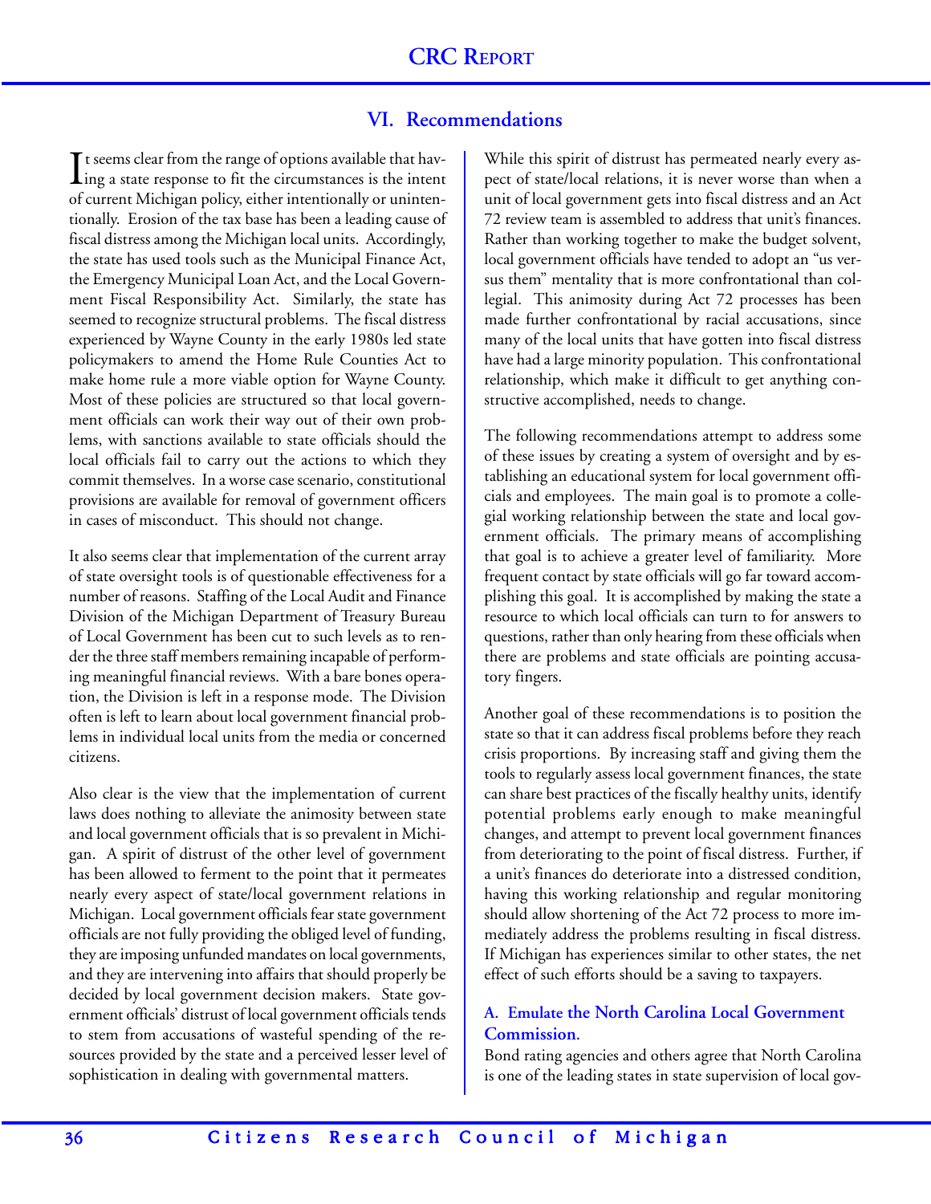## VI. Recommendations

It seems clear from the range of options available that having a state response to fit the circumstances is the intent of current Michigan policy, either intentionally or unintentionally. Erosion of the tax base has been a leading cause of fiscal distress among the Michigan local units. Accordingly, the state has used tools such as the Municipal Finance Act, the Emergency Municipal Loan Act, and the Local Government Fiscal Responsibility Act. Similarly, the state has seemed to recognize structural problems. The fiscal distress experienced by Wayne County in the early 1980s led state policymakers to amend the Home Rule Counties Act to make home rule a more viable option for Wayne County. Most of these policies are structured so that local government officials can work their way out of their own problems, with sanctions available to state officials should the local officials fail to carry out the actions to which they commit themselves. In a worse case scenario, constitutional provisions are available for removal of government officers in cases of misconduct. This should not change.

It also seems clear that implementation of the current array of state oversight tools is of questionable effectiveness for a number of reasons. Staffing of the Local Audit and Finance Division of the Michigan Department of Treasury Bureau of Local Government has been cut to such levels as to render the three staff members remaining incapable of performing meaningful financial reviews. With a bare bones operation, the Division is left in a response mode. The Division often is left to learn about local government financial problems in individual local units from the media or concerned citizens.

Also clear is the view that the implementation of current laws does nothing to alleviate the animosity between state and local government officials that is so prevalent in Michigan. A spirit of distrust of the other level of government has been allowed to ferment to the point that it permeates nearly every aspect of state/local government relations in Michigan. Local government officials fear state government officials are not fully providing the obliged level of funding, they are imposing unfunded mandates on local governments, and they are intervening into affairs that should properly be decided by local government decision makers. State government officials' distrust of local government officials tends to stem from accusations of wasteful spending of the resources provided by the state and a perceived lesser level of sophistication in dealing with governmental matters.

While this spirit of distrust has permeated nearly every aspect of state/local relations, it is never worse than when a unit of local government gets into fiscal distress and an Act 72 review team is assembled to address that unit's finances. Rather than working together to make the budget solvent, local government officials have tended to adopt an "us versus them" mentality that is more confrontational than collegial. This animosity during Act 72 processes has been made further confrontational by racial accusations, since many of the local units that have gotten into fiscal distress have had a large minority population. This confrontational relationship, which make it difficult to get anything constructive accomplished, needs to change.

The following recommendations attempt to address some of these issues by creating a system of oversight and by establishing an educational system for local government officials and employees. The main goal is to promote a collegial working relationship between the state and local government officials. The primary means of accomplishing that goal is to achieve a greater level of familiarity. More frequent contact by state officials will go far toward accomplishing this goal. It is accomplished by making the state a resource to which local officials can turn to for answers to questions, rather than only hearing from these officials when there are problems and state officials are pointing accusatory fingers.

Another goal of these recommendations is to position the state so that it can address fiscal problems before they reach crisis proportions. By increasing staff and giving them the tools to regularly assess local government finances, the state can share best practices of the fiscally healthy units, identify potential problems early enough to make meaningful changes, and attempt to prevent local government finances from deteriorating to the point of fiscal distress. Further, if a unit's finances do deteriorate into a distressed condition, having this working relationship and regular monitoring should allow shortening of the Act 72 process to more immediately address the problems resulting in fiscal distress. If Michigan has experiences similar to other states, the net effect of such efforts should be a saving to taxpayers.

### A. Emulate the North Carolina Local Government Commission.

Bond rating agencies and others agree that North Carolina is one of the leading states in state supervision of local gov-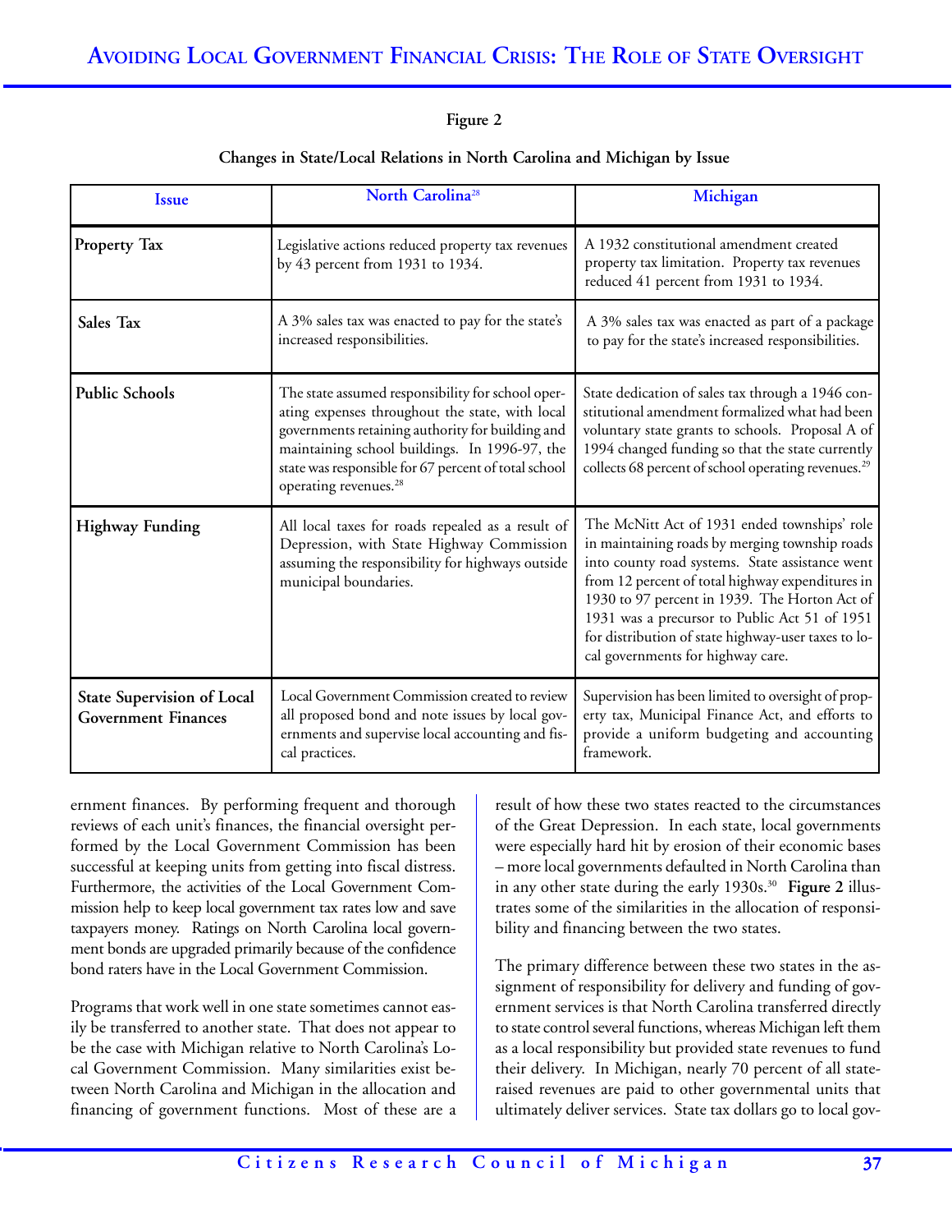**Figure 2**

**Changes in State/Local Relations in North Carolina and Michigan by Issue**

| Issue | North Carolina[28] | Michigan |
|---|---|---|
| **Property Tax** | Legislative actions reduced property tax revenues by 43 percent from 1931 to 1934. | A 1932 constitutional amendment created property tax limitation. Property tax revenues reduced 41 percent from 1931 to 1934. |
| **Sales Tax** | A 3% sales tax was enacted to pay for the state's increased responsibilities. | A 3% sales tax was enacted as part of a package to pay for the state's increased responsibilities. |
| **Public Schools** | The state assumed responsibility for school operating expenses throughout the state, with local governments retaining authority for building and maintaining school buildings. In 1996-97, the state was responsible for 67 percent of total school operating revenues.[28] | State dedication of sales tax through a 1946 constitutional amendment formalized what had been voluntary state grants to schools. Proposal A of 1994 changed funding so that the state currently collects 68 percent of school operating revenues.[29] |
| **Highway Funding** | All local taxes for roads repealed as a result of Depression, with State Highway Commission assuming the responsibility for highways outside municipal boundaries. | The McNitt Act of 1931 ended townships' role in maintaining roads by merging township roads into county road systems. State assistance went from 12 percent of total highway expenditures in 1930 to 97 percent in 1939. The Horton Act of 1931 was a precursor to Public Act 51 of 1951 for distribution of state highway-user taxes to local governments for highway care. |
| **State Supervision of Local Government Finances** | Local Government Commission created to review all proposed bond and note issues by local governments and supervise local accounting and fiscal practices. | Supervision has been limited to oversight of property tax, Municipal Finance Act, and efforts to provide a uniform budgeting and accounting framework. |

ernment finances. By performing frequent and thorough reviews of each unit's finances, the financial oversight performed by the Local Government Commission has been successful at keeping units from getting into fiscal distress. Furthermore, the activities of the Local Government Commission help to keep local government tax rates low and save taxpayers money. Ratings on North Carolina local government bonds are upgraded primarily because of the confidence bond raters have in the Local Government Commission.

Programs that work well in one state sometimes cannot easily be transferred to another state. That does not appear to be the case with Michigan relative to North Carolina's Local Government Commission. Many similarities exist between North Carolina and Michigan in the allocation and financing of government functions. Most of these are a result of how these two states reacted to the circumstances of the Great Depression. In each state, local governments were especially hard hit by erosion of their economic bases – more local governments defaulted in North Carolina than in any other state during the early 1930s.[30] **Figure 2** illustrates some of the similarities in the allocation of responsibility and financing between the two states.

The primary difference between these two states in the assignment of responsibility for delivery and funding of government services is that North Carolina transferred directly to state control several functions, whereas Michigan left them as a local responsibility but provided state revenues to fund their delivery. In Michigan, nearly 70 percent of all state-raised revenues are paid to other governmental units that ultimately deliver services. State tax dollars go to local gov-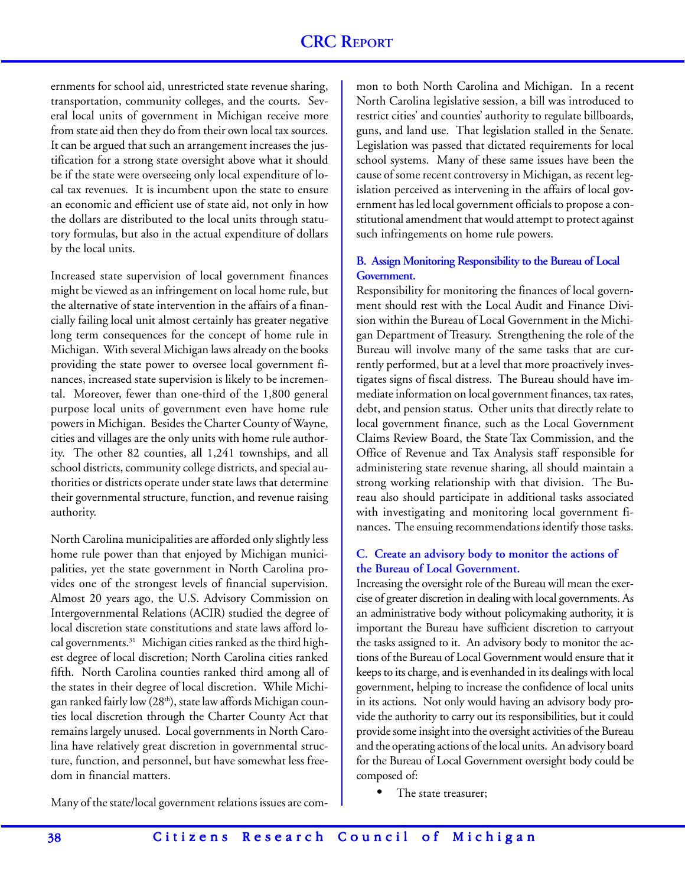ernments for school aid, unrestricted state revenue sharing, transportation, community colleges, and the courts. Several local units of government in Michigan receive more from state aid then they do from their own local tax sources. It can be argued that such an arrangement increases the justification for a strong state oversight above what it should be if the state were overseeing only local expenditure of local tax revenues. It is incumbent upon the state to ensure an economic and efficient use of state aid, not only in how the dollars are distributed to the local units through statutory formulas, but also in the actual expenditure of dollars by the local units.

Increased state supervision of local government finances might be viewed as an infringement on local home rule, but the alternative of state intervention in the affairs of a financially failing local unit almost certainly has greater negative long term consequences for the concept of home rule in Michigan. With several Michigan laws already on the books providing the state power to oversee local government finances, increased state supervision is likely to be incremental. Moreover, fewer than one-third of the 1,800 general purpose local units of government even have home rule powers in Michigan. Besides the Charter County of Wayne, cities and villages are the only units with home rule authority. The other 82 counties, all 1,241 townships, and all school districts, community college districts, and special authorities or districts operate under state laws that determine their governmental structure, function, and revenue raising authority.

North Carolina municipalities are afforded only slightly less home rule power than that enjoyed by Michigan municipalities, yet the state government in North Carolina provides one of the strongest levels of financial supervision. Almost 20 years ago, the U.S. Advisory Commission on Intergovernmental Relations (ACIR) studied the degree of local discretion state constitutions and state laws afford local governments.[31] Michigan cities ranked as the third highest degree of local discretion; North Carolina cities ranked fifth. North Carolina counties ranked third among all of the states in their degree of local discretion. While Michigan ranked fairly low (28th), state law affords Michigan counties local discretion through the Charter County Act that remains largely unused. Local governments in North Carolina have relatively great discretion in governmental structure, function, and personnel, but have somewhat less freedom in financial matters.

Many of the state/local government relations issues are common to both North Carolina and Michigan. In a recent North Carolina legislative session, a bill was introduced to restrict cities' and counties' authority to regulate billboards, guns, and land use. That legislation stalled in the Senate. Legislation was passed that dictated requirements for local school systems. Many of these same issues have been the cause of some recent controversy in Michigan, as recent legislation perceived as intervening in the affairs of local government has led local government officials to propose a constitutional amendment that would attempt to protect against such infringements on home rule powers.

### B. Assign Monitoring Responsibility to the Bureau of Local Government.

Responsibility for monitoring the finances of local government should rest with the Local Audit and Finance Division within the Bureau of Local Government in the Michigan Department of Treasury. Strengthening the role of the Bureau will involve many of the same tasks that are currently performed, but at a level that more proactively investigates signs of fiscal distress. The Bureau should have immediate information on local government finances, tax rates, debt, and pension status. Other units that directly relate to local government finance, such as the Local Government Claims Review Board, the State Tax Commission, and the Office of Revenue and Tax Analysis staff responsible for administering state revenue sharing, all should maintain a strong working relationship with that division. The Bureau also should participate in additional tasks associated with investigating and monitoring local government finances. The ensuing recommendations identify those tasks.

### C. Create an advisory body to monitor the actions of the Bureau of Local Government.

Increasing the oversight role of the Bureau will mean the exercise of greater discretion in dealing with local governments. As an administrative body without policymaking authority, it is important the Bureau have sufficient discretion to carryout the tasks assigned to it. An advisory body to monitor the actions of the Bureau of Local Government would ensure that it keeps to its charge, and is evenhanded in its dealings with local government, helping to increase the confidence of local units in its actions. Not only would having an advisory body provide the authority to carry out its responsibilities, but it could provide some insight into the oversight activities of the Bureau and the operating actions of the local units. An advisory board for the Bureau of Local Government oversight body could be composed of:

- The state treasurer;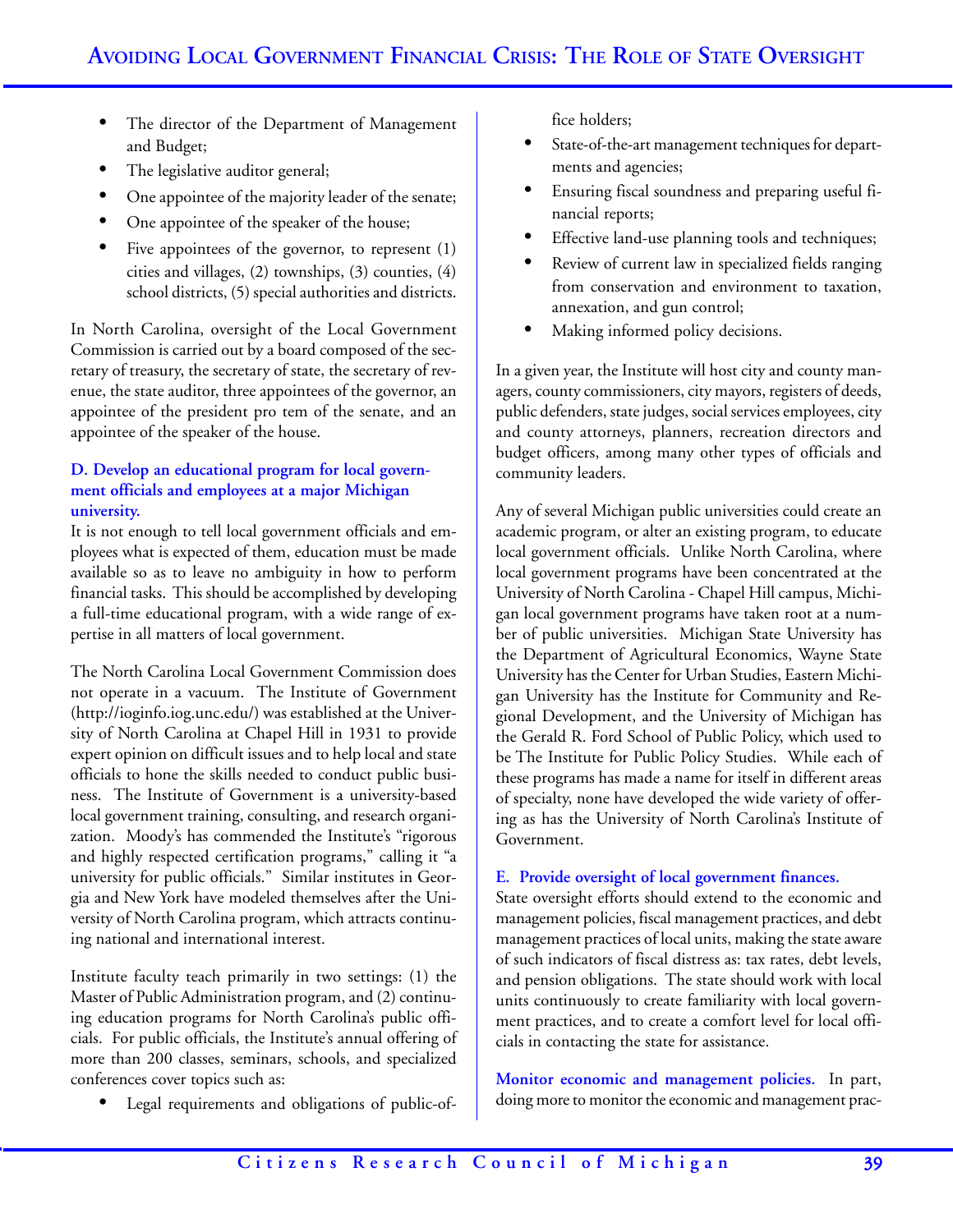- The director of the Department of Management and Budget;
- The legislative auditor general;
- One appointee of the majority leader of the senate;
- One appointee of the speaker of the house;
- Five appointees of the governor, to represent (1) cities and villages, (2) townships, (3) counties, (4) school districts, (5) special authorities and districts.

In North Carolina, oversight of the Local Government Commission is carried out by a board composed of the secretary of treasury, the secretary of state, the secretary of revenue, the state auditor, three appointees of the governor, an appointee of the president pro tem of the senate, and an appointee of the speaker of the house.

### D. Develop an educational program for local government officials and employees at a major Michigan university.

It is not enough to tell local government officials and employees what is expected of them, education must be made available so as to leave no ambiguity in how to perform financial tasks. This should be accomplished by developing a full-time educational program, with a wide range of expertise in all matters of local government.

The North Carolina Local Government Commission does not operate in a vacuum. The Institute of Government (http://ioginfo.iog.unc.edu/) was established at the University of North Carolina at Chapel Hill in 1931 to provide expert opinion on difficult issues and to help local and state officials to hone the skills needed to conduct public business. The Institute of Government is a university-based local government training, consulting, and research organization. Moody's has commended the Institute's "rigorous and highly respected certification programs," calling it "a university for public officials." Similar institutes in Georgia and New York have modeled themselves after the University of North Carolina program, which attracts continuing national and international interest.

Institute faculty teach primarily in two settings: (1) the Master of Public Administration program, and (2) continuing education programs for North Carolina's public officials. For public officials, the Institute's annual offering of more than 200 classes, seminars, schools, and specialized conferences cover topics such as:

- Legal requirements and obligations of public-office holders;
- State-of-the-art management techniques for departments and agencies;
- Ensuring fiscal soundness and preparing useful financial reports;
- Effective land-use planning tools and techniques;
- Review of current law in specialized fields ranging from conservation and environment to taxation, annexation, and gun control;
- Making informed policy decisions.

In a given year, the Institute will host city and county managers, county commissioners, city mayors, registers of deeds, public defenders, state judges, social services employees, city and county attorneys, planners, recreation directors and budget officers, among many other types of officials and community leaders.

Any of several Michigan public universities could create an academic program, or alter an existing program, to educate local government officials. Unlike North Carolina, where local government programs have been concentrated at the University of North Carolina - Chapel Hill campus, Michigan local government programs have taken root at a number of public universities. Michigan State University has the Department of Agricultural Economics, Wayne State University has the Center for Urban Studies, Eastern Michigan University has the Institute for Community and Regional Development, and the University of Michigan has the Gerald R. Ford School of Public Policy, which used to be The Institute for Public Policy Studies. While each of these programs has made a name for itself in different areas of specialty, none have developed the wide variety of offering as has the University of North Carolina's Institute of Government.

### E. Provide oversight of local government finances.

State oversight efforts should extend to the economic and management policies, fiscal management practices, and debt management practices of local units, making the state aware of such indicators of fiscal distress as: tax rates, debt levels, and pension obligations. The state should work with local units continuously to create familiarity with local government practices, and to create a comfort level for local officials in contacting the state for assistance.

**Monitor economic and management policies.** In part, doing more to monitor the economic and management prac-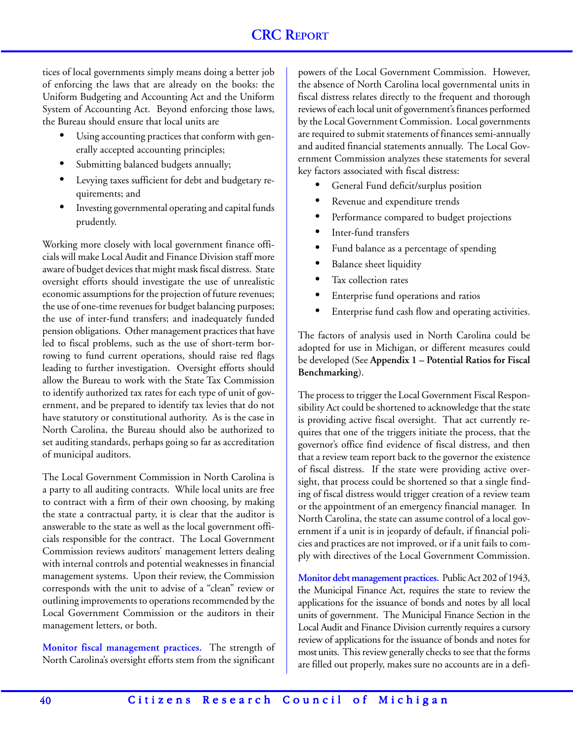tices of local governments simply means doing a better job of enforcing the laws that are already on the books: the Uniform Budgeting and Accounting Act and the Uniform System of Accounting Act. Beyond enforcing those laws, the Bureau should ensure that local units are

- Using accounting practices that conform with generally accepted accounting principles;
- Submitting balanced budgets annually;
- Levying taxes sufficient for debt and budgetary requirements; and
- Investing governmental operating and capital funds prudently.

Working more closely with local government finance officials will make Local Audit and Finance Division staff more aware of budget devices that might mask fiscal distress. State oversight efforts should investigate the use of unrealistic economic assumptions for the projection of future revenues; the use of one-time revenues for budget balancing purposes; the use of inter-fund transfers; and inadequately funded pension obligations. Other management practices that have led to fiscal problems, such as the use of short-term borrowing to fund current operations, should raise red flags leading to further investigation. Oversight efforts should allow the Bureau to work with the State Tax Commission to identify authorized tax rates for each type of unit of government, and be prepared to identify tax levies that do not have statutory or constitutional authority. As is the case in North Carolina, the Bureau should also be authorized to set auditing standards, perhaps going so far as accreditation of municipal auditors.

The Local Government Commission in North Carolina is a party to all auditing contracts. While local units are free to contract with a firm of their own choosing, by making the state a contractual party, it is clear that the auditor is answerable to the state as well as the local government officials responsible for the contract. The Local Government Commission reviews auditors' management letters dealing with internal controls and potential weaknesses in financial management systems. Upon their review, the Commission corresponds with the unit to advise of a "clean" review or outlining improvements to operations recommended by the Local Government Commission or the auditors in their management letters, or both.

**Monitor fiscal management practices.** The strength of North Carolina's oversight efforts stem from the significant powers of the Local Government Commission. However, the absence of North Carolina local governmental units in fiscal distress relates directly to the frequent and thorough reviews of each local unit of government's finances performed by the Local Government Commission. Local governments are required to submit statements of finances semi-annually and audited financial statements annually. The Local Government Commission analyzes these statements for several key factors associated with fiscal distress:

- General Fund deficit/surplus position
- Revenue and expenditure trends
- Performance compared to budget projections
- Inter-fund transfers
- Fund balance as a percentage of spending
- Balance sheet liquidity
- Tax collection rates
- Enterprise fund operations and ratios
- Enterprise fund cash flow and operating activities.

The factors of analysis used in North Carolina could be adopted for use in Michigan, or different measures could be developed (See **Appendix 1 – Potential Ratios for Fiscal Benchmarking**).

The process to trigger the Local Government Fiscal Responsibility Act could be shortened to acknowledge that the state is providing active fiscal oversight. That act currently requires that one of the triggers initiate the process, that the governor's office find evidence of fiscal distress, and then that a review team report back to the governor the existence of fiscal distress. If the state were providing active oversight, that process could be shortened so that a single finding of fiscal distress would trigger creation of a review team or the appointment of an emergency financial manager. In North Carolina, the state can assume control of a local government if a unit is in jeopardy of default, if financial policies and practices are not improved, or if a unit fails to comply with directives of the Local Government Commission.

**Monitor debt management practices.** Public Act 202 of 1943, the Municipal Finance Act, requires the state to review the applications for the issuance of bonds and notes by all local units of government. The Municipal Finance Section in the Local Audit and Finance Division currently requires a cursory review of applications for the issuance of bonds and notes for most units. This review generally checks to see that the forms are filled out properly, makes sure no accounts are in a defi-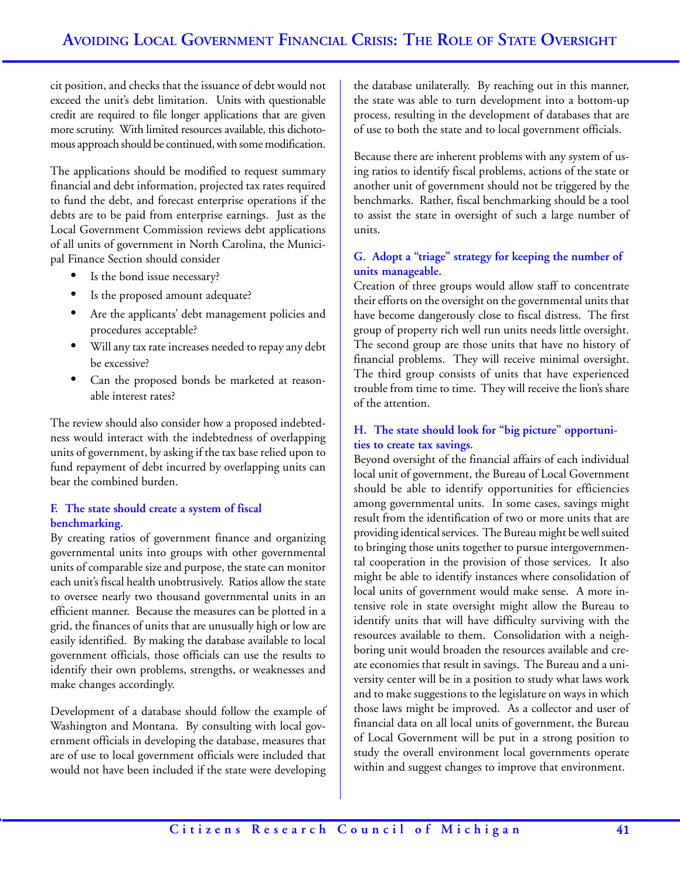cit position, and checks that the issuance of debt would not exceed the unit's debt limitation. Units with questionable credit are required to file longer applications that are given more scrutiny. With limited resources available, this dichotomous approach should be continued, with some modification.

The applications should be modified to request summary financial and debt information, projected tax rates required to fund the debt, and forecast enterprise operations if the debts are to be paid from enterprise earnings. Just as the Local Government Commission reviews debt applications of all units of government in North Carolina, the Municipal Finance Section should consider

- Is the bond issue necessary?
- Is the proposed amount adequate?
- Are the applicants' debt management policies and procedures acceptable?
- Will any tax rate increases needed to repay any debt be excessive?
- Can the proposed bonds be marketed at reasonable interest rates?

The review should also consider how a proposed indebtedness would interact with the indebtedness of overlapping units of government, by asking if the tax base relied upon to fund repayment of debt incurred by overlapping units can bear the combined burden.

### F. The state should create a system of fiscal benchmarking.

By creating ratios of government finance and organizing governmental units into groups with other governmental units of comparable size and purpose, the state can monitor each unit's fiscal health unobtrusively. Ratios allow the state to oversee nearly two thousand governmental units in an efficient manner. Because the measures can be plotted in a grid, the finances of units that are unusually high or low are easily identified. By making the database available to local government officials, those officials can use the results to identify their own problems, strengths, or weaknesses and make changes accordingly.

Development of a database should follow the example of Washington and Montana. By consulting with local government officials in developing the database, measures that are of use to local government officials were included that would not have been included if the state were developing the database unilaterally. By reaching out in this manner, the state was able to turn development into a bottom-up process, resulting in the development of databases that are of use to both the state and to local government officials.

Because there are inherent problems with any system of using ratios to identify fiscal problems, actions of the state or another unit of government should not be triggered by the benchmarks. Rather, fiscal benchmarking should be a tool to assist the state in oversight of such a large number of units.

### G. Adopt a "triage" strategy for keeping the number of units manageable.

Creation of three groups would allow staff to concentrate their efforts on the oversight on the governmental units that have become dangerously close to fiscal distress. The first group of property rich well run units needs little oversight. The second group are those units that have no history of financial problems. They will receive minimal oversight. The third group consists of units that have experienced trouble from time to time. They will receive the lion's share of the attention.

### H. The state should look for "big picture" opportunities to create tax savings.

Beyond oversight of the financial affairs of each individual local unit of government, the Bureau of Local Government should be able to identify opportunities for efficiencies among governmental units. In some cases, savings might result from the identification of two or more units that are providing identical services. The Bureau might be well suited to bringing those units together to pursue intergovernmental cooperation in the provision of those services. It also might be able to identify instances where consolidation of local units of government would make sense. A more intensive role in state oversight might allow the Bureau to identify units that will have difficulty surviving with the resources available to them. Consolidation with a neighboring unit would broaden the resources available and create economies that result in savings. The Bureau and a university center will be in a position to study what laws work and to make suggestions to the legislature on ways in which those laws might be improved. As a collector and user of financial data on all local units of government, the Bureau of Local Government will be put in a strong position to study the overall environment local governments operate within and suggest changes to improve that environment.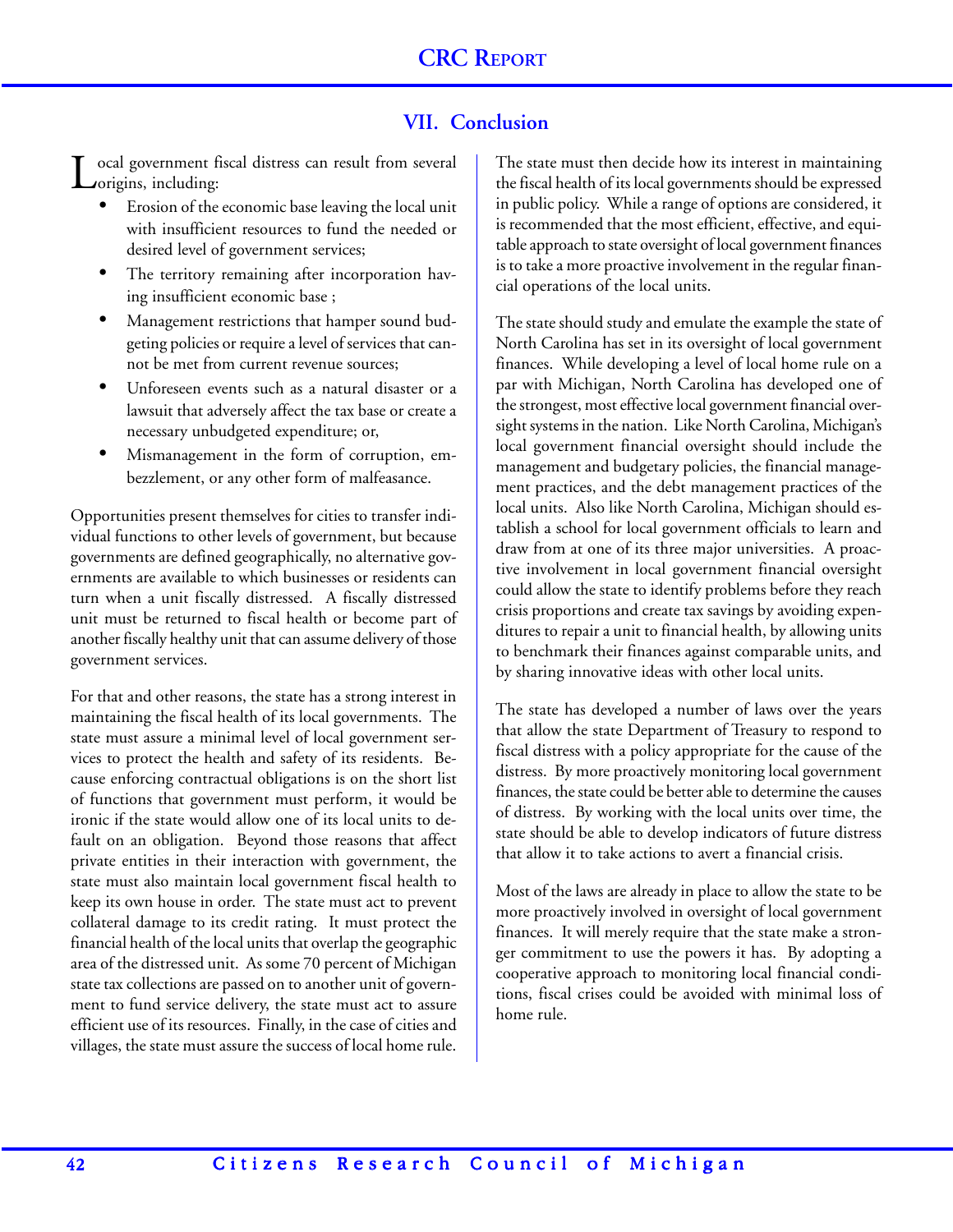## VII. Conclusion

Local government fiscal distress can result from several origins, including:

- Erosion of the economic base leaving the local unit with insufficient resources to fund the needed or desired level of government services;
- The territory remaining after incorporation having insufficient economic base ;
- Management restrictions that hamper sound budgeting policies or require a level of services that cannot be met from current revenue sources;
- Unforeseen events such as a natural disaster or a lawsuit that adversely affect the tax base or create a necessary unbudgeted expenditure; or,
- Mismanagement in the form of corruption, embezzlement, or any other form of malfeasance.

Opportunities present themselves for cities to transfer individual functions to other levels of government, but because governments are defined geographically, no alternative governments are available to which businesses or residents can turn when a unit fiscally distressed. A fiscally distressed unit must be returned to fiscal health or become part of another fiscally healthy unit that can assume delivery of those government services.

For that and other reasons, the state has a strong interest in maintaining the fiscal health of its local governments. The state must assure a minimal level of local government services to protect the health and safety of its residents. Because enforcing contractual obligations is on the short list of functions that government must perform, it would be ironic if the state would allow one of its local units to default on an obligation. Beyond those reasons that affect private entities in their interaction with government, the state must also maintain local government fiscal health to keep its own house in order. The state must act to prevent collateral damage to its credit rating. It must protect the financial health of the local units that overlap the geographic area of the distressed unit. As some 70 percent of Michigan state tax collections are passed on to another unit of government to fund service delivery, the state must act to assure efficient use of its resources. Finally, in the case of cities and villages, the state must assure the success of local home rule.

The state must then decide how its interest in maintaining the fiscal health of its local governments should be expressed in public policy. While a range of options are considered, it is recommended that the most efficient, effective, and equitable approach to state oversight of local government finances is to take a more proactive involvement in the regular financial operations of the local units.

The state should study and emulate the example the state of North Carolina has set in its oversight of local government finances. While developing a level of local home rule on a par with Michigan, North Carolina has developed one of the strongest, most effective local government financial oversight systems in the nation. Like North Carolina, Michigan's local government financial oversight should include the management and budgetary policies, the financial management practices, and the debt management practices of the local units. Also like North Carolina, Michigan should establish a school for local government officials to learn and draw from at one of its three major universities. A proactive involvement in local government financial oversight could allow the state to identify problems before they reach crisis proportions and create tax savings by avoiding expenditures to repair a unit to financial health, by allowing units to benchmark their finances against comparable units, and by sharing innovative ideas with other local units.

The state has developed a number of laws over the years that allow the state Department of Treasury to respond to fiscal distress with a policy appropriate for the cause of the distress. By more proactively monitoring local government finances, the state could be better able to determine the causes of distress. By working with the local units over time, the state should be able to develop indicators of future distress that allow it to take actions to avert a financial crisis.

Most of the laws are already in place to allow the state to be more proactively involved in oversight of local government finances. It will merely require that the state make a stronger commitment to use the powers it has. By adopting a cooperative approach to monitoring local financial conditions, fiscal crises could be avoided with minimal loss of home rule.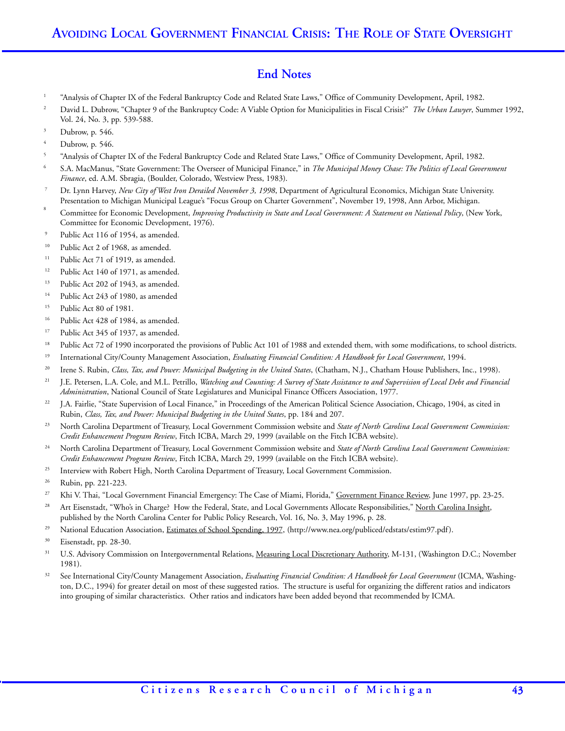## End Notes

1. "Analysis of Chapter IX of the Federal Bankruptcy Code and Related State Laws," Office of Community Development, April, 1982.
2. David L. Dubrow, "Chapter 9 of the Bankruptcy Code: A Viable Option for Municipalities in Fiscal Crisis?" *The Urban Lawyer*, Summer 1992, Vol. 24, No. 3, pp. 539-588.
3. Dubrow, p. 546.
4. Dubrow, p. 546.
5. "Analysis of Chapter IX of the Federal Bankruptcy Code and Related State Laws," Office of Community Development, April, 1982.
6. S.A. MacManus, "State Government: The Overseer of Municipal Finance," in *The Municipal Money Chase: The Politics of Local Government Finance*, ed. A.M. Sbragia, (Boulder, Colorado, Westview Press, 1983).
7. Dr. Lynn Harvey, *New City of West Iron Derailed November 3, 1998*, Department of Agricultural Economics, Michigan State University. Presentation to Michigan Municipal League's "Focus Group on Charter Government", November 19, 1998, Ann Arbor, Michigan.
8. Committee for Economic Development, *Improving Productivity in State and Local Government: A Statement on National Policy*, (New York, Committee for Economic Development, 1976).
9. Public Act 116 of 1954, as amended.
10. Public Act 2 of 1968, as amended.
11. Public Act 71 of 1919, as amended.
12. Public Act 140 of 1971, as amended.
13. Public Act 202 of 1943, as amended.
14. Public Act 243 of 1980, as amended
15. Public Act 80 of 1981.
16. Public Act 428 of 1984, as amended.
17. Public Act 345 of 1937, as amended.
18. Public Act 72 of 1990 incorporated the provisions of Public Act 101 of 1988 and extended them, with some modifications, to school districts.
19. International City/County Management Association, *Evaluating Financial Condition: A Handbook for Local Government*, 1994.
20. Irene S. Rubin, *Class, Tax, and Power: Municipal Budgeting in the United States*, (Chatham, N.J., Chatham House Publishers, Inc., 1998).
21. J.E. Petersen, L.A. Cole, and M.L. Petrillo, *Watching and Counting: A Survey of State Assistance to and Supervision of Local Debt and Financial Administration*, National Council of State Legislatures and Municipal Finance Officers Association, 1977.
22. J.A. Fairlie, "State Supervision of Local Finance," in Proceedings of the American Political Science Association, Chicago, 1904, as cited in Rubin, *Class, Tax, and Power: Municipal Budgeting in the United States*, pp. 184 and 207.
23. North Carolina Department of Treasury, Local Government Commission website and *State of North Carolina Local Government Commission: Credit Enhancement Program Review*, Fitch ICBA, March 29, 1999 (available on the Fitch ICBA website).
24. North Carolina Department of Treasury, Local Government Commission website and *State of North Carolina Local Government Commission: Credit Enhancement Program Review*, Fitch ICBA, March 29, 1999 (available on the Fitch ICBA website).
25. Interview with Robert High, North Carolina Department of Treasury, Local Government Commission.
26. Rubin, pp. 221-223.
27. Khi V. Thai, "Local Government Financial Emergency: The Case of Miami, Florida," Government Finance Review, June 1997, pp. 23-25.
28. Art Eisenstadt, "Who's in Charge? How the Federal, State, and Local Governments Allocate Responsibilities," North Carolina Insight, published by the North Carolina Center for Public Policy Research, Vol. 16, No. 3, May 1996, p. 28.
29. National Education Association, Estimates of School Spending, 1997, (http://www.nea.org/publiced/edstats/estim97.pdf).
30. Eisenstadt, pp. 28-30.
31. U.S. Advisory Commission on Intergovernmental Relations, Measuring Local Discretionary Authority, M-131, (Washington D.C.; November 1981).
32. See International City/County Management Association, *Evaluating Financial Condition: A Handbook for Local Government* (ICMA, Washington, D.C., 1994) for greater detail on most of these suggested ratios. The structure is useful for organizing the different ratios and indicators into grouping of similar characteristics. Other ratios and indicators have been added beyond that recommended by ICMA.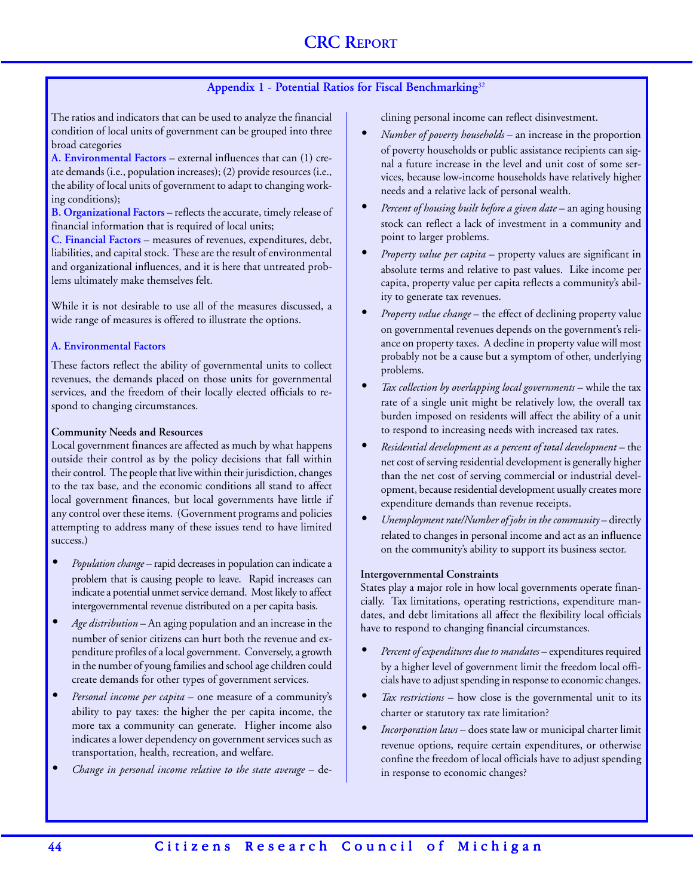## Appendix 1 - Potential Ratios for Fiscal Benchmarking[32]

The ratios and indicators that can be used to analyze the financial condition of local units of government can be grouped into three broad categories

**A. Environmental Factors** – external influences that can (1) create demands (i.e., population increases); (2) provide resources (i.e., the ability of local units of government to adapt to changing working conditions);

**B. Organizational Factors** – reflects the accurate, timely release of financial information that is required of local units;

**C. Financial Factors** – measures of revenues, expenditures, debt, liabilities, and capital stock. These are the result of environmental and organizational influences, and it is here that untreated problems ultimately make themselves felt.

While it is not desirable to use all of the measures discussed, a wide range of measures is offered to illustrate the options.

### A. Environmental Factors

These factors reflect the ability of governmental units to collect revenues, the demands placed on those units for governmental services, and the freedom of their locally elected officials to respond to changing circumstances.

#### Community Needs and Resources

Local government finances are affected as much by what happens outside their control as by the policy decisions that fall within their control. The people that live within their jurisdiction, changes to the tax base, and the economic conditions all stand to affect local government finances, but local governments have little if any control over these items. (Government programs and policies attempting to address many of these issues tend to have limited success.)

- *Population change* – rapid decreases in population can indicate a problem that is causing people to leave. Rapid increases can indicate a potential unmet service demand. Most likely to affect intergovernmental revenue distributed on a per capita basis.
- *Age distribution* – An aging population and an increase in the number of senior citizens can hurt both the revenue and expenditure profiles of a local government. Conversely, a growth in the number of young families and school age children could create demands for other types of government services.
- *Personal income per capita* – one measure of a community's ability to pay taxes: the higher the per capita income, the more tax a community can generate. Higher income also indicates a lower dependency on government services such as transportation, health, recreation, and welfare.
- *Change in personal income relative to the state average* – declining personal income can reflect disinvestment.
- *Number of poverty households* – an increase in the proportion of poverty households or public assistance recipients can signal a future increase in the level and unit cost of some services, because low-income households have relatively higher needs and a relative lack of personal wealth.
- *Percent of housing built before a given date* – an aging housing stock can reflect a lack of investment in a community and point to larger problems.
- *Property value per capita* – property values are significant in absolute terms and relative to past values. Like income per capita, property value per capita reflects a community's ability to generate tax revenues.
- *Property value change* – the effect of declining property value on governmental revenues depends on the government's reliance on property taxes. A decline in property value will most probably not be a cause but a symptom of other, underlying problems.
- *Tax collection by overlapping local governments* – while the tax rate of a single unit might be relatively low, the overall tax burden imposed on residents will affect the ability of a unit to respond to increasing needs with increased tax rates.
- *Residential development as a percent of total development* – the net cost of serving residential development is generally higher than the net cost of serving commercial or industrial development, because residential development usually creates more expenditure demands than revenue receipts.
- *Unemployment rate/Number of jobs in the community* – directly related to changes in personal income and act as an influence on the community's ability to support its business sector.

#### Intergovernmental Constraints

States play a major role in how local governments operate financially. Tax limitations, operating restrictions, expenditure mandates, and debt limitations all affect the flexibility local officials have to respond to changing financial circumstances.

- *Percent of expenditures due to mandates* – expenditures required by a higher level of government limit the freedom local officials have to adjust spending in response to economic changes.
- *Tax restrictions* – how close is the governmental unit to its charter or statutory tax rate limitation?
- *Incorporation laws* – does state law or municipal charter limit revenue options, require certain expenditures, or otherwise confine the freedom of local officials have to adjust spending in response to economic changes?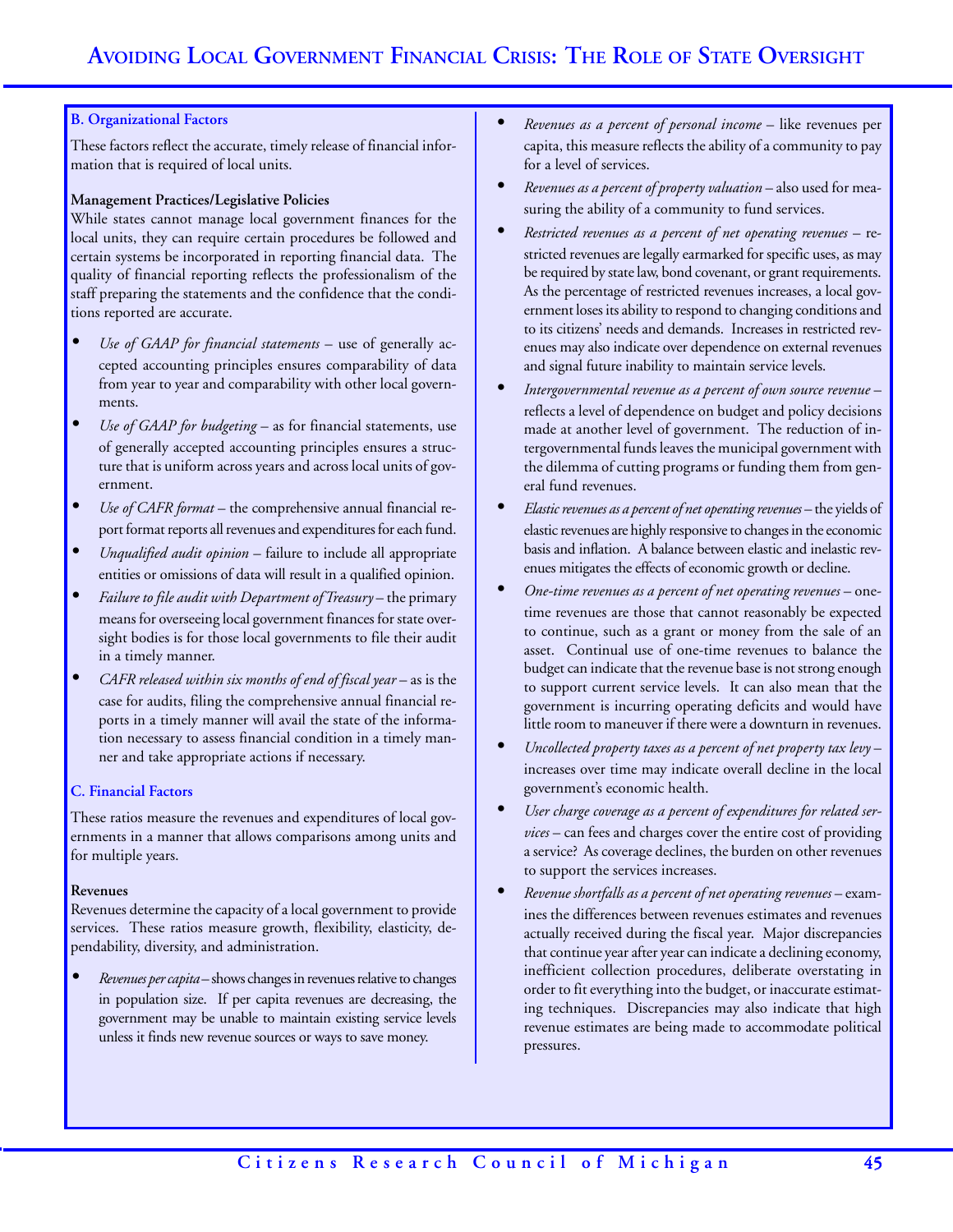### B. Organizational Factors

These factors reflect the accurate, timely release of financial information that is required of local units.

**Management Practices/Legislative Policies**

While states cannot manage local government finances for the local units, they can require certain procedures be followed and certain systems be incorporated in reporting financial data. The quality of financial reporting reflects the professionalism of the staff preparing the statements and the confidence that the conditions reported are accurate.

- *Use of GAAP for financial statements* – use of generally accepted accounting principles ensures comparability of data from year to year and comparability with other local governments.
- *Use of GAAP for budgeting* – as for financial statements, use of generally accepted accounting principles ensures a structure that is uniform across years and across local units of government.
- *Use of CAFR format* – the comprehensive annual financial report format reports all revenues and expenditures for each fund.
- *Unqualified audit opinion* – failure to include all appropriate entities or omissions of data will result in a qualified opinion.
- *Failure to file audit with Department of Treasury* – the primary means for overseeing local government finances for state oversight bodies is for those local governments to file their audit in a timely manner.
- *CAFR released within six months of end of fiscal year* – as is the case for audits, filing the comprehensive annual financial reports in a timely manner will avail the state of the information necessary to assess financial condition in a timely manner and take appropriate actions if necessary.

### C. Financial Factors

These ratios measure the revenues and expenditures of local governments in a manner that allows comparisons among units and for multiple years.

**Revenues**

Revenues determine the capacity of a local government to provide services. These ratios measure growth, flexibility, elasticity, dependability, diversity, and administration.

- *Revenues per capita* – shows changes in revenues relative to changes in population size. If per capita revenues are decreasing, the government may be unable to maintain existing service levels unless it finds new revenue sources or ways to save money.
- *Revenues as a percent of personal income* – like revenues per capita, this measure reflects the ability of a community to pay for a level of services.
- *Revenues as a percent of property valuation* – also used for measuring the ability of a community to fund services.
- *Restricted revenues as a percent of net operating revenues* – restricted revenues are legally earmarked for specific uses, as may be required by state law, bond covenant, or grant requirements. As the percentage of restricted revenues increases, a local government loses its ability to respond to changing conditions and to its citizens' needs and demands. Increases in restricted revenues may also indicate over dependence on external revenues and signal future inability to maintain service levels.
- *Intergovernmental revenue as a percent of own source revenue* – reflects a level of dependence on budget and policy decisions made at another level of government. The reduction of intergovernmental funds leaves the municipal government with the dilemma of cutting programs or funding them from general fund revenues.
- *Elastic revenues as a percent of net operating revenues* – the yields of elastic revenues are highly responsive to changes in the economic basis and inflation. A balance between elastic and inelastic revenues mitigates the effects of economic growth or decline.
- *One-time revenues as a percent of net operating revenues* – one-time revenues are those that cannot reasonably be expected to continue, such as a grant or money from the sale of an asset. Continual use of one-time revenues to balance the budget can indicate that the revenue base is not strong enough to support current service levels. It can also mean that the government is incurring operating deficits and would have little room to maneuver if there were a downturn in revenues.
- *Uncollected property taxes as a percent of net property tax levy* – increases over time may indicate overall decline in the local government's economic health.
- *User charge coverage as a percent of expenditures for related services* – can fees and charges cover the entire cost of providing a service? As coverage declines, the burden on other revenues to support the services increases.
- *Revenue shortfalls as a percent of net operating revenues* – examines the differences between revenues estimates and revenues actually received during the fiscal year. Major discrepancies that continue year after year can indicate a declining economy, inefficient collection procedures, deliberate overstating in order to fit everything into the budget, or inaccurate estimating techniques. Discrepancies may also indicate that high revenue estimates are being made to accommodate political pressures.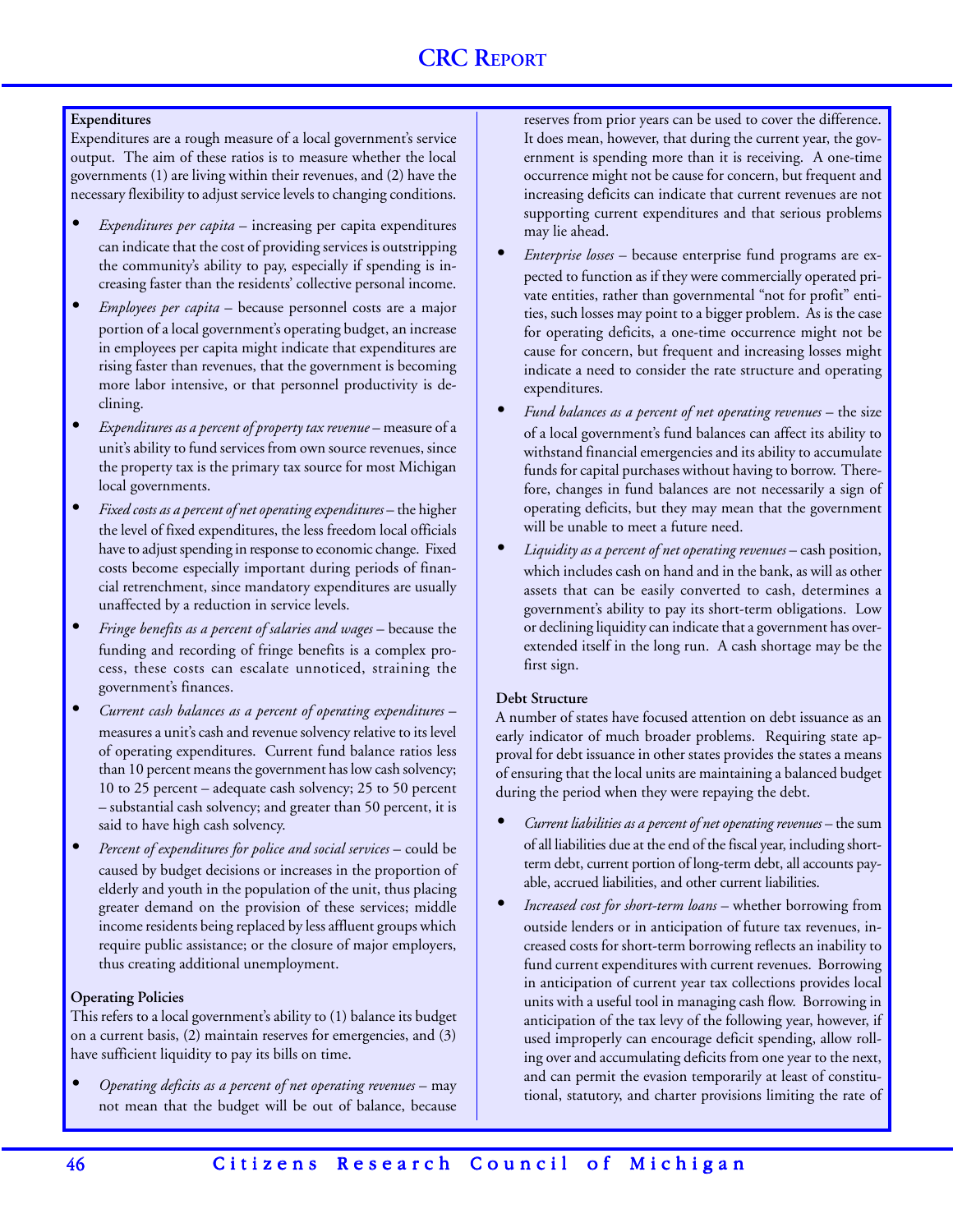### Expenditures

Expenditures are a rough measure of a local government's service output. The aim of these ratios is to measure whether the local governments (1) are living within their revenues, and (2) have the necessary flexibility to adjust service levels to changing conditions.

- *Expenditures per capita* – increasing per capita expenditures can indicate that the cost of providing services is outstripping the community's ability to pay, especially if spending is increasing faster than the residents' collective personal income.
- *Employees per capita* – because personnel costs are a major portion of a local government's operating budget, an increase in employees per capita might indicate that expenditures are rising faster than revenues, that the government is becoming more labor intensive, or that personnel productivity is declining.
- *Expenditures as a percent of property tax revenue* – measure of a unit's ability to fund services from own source revenues, since the property tax is the primary tax source for most Michigan local governments.
- *Fixed costs as a percent of net operating expenditures* – the higher the level of fixed expenditures, the less freedom local officials have to adjust spending in response to economic change. Fixed costs become especially important during periods of financial retrenchment, since mandatory expenditures are usually unaffected by a reduction in service levels.
- *Fringe benefits as a percent of salaries and wages* – because the funding and recording of fringe benefits is a complex process, these costs can escalate unnoticed, straining the government's finances.
- *Current cash balances as a percent of operating expenditures* – measures a unit's cash and revenue solvency relative to its level of operating expenditures. Current fund balance ratios less than 10 percent means the government has low cash solvency; 10 to 25 percent – adequate cash solvency; 25 to 50 percent – substantial cash solvency; and greater than 50 percent, it is said to have high cash solvency.
- *Percent of expenditures for police and social services* – could be caused by budget decisions or increases in the proportion of elderly and youth in the population of the unit, thus placing greater demand on the provision of these services; middle income residents being replaced by less affluent groups which require public assistance; or the closure of major employers, thus creating additional unemployment.

### Operating Policies

This refers to a local government's ability to (1) balance its budget on a current basis, (2) maintain reserves for emergencies, and (3) have sufficient liquidity to pay its bills on time.

- *Operating deficits as a percent of net operating revenues* – may not mean that the budget will be out of balance, because reserves from prior years can be used to cover the difference. It does mean, however, that during the current year, the government is spending more than it is receiving. A one-time occurrence might not be cause for concern, but frequent and increasing deficits can indicate that current revenues are not supporting current expenditures and that serious problems may lie ahead.
- *Enterprise losses* – because enterprise fund programs are expected to function as if they were commercially operated private entities, rather than governmental "not for profit" entities, such losses may point to a bigger problem. As is the case for operating deficits, a one-time occurrence might not be cause for concern, but frequent and increasing losses might indicate a need to consider the rate structure and operating expenditures.
- *Fund balances as a percent of net operating revenues* – the size of a local government's fund balances can affect its ability to withstand financial emergencies and its ability to accumulate funds for capital purchases without having to borrow. Therefore, changes in fund balances are not necessarily a sign of operating deficits, but they may mean that the government will be unable to meet a future need.
- *Liquidity as a percent of net operating revenues* – cash position, which includes cash on hand and in the bank, as well as other assets that can be easily converted to cash, determines a government's ability to pay its short-term obligations. Low or declining liquidity can indicate that a government has over-extended itself in the long run. A cash shortage may be the first sign.

### Debt Structure

A number of states have focused attention on debt issuance as an early indicator of much broader problems. Requiring state approval for debt issuance in other states provides the states a means of ensuring that the local units are maintaining a balanced budget during the period when they were repaying the debt.

- *Current liabilities as a percent of net operating revenues* – the sum of all liabilities due at the end of the fiscal year, including short-term debt, current portion of long-term debt, all accounts payable, accrued liabilities, and other current liabilities.
- *Increased cost for short-term loans* – whether borrowing from outside lenders or in anticipation of future tax revenues, increased costs for short-term borrowing reflects an inability to fund current expenditures with current revenues. Borrowing in anticipation of current year tax collections provides local units with a useful tool in managing cash flow. Borrowing in anticipation of the tax levy of the following year, however, if used improperly can encourage deficit spending, allow rolling over and accumulating deficits from one year to the next, and can permit the evasion temporarily at least of constitutional, statutory, and charter provisions limiting the rate of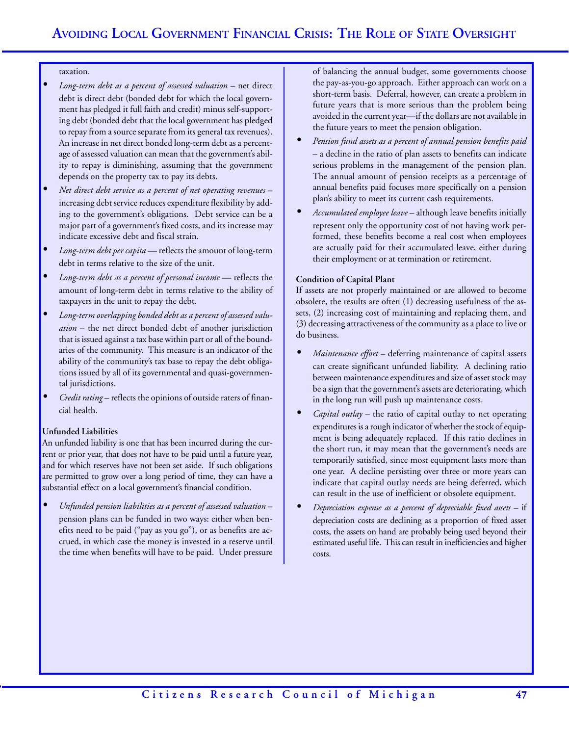taxation.

- *Long-term debt as a percent of assessed valuation* – net direct debt is direct debt (bonded debt for which the local government has pledged it full faith and credit) minus self-supporting debt (bonded debt that the local government has pledged to repay from a source separate from its general tax revenues). An increase in net direct bonded long-term debt as a percentage of assessed valuation can mean that the government's ability to repay is diminishing, assuming that the government depends on the property tax to pay its debts.
- *Net direct debt service as a percent of net operating revenues* – increasing debt service reduces expenditure flexibility by adding to the government's obligations. Debt service can be a major part of a government's fixed costs, and its increase may indicate excessive debt and fiscal strain.
- *Long-term debt per capita* — reflects the amount of long-term debt in terms relative to the size of the unit.
- *Long-term debt as a percent of personal income* — reflects the amount of long-term debt in terms relative to the ability of taxpayers in the unit to repay the debt.
- *Long-term overlapping bonded debt as a percent of assessed valuation* – the net direct bonded debt of another jurisdiction that is issued against a tax base within part or all of the boundaries of the community. This measure is an indicator of the ability of the community's tax base to repay the debt obligations issued by all of its governmental and quasi-governmental jurisdictions.
- *Credit rating* – reflects the opinions of outside raters of financial health.

**Unfunded Liabilities**

An unfunded liability is one that has been incurred during the current or prior year, that does not have to be paid until a future year, and for which reserves have not been set aside. If such obligations are permitted to grow over a long period of time, they can have a substantial effect on a local government's financial condition.

- *Unfunded pension liabilities as a percent of assessed valuation* – pension plans can be funded in two ways: either when benefits need to be paid ("pay as you go"), or as benefits are accrued, in which case the money is invested in a reserve until the time when benefits will have to be paid. Under pressure of balancing the annual budget, some governments choose the pay-as-you-go approach. Either approach can work on a short-term basis. Deferral, however, can create a problem in future years that is more serious than the problem being avoided in the current year—if the dollars are not available in the future years to meet the pension obligation.
- *Pension fund assets as a percent of annual pension benefits paid* – a decline in the ratio of plan assets to benefits can indicate serious problems in the management of the pension plan. The annual amount of pension receipts as a percentage of annual benefits paid focuses more specifically on a pension plan's ability to meet its current cash requirements.
- *Accumulated employee leave* – although leave benefits initially represent only the opportunity cost of not having work performed, these benefits become a real cost when employees are actually paid for their accumulated leave, either during their employment or at termination or retirement.

**Condition of Capital Plant**

If assets are not properly maintained or are allowed to become obsolete, the results are often (1) decreasing usefulness of the assets, (2) increasing cost of maintaining and replacing them, and (3) decreasing attractiveness of the community as a place to live or do business.

- *Maintenance effort* – deferring maintenance of capital assets can create significant unfunded liability. A declining ratio between maintenance expenditures and size of asset stock may be a sign that the government's assets are deteriorating, which in the long run will push up maintenance costs.
- *Capital outlay* – the ratio of capital outlay to net operating expenditures is a rough indicator of whether the stock of equipment is being adequately replaced. If this ratio declines in the short run, it may mean that the government's needs are temporarily satisfied, since most equipment lasts more than one year. A decline persisting over three or more years can indicate that capital outlay needs are being deferred, which can result in the use of inefficient or obsolete equipment.
- *Depreciation expense as a percent of depreciable fixed assets* – if depreciation costs are declining as a proportion of fixed asset costs, the assets on hand are probably being used beyond their estimated useful life. This can result in inefficiencies and higher costs.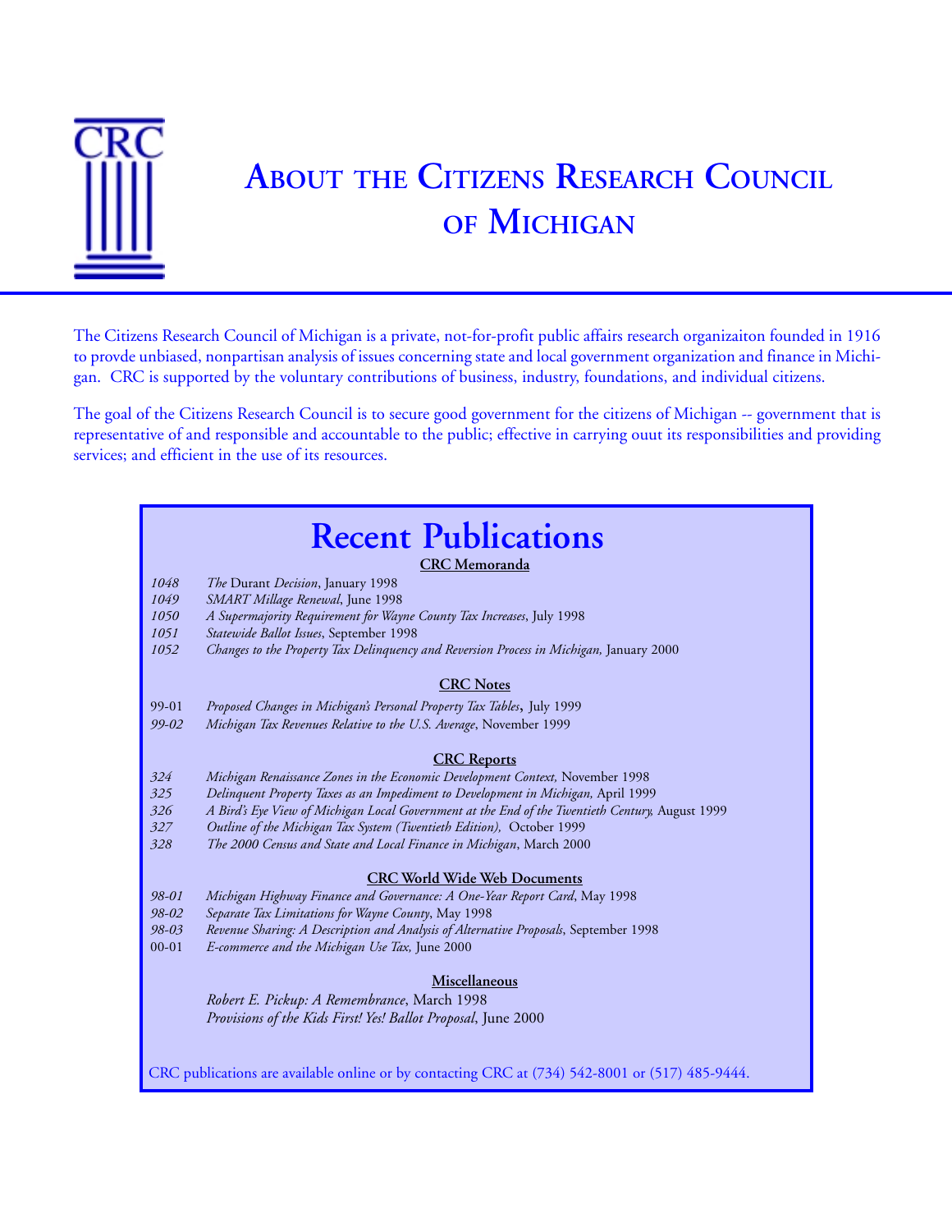# About the Citizens Research Council of Michigan

The Citizens Research Council of Michigan is a private, not-for-profit public affairs research organizaiton founded in 1916 to provde unbiased, nonpartisan analysis of issues concerning state and local government organization and finance in Michigan. CRC is supported by the voluntary contributions of business, industry, foundations, and individual citizens.

The goal of the Citizens Research Council is to secure good government for the citizens of Michigan -- government that is representative of and responsible and accountable to the public; effective in carrying ouut its responsibilities and providing services; and efficient in the use of its resources.

## Recent Publications

### CRC Memoranda

*1048* *The* Durant *Decision*, January 1998
*1049* *SMART Millage Renewal*, June 1998
*1050* *A Supermajority Requirement for Wayne County Tax Increases*, July 1998
*1051* *Statewide Ballot Issues*, September 1998
*1052* *Changes to the Property Tax Delinquency and Reversion Process in Michigan,* January 2000

### CRC Notes

99-01 *Proposed Changes in Michigan's Personal Property Tax Tables*, July 1999
*99-02* *Michigan Tax Revenues Relative to the U.S. Average*, November 1999

### CRC Reports

*324* *Michigan Renaissance Zones in the Economic Development Context,* November 1998
*325* *Delinquent Property Taxes as an Impediment to Development in Michigan,* April 1999
*326* *A Bird's Eye View of Michigan Local Government at the End of the Twentieth Century,* August 1999
*327* *Outline of the Michigan Tax System (Twentieth Edition),* October 1999
*328* *The 2000 Census and State and Local Finance in Michigan*, March 2000

### CRC World Wide Web Documents

*98-01* *Michigan Highway Finance and Governance: A One-Year Report Card*, May 1998
*98-02* *Separate Tax Limitations for Wayne County*, May 1998
*98-03* *Revenue Sharing: A Description and Analysis of Alternative Proposals*, September 1998
00-01 *E-commerce and the Michigan Use Tax,* June 2000

### Miscellaneous

*Robert E. Pickup: A Remembrance*, March 1998
*Provisions of the Kids First! Yes! Ballot Proposal*, June 2000

CRC publications are available online or by contacting CRC at (734) 542-8001 or (517) 485-9444.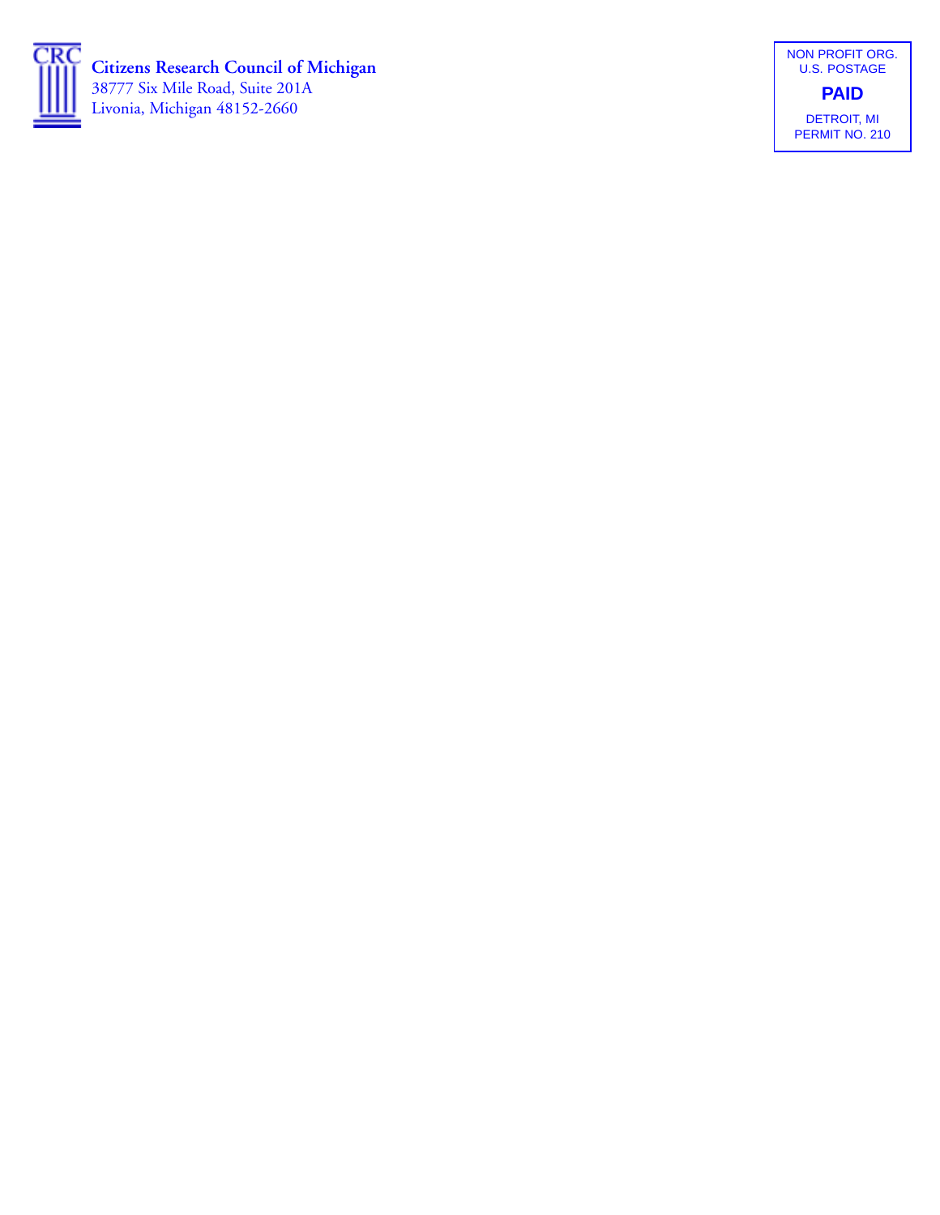CRC

**Citizens Research Council of Michigan**
38777 Six Mile Road, Suite 201A
Livonia, Michigan 48152-2660

NON PROFIT ORG.
U.S. POSTAGE
**PAID**
DETROIT, MI
PERMIT NO. 210